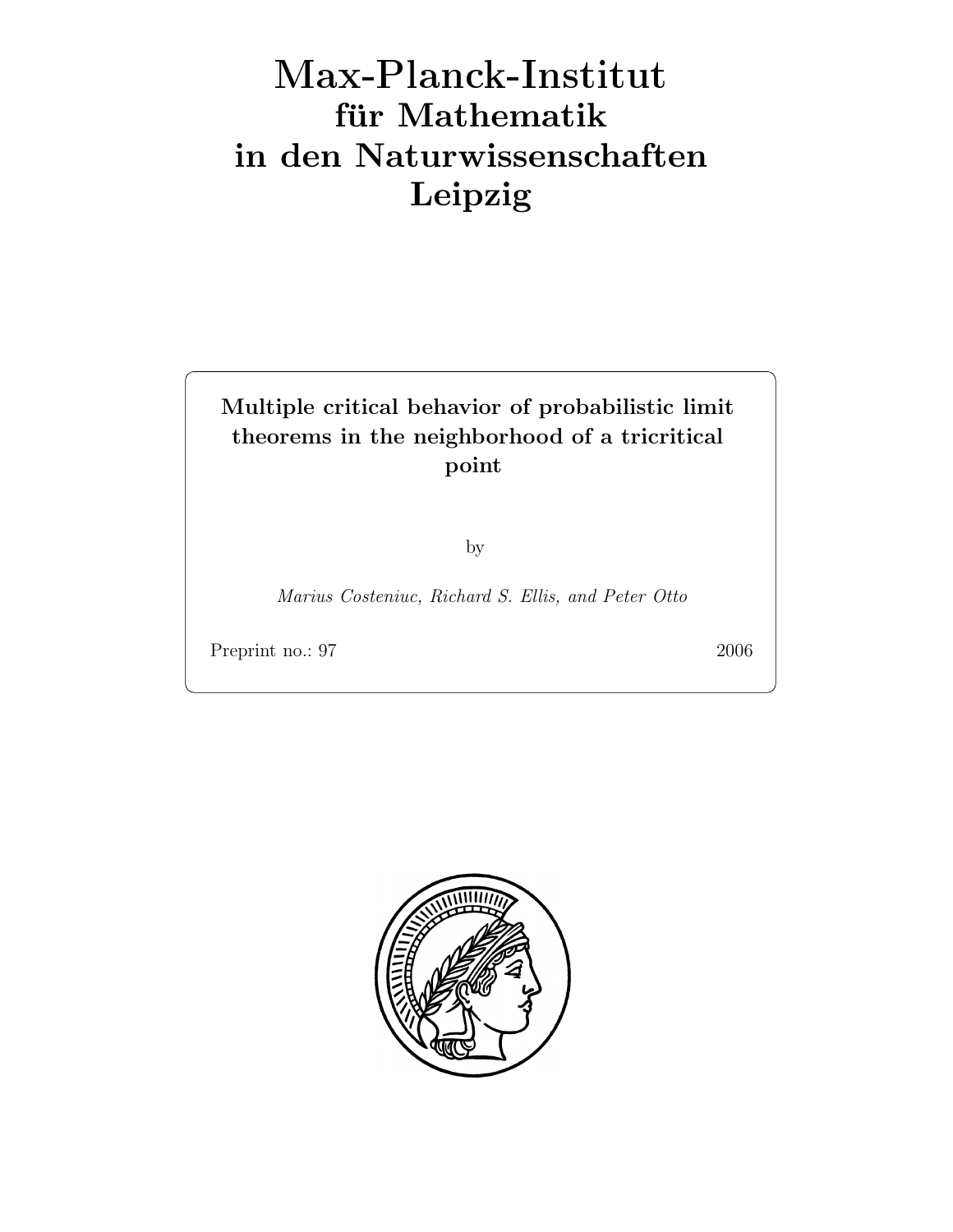# Max-Planck-Institut
## für Mathematik
## in den Naturwissenschaften
## Leipzig

**Multiple critical behavior of probabilistic limit theorems in the neighborhood of a tricritical point**

by

*Marius Costeniuc, Richard S. Ellis, and Peter Otto*

Preprint no.: 97 2006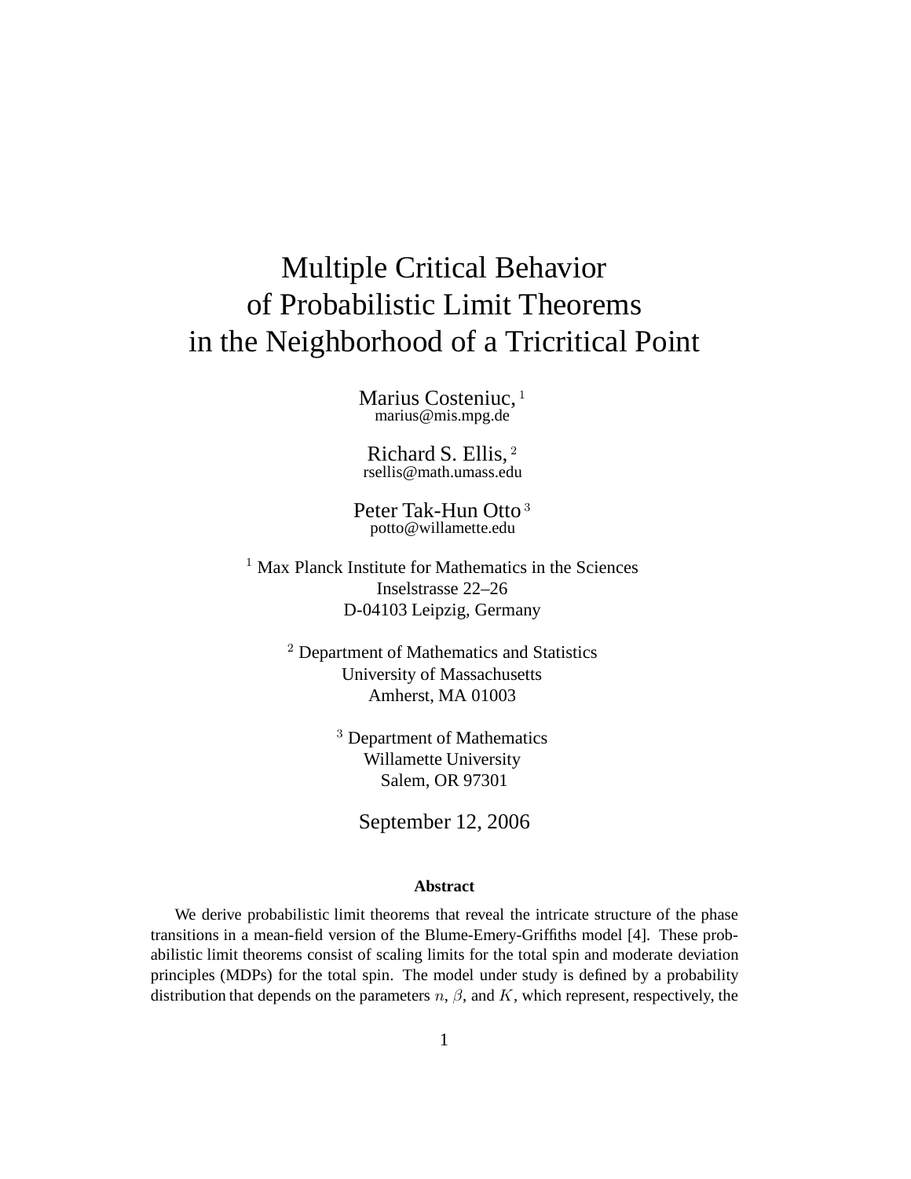# Multiple Critical Behavior of Probabilistic Limit Theorems in the Neighborhood of a Tricritical Point

Marius Costeniuc, [1]
marius@mis.mpg.de

Richard S. Ellis, [2]
rsellis@math.umass.edu

Peter Tak-Hun Otto [3]
potto@willamette.edu

[1] Max Planck Institute for Mathematics in the Sciences
Inselstrasse 22–26
D-04103 Leipzig, Germany

[2] Department of Mathematics and Statistics
University of Massachusetts
Amherst, MA 01003

[3] Department of Mathematics
Willamette University
Salem, OR 97301

September 12, 2006

**Abstract**

We derive probabilistic limit theorems that reveal the intricate structure of the phase transitions in a mean-field version of the Blume-Emery-Griffiths model [4]. These probabilistic limit theorems consist of scaling limits for the total spin and moderate deviation principles (MDPs) for the total spin. The model under study is defined by a probability distribution that depends on the parameters $n$, $\beta$, and $K$, which represent, respectively, the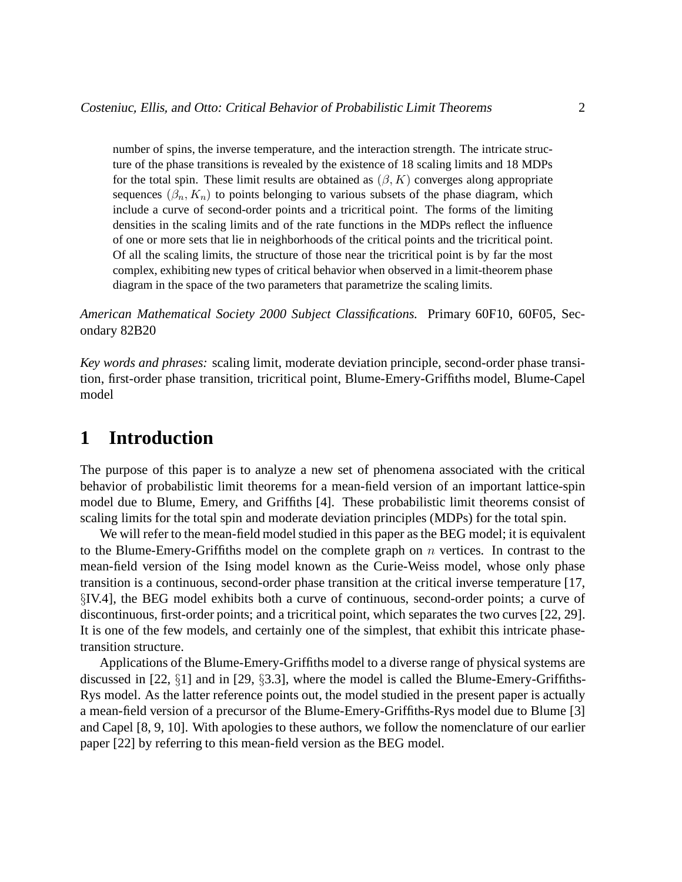number of spins, the inverse temperature, and the interaction strength. The intricate structure of the phase transitions is revealed by the existence of 18 scaling limits and 18 MDPs for the total spin. These limit results are obtained as $(\beta, K)$ converges along appropriate sequences $(\beta_n, K_n)$ to points belonging to various subsets of the phase diagram, which include a curve of second-order points and a tricritical point. The forms of the limiting densities in the scaling limits and of the rate functions in the MDPs reflect the influence of one or more sets that lie in neighborhoods of the critical points and the tricritical point. Of all the scaling limits, the structure of those near the tricritical point is by far the most complex, exhibiting new types of critical behavior when observed in a limit-theorem phase diagram in the space of the two parameters that parametrize the scaling limits.

*American Mathematical Society 2000 Subject Classifications.* Primary 60F10, 60F05, Secondary 82B20

*Key words and phrases:* scaling limit, moderate deviation principle, second-order phase transition, first-order phase transition, tricritical point, Blume-Emery-Griffiths model, Blume-Capel model

# 1 Introduction

The purpose of this paper is to analyze a new set of phenomena associated with the critical behavior of probabilistic limit theorems for a mean-field version of an important lattice-spin model due to Blume, Emery, and Griffiths [4]. These probabilistic limit theorems consist of scaling limits for the total spin and moderate deviation principles (MDPs) for the total spin.

We will refer to the mean-field model studied in this paper as the BEG model; it is equivalent to the Blume-Emery-Griffiths model on the complete graph on $n$ vertices. In contrast to the mean-field version of the Ising model known as the Curie-Weiss model, whose only phase transition is a continuous, second-order phase transition at the critical inverse temperature [17, §IV.4], the BEG model exhibits both a curve of continuous, second-order points; a curve of discontinuous, first-order points; and a tricritical point, which separates the two curves [22, 29]. It is one of the few models, and certainly one of the simplest, that exhibit this intricate phase-transition structure.

Applications of the Blume-Emery-Griffiths model to a diverse range of physical systems are discussed in [22, §1] and in [29, §3.3], where the model is called the Blume-Emery-Griffiths-Rys model. As the latter reference points out, the model studied in the present paper is actually a mean-field version of a precursor of the Blume-Emery-Griffiths-Rys model due to Blume [3] and Capel [8, 9, 10]. With apologies to these authors, we follow the nomenclature of our earlier paper [22] by referring to this mean-field version as the BEG model.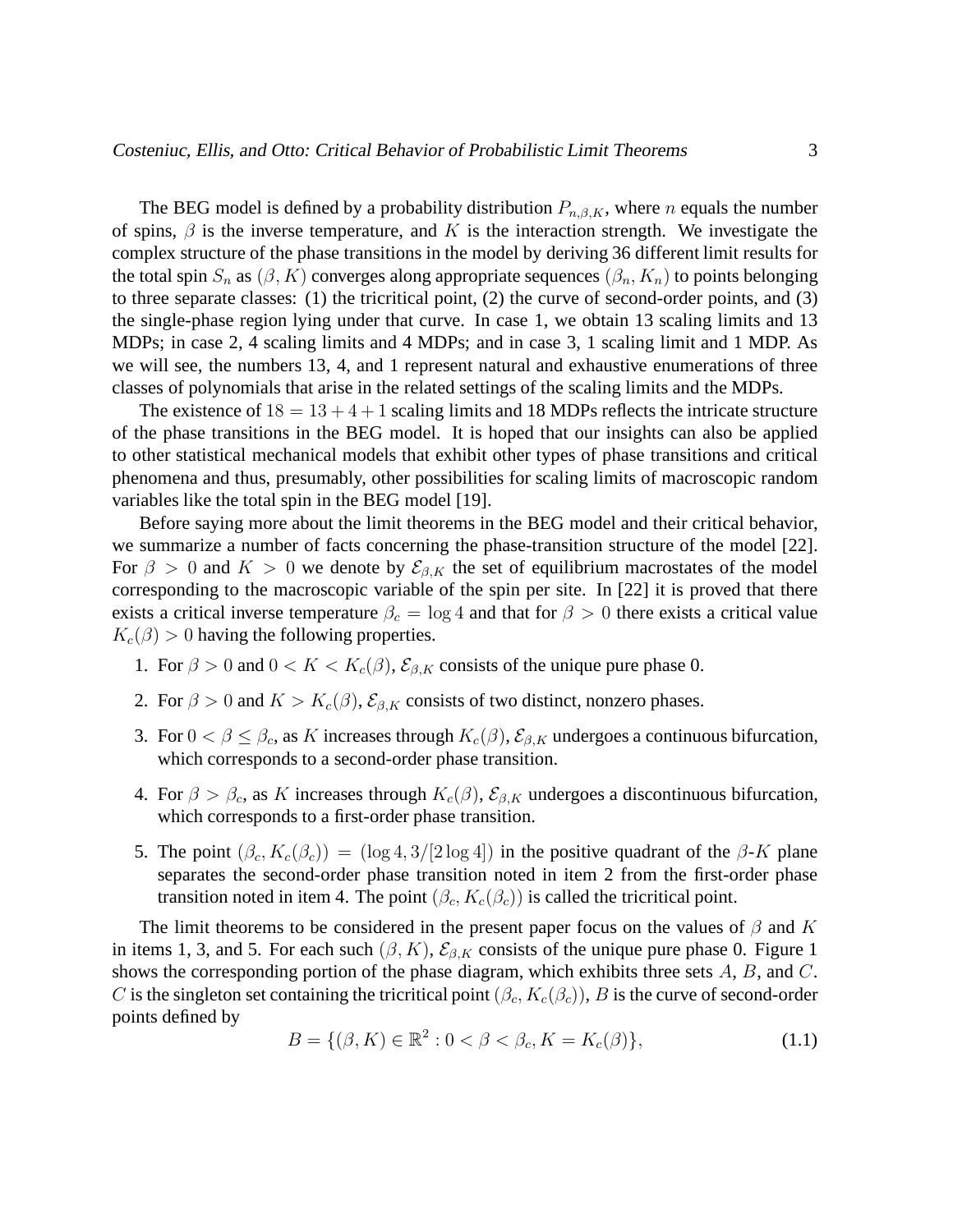The BEG model is defined by a probability distribution $P_{n,\beta,K}$, where $n$ equals the number of spins, $\beta$ is the inverse temperature, and $K$ is the interaction strength. We investigate the complex structure of the phase transitions in the model by deriving 36 different limit results for the total spin $S_n$ as $(\beta, K)$ converges along appropriate sequences $(\beta_n, K_n)$ to points belonging to three separate classes: (1) the tricritical point, (2) the curve of second-order points, and (3) the single-phase region lying under that curve. In case 1, we obtain 13 scaling limits and 13 MDPs; in case 2, 4 scaling limits and 4 MDPs; and in case 3, 1 scaling limit and 1 MDP. As we will see, the numbers 13, 4, and 1 represent natural and exhaustive enumerations of three classes of polynomials that arise in the related settings of the scaling limits and the MDPs.

The existence of $18 = 13 + 4 + 1$ scaling limits and 18 MDPs reflects the intricate structure of the phase transitions in the BEG model. It is hoped that our insights can also be applied to other statistical mechanical models that exhibit other types of phase transitions and critical phenomena and thus, presumably, other possibilities for scaling limits of macroscopic random variables like the total spin in the BEG model [19].

Before saying more about the limit theorems in the BEG model and their critical behavior, we summarize a number of facts concerning the phase-transition structure of the model [22]. For $\beta > 0$ and $K > 0$ we denote by $\mathcal{E}_{\beta,K}$ the set of equilibrium macrostates of the model corresponding to the macroscopic variable of the spin per site. In [22] it is proved that there exists a critical inverse temperature $\beta_c = \log 4$ and that for $\beta > 0$ there exists a critical value $K_c(\beta) > 0$ having the following properties.

1. For $\beta > 0$ and $0 < K < K_c(\beta)$, $\mathcal{E}_{\beta,K}$ consists of the unique pure phase 0.
2. For $\beta > 0$ and $K > K_c(\beta)$, $\mathcal{E}_{\beta,K}$ consists of two distinct, nonzero phases.
3. For $0 < \beta \leq \beta_c$, as $K$ increases through $K_c(\beta)$, $\mathcal{E}_{\beta,K}$ undergoes a continuous bifurcation, which corresponds to a second-order phase transition.
4. For $\beta > \beta_c$, as $K$ increases through $K_c(\beta)$, $\mathcal{E}_{\beta,K}$ undergoes a discontinuous bifurcation, which corresponds to a first-order phase transition.
5. The point $(\beta_c, K_c(\beta_c)) = (\log 4, 3/[2 \log 4])$ in the positive quadrant of the $\beta$-$K$ plane separates the second-order phase transition noted in item 2 from the first-order phase transition noted in item 4. The point $(\beta_c, K_c(\beta_c))$ is called the tricritical point.

The limit theorems to be considered in the present paper focus on the values of $\beta$ and $K$ in items 1, 3, and 5. For each such $(\beta, K)$, $\mathcal{E}_{\beta,K}$ consists of the unique pure phase 0. Figure 1 shows the corresponding portion of the phase diagram, which exhibits three sets $A$, $B$, and $C$. $C$ is the singleton set containing the tricritical point $(\beta_c, K_c(\beta_c))$, $B$ is the curve of second-order points defined by

$$B = \{(\beta, K) \in \mathbb{R}^2 : 0 < \beta < \beta_c, K = K_c(\beta)\}, \tag{1.1}$$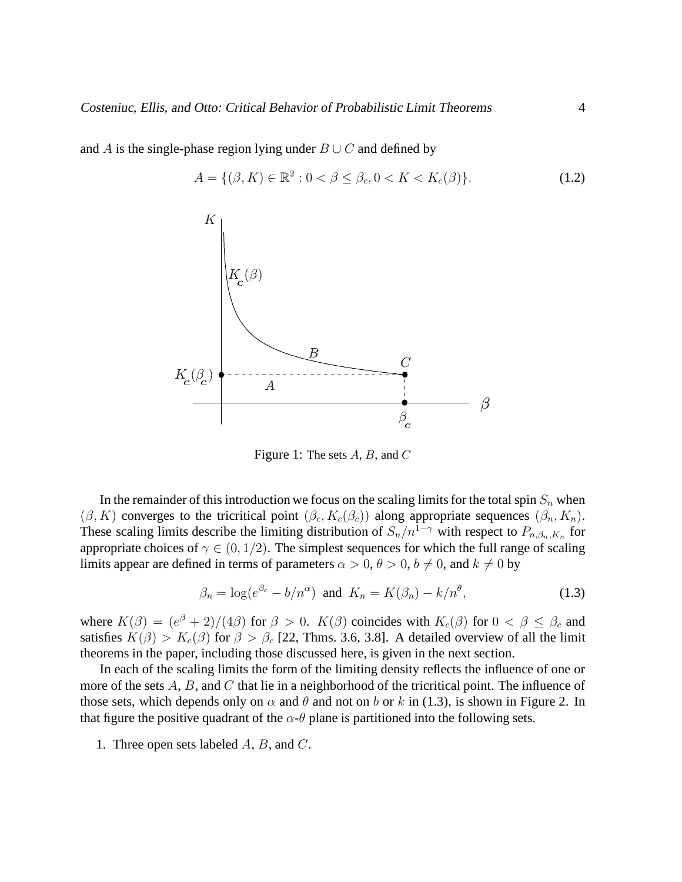and $A$ is the single-phase region lying under $B \cup C$ and defined by

$$A = \{(\beta, K) \in \mathbb{R}^2 : 0 < \beta \leq \beta_c, 0 < K < K_c(\beta)\}. \tag{1.2}$$

Figure 1: The sets $A$, $B$, and $C$

In the remainder of this introduction we focus on the scaling limits for the total spin $S_n$ when $(\beta, K)$ converges to the tricritical point $(\beta_c, K_c(\beta_c))$ along appropriate sequences $(\beta_n, K_n)$. These scaling limits describe the limiting distribution of $S_n/n^{1-\gamma}$ with respect to $P_{n,\beta_n,K_n}$ for appropriate choices of $\gamma \in (0, 1/2)$. The simplest sequences for which the full range of scaling limits appear are defined in terms of parameters $\alpha > 0$, $\theta > 0$, $b \neq 0$, and $k \neq 0$ by

$$\beta_n = \log(e^{\beta_c} - b/n^{\alpha}) \text{ and } K_n = K(\beta_n) - k/n^{\theta}, \tag{1.3}$$

where $K(\beta) = (e^{\beta} + 2)/(4\beta)$ for $\beta > 0$. $K(\beta)$ coincides with $K_c(\beta)$ for $0 < \beta \leq \beta_c$ and satisfies $K(\beta) > K_c(\beta)$ for $\beta > \beta_c$ [22, Thms. 3.6, 3.8]. A detailed overview of all the limit theorems in the paper, including those discussed here, is given in the next section.

In each of the scaling limits the form of the limiting density reflects the influence of one or more of the sets $A$, $B$, and $C$ that lie in a neighborhood of the tricritical point. The influence of those sets, which depends only on $\alpha$ and $\theta$ and not on $b$ or $k$ in (1.3), is shown in Figure 2. In that figure the positive quadrant of the $\alpha$-$\theta$ plane is partitioned into the following sets.

1. Three open sets labeled $A$, $B$, and $C$.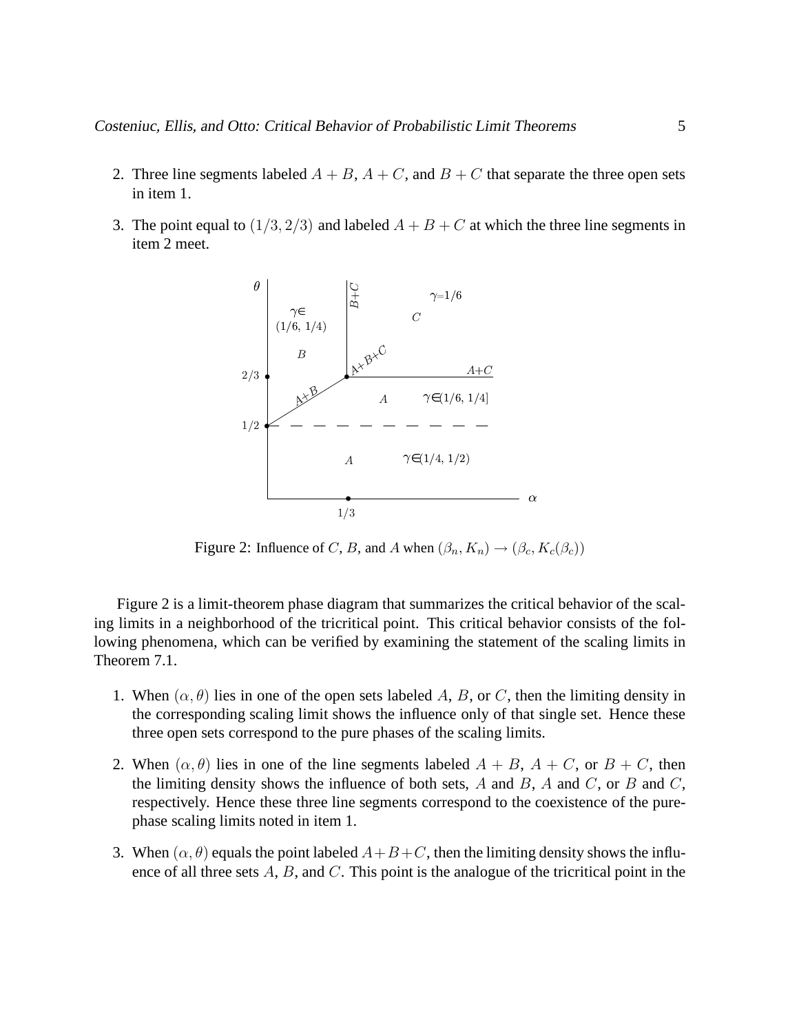2. Three line segments labeled $A + B$, $A + C$, and $B + C$ that separate the three open sets in item 1.

3. The point equal to $(1/3, 2/3)$ and labeled $A + B + C$ at which the three line segments in item 2 meet.

Figure 2: Influence of $C$, $B$, and $A$ when $(\beta_n, K_n) \to (\beta_c, K_c(\beta_c))$

Figure 2 is a limit-theorem phase diagram that summarizes the critical behavior of the scaling limits in a neighborhood of the tricritical point. This critical behavior consists of the following phenomena, which can be verified by examining the statement of the scaling limits in Theorem 7.1.

1. When $(\alpha, \theta)$ lies in one of the open sets labeled $A$, $B$, or $C$, then the limiting density in the corresponding scaling limit shows the influence only of that single set. Hence these three open sets correspond to the pure phases of the scaling limits.

2. When $(\alpha, \theta)$ lies in one of the line segments labeled $A + B$, $A + C$, or $B + C$, then the limiting density shows the influence of both sets, $A$ and $B$, $A$ and $C$, or $B$ and $C$, respectively. Hence these three line segments correspond to the coexistence of the pure-phase scaling limits noted in item 1.

3. When $(\alpha, \theta)$ equals the point labeled $A+B+C$, then the limiting density shows the influence of all three sets $A$, $B$, and $C$. This point is the analogue of the tricritical point in the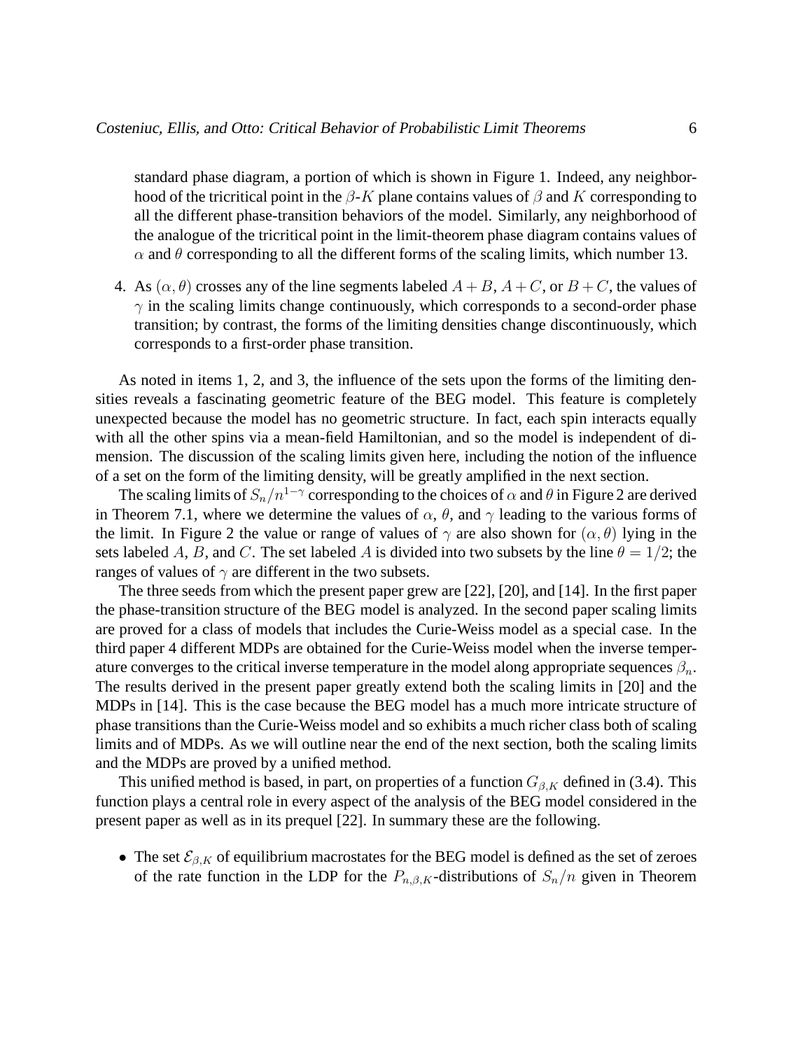standard phase diagram, a portion of which is shown in Figure 1. Indeed, any neighborhood of the tricritical point in the $\beta$-$K$ plane contains values of $\beta$ and $K$ corresponding to all the different phase-transition behaviors of the model. Similarly, any neighborhood of the analogue of the tricritical point in the limit-theorem phase diagram contains values of $\alpha$ and $\theta$ corresponding to all the different forms of the scaling limits, which number 13.

4. As $(\alpha, \theta)$ crosses any of the line segments labeled $A + B$, $A + C$, or $B + C$, the values of $\gamma$ in the scaling limits change continuously, which corresponds to a second-order phase transition; by contrast, the forms of the limiting densities change discontinuously, which corresponds to a first-order phase transition.

As noted in items 1, 2, and 3, the influence of the sets upon the forms of the limiting densities reveals a fascinating geometric feature of the BEG model. This feature is completely unexpected because the model has no geometric structure. In fact, each spin interacts equally with all the other spins via a mean-field Hamiltonian, and so the model is independent of dimension. The discussion of the scaling limits given here, including the notion of the influence of a set on the form of the limiting density, will be greatly amplified in the next section.

The scaling limits of $S_n/n^{1-\gamma}$ corresponding to the choices of $\alpha$ and $\theta$ in Figure 2 are derived in Theorem 7.1, where we determine the values of $\alpha$, $\theta$, and $\gamma$ leading to the various forms of the limit. In Figure 2 the value or range of values of $\gamma$ are also shown for $(\alpha, \theta)$ lying in the sets labeled $A$, $B$, and $C$. The set labeled $A$ is divided into two subsets by the line $\theta = 1/2$; the ranges of values of $\gamma$ are different in the two subsets.

The three seeds from which the present paper grew are [22], [20], and [14]. In the first paper the phase-transition structure of the BEG model is analyzed. In the second paper scaling limits are proved for a class of models that includes the Curie-Weiss model as a special case. In the third paper 4 different MDPs are obtained for the Curie-Weiss model when the inverse temperature converges to the critical inverse temperature in the model along appropriate sequences $\beta_n$. The results derived in the present paper greatly extend both the scaling limits in [20] and the MDPs in [14]. This is the case because the BEG model has a much more intricate structure of phase transitions than the Curie-Weiss model and so exhibits a much richer class both of scaling limits and of MDPs. As we will outline near the end of the next section, both the scaling limits and the MDPs are proved by a unified method.

This unified method is based, in part, on properties of a function $G_{\beta,K}$ defined in (3.4). This function plays a central role in every aspect of the analysis of the BEG model considered in the present paper as well as in its prequel [22]. In summary these are the following.

- The set $\mathcal{E}_{\beta,K}$ of equilibrium macrostates for the BEG model is defined as the set of zeroes of the rate function in the LDP for the $P_{n,\beta,K}$-distributions of $S_n/n$ given in Theorem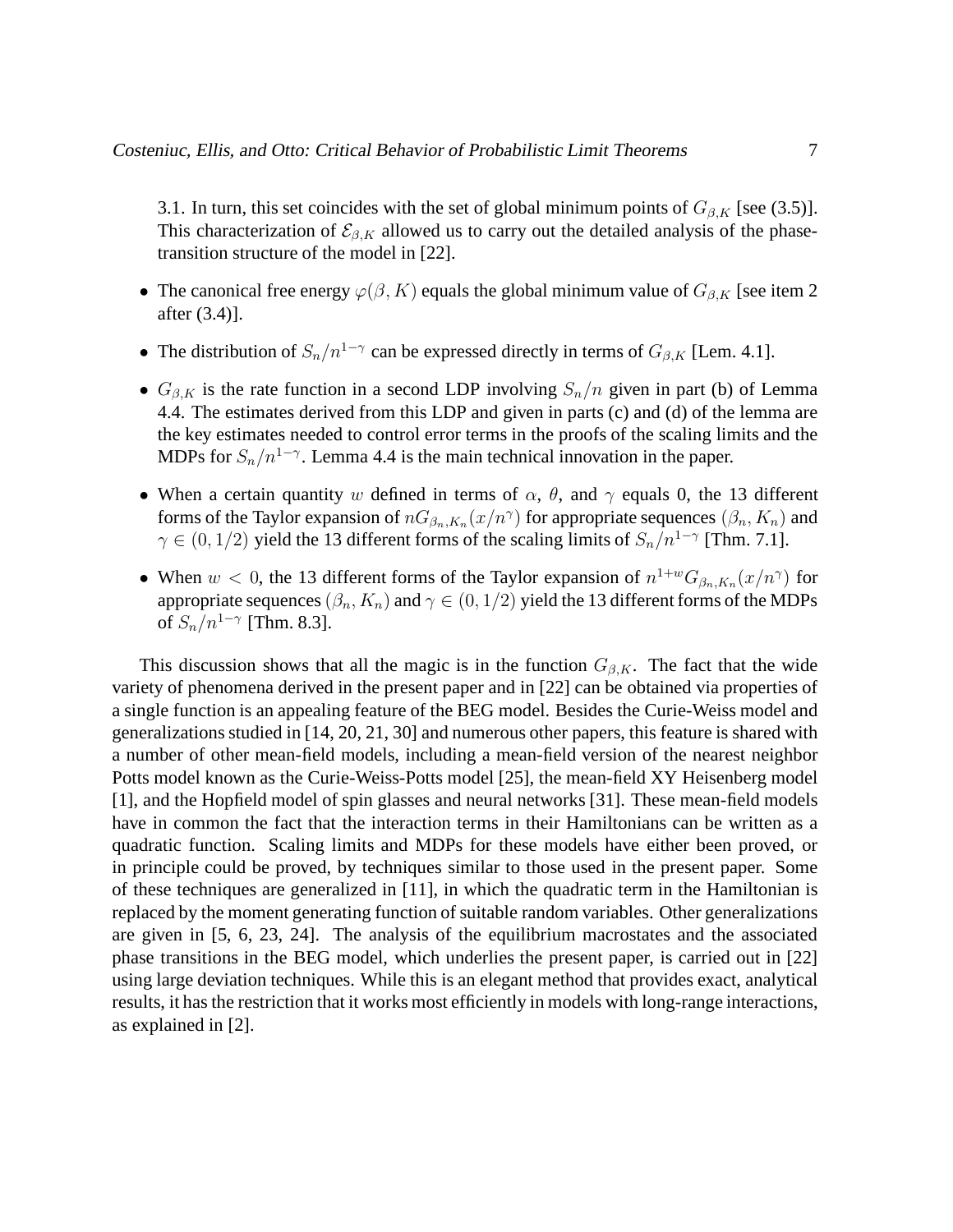3.1. In turn, this set coincides with the set of global minimum points of $G_{\beta,K}$ [see (3.5)]. This characterization of $\mathcal{E}_{\beta,K}$ allowed us to carry out the detailed analysis of the phase-transition structure of the model in [22].

- The canonical free energy $\varphi(\beta, K)$ equals the global minimum value of $G_{\beta,K}$ [see item 2 after (3.4)].
- The distribution of $S_n/n^{1-\gamma}$ can be expressed directly in terms of $G_{\beta,K}$ [Lem. 4.1].
- $G_{\beta,K}$ is the rate function in a second LDP involving $S_n/n$ given in part (b) of Lemma 4.4. The estimates derived from this LDP and given in parts (c) and (d) of the lemma are the key estimates needed to control error terms in the proofs of the scaling limits and the MDPs for $S_n/n^{1-\gamma}$. Lemma 4.4 is the main technical innovation in the paper.
- When a certain quantity $w$ defined in terms of $\alpha$, $\theta$, and $\gamma$ equals 0, the 13 different forms of the Taylor expansion of $nG_{\beta_n,K_n}(x/n^{\gamma})$ for appropriate sequences $(\beta_n, K_n)$ and $\gamma \in (0, 1/2)$ yield the 13 different forms of the scaling limits of $S_n/n^{1-\gamma}$ [Thm. 7.1].
- When $w < 0$, the 13 different forms of the Taylor expansion of $n^{1+w}G_{\beta_n,K_n}(x/n^{\gamma})$ for appropriate sequences $(\beta_n, K_n)$ and $\gamma \in (0, 1/2)$ yield the 13 different forms of the MDPs of $S_n/n^{1-\gamma}$ [Thm. 8.3].

This discussion shows that all the magic is in the function $G_{\beta,K}$. The fact that the wide variety of phenomena derived in the present paper and in [22] can be obtained via properties of a single function is an appealing feature of the BEG model. Besides the Curie-Weiss model and generalizations studied in [14, 20, 21, 30] and numerous other papers, this feature is shared with a number of other mean-field models, including a mean-field version of the nearest neighbor Potts model known as the Curie-Weiss-Potts model [25], the mean-field XY Heisenberg model [1], and the Hopfield model of spin glasses and neural networks [31]. These mean-field models have in common the fact that the interaction terms in their Hamiltonians can be written as a quadratic function. Scaling limits and MDPs for these models have either been proved, or in principle could be proved, by techniques similar to those used in the present paper. Some of these techniques are generalized in [11], in which the quadratic term in the Hamiltonian is replaced by the moment generating function of suitable random variables. Other generalizations are given in [5, 6, 23, 24]. The analysis of the equilibrium macrostates and the associated phase transitions in the BEG model, which underlies the present paper, is carried out in [22] using large deviation techniques. While this is an elegant method that provides exact, analytical results, it has the restriction that it works most efficiently in models with long-range interactions, as explained in [2].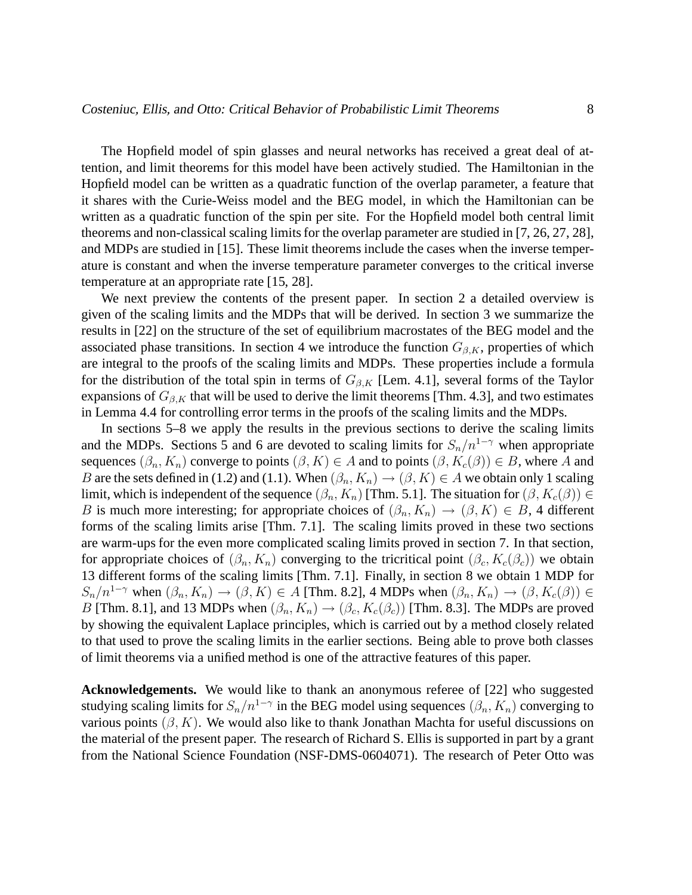The Hopfield model of spin glasses and neural networks has received a great deal of attention, and limit theorems for this model have been actively studied. The Hamiltonian in the Hopfield model can be written as a quadratic function of the overlap parameter, a feature that it shares with the Curie-Weiss model and the BEG model, in which the Hamiltonian can be written as a quadratic function of the spin per site. For the Hopfield model both central limit theorems and non-classical scaling limits for the overlap parameter are studied in [7, 26, 27, 28], and MDPs are studied in [15]. These limit theorems include the cases when the inverse temperature is constant and when the inverse temperature parameter converges to the critical inverse temperature at an appropriate rate [15, 28].

We next preview the contents of the present paper. In section 2 a detailed overview is given of the scaling limits and the MDPs that will be derived. In section 3 we summarize the results in [22] on the structure of the set of equilibrium macrostates of the BEG model and the associated phase transitions. In section 4 we introduce the function $G_{\beta,K}$, properties of which are integral to the proofs of the scaling limits and MDPs. These properties include a formula for the distribution of the total spin in terms of $G_{\beta,K}$ [Lem. 4.1], several forms of the Taylor expansions of $G_{\beta,K}$ that will be used to derive the limit theorems [Thm. 4.3], and two estimates in Lemma 4.4 for controlling error terms in the proofs of the scaling limits and the MDPs.

In sections 5–8 we apply the results in the previous sections to derive the scaling limits and the MDPs. Sections 5 and 6 are devoted to scaling limits for $S_n/n^{1-\gamma}$ when appropriate sequences $(\beta_n, K_n)$ converge to points $(\beta, K) \in A$ and to points $(\beta, K_c(\beta)) \in B$, where $A$ and $B$ are the sets defined in (1.2) and (1.1). When $(\beta_n, K_n) \to (\beta, K) \in A$ we obtain only 1 scaling limit, which is independent of the sequence $(\beta_n, K_n)$ [Thm. 5.1]. The situation for $(\beta, K_c(\beta)) \in B$ is much more interesting; for appropriate choices of $(\beta_n, K_n) \to (\beta, K) \in B$, 4 different forms of the scaling limits arise [Thm. 7.1]. The scaling limits proved in these two sections are warm-ups for the even more complicated scaling limits proved in section 7. In that section, for appropriate choices of $(\beta_n, K_n)$ converging to the tricritical point $(\beta_c, K_c(\beta_c))$ we obtain 13 different forms of the scaling limits [Thm. 7.1]. Finally, in section 8 we obtain 1 MDP for $S_n/n^{1-\gamma}$ when $(\beta_n, K_n) \to (\beta, K) \in A$ [Thm. 8.2], 4 MDPs when $(\beta_n, K_n) \to (\beta, K_c(\beta)) \in B$ [Thm. 8.1], and 13 MDPs when $(\beta_n, K_n) \to (\beta_c, K_c(\beta_c))$ [Thm. 8.3]. The MDPs are proved by showing the equivalent Laplace principles, which is carried out by a method closely related to that used to prove the scaling limits in the earlier sections. Being able to prove both classes of limit theorems via a unified method is one of the attractive features of this paper.

**Acknowledgements.** We would like to thank an anonymous referee of [22] who suggested studying scaling limits for $S_n/n^{1-\gamma}$ in the BEG model using sequences $(\beta_n, K_n)$ converging to various points $(\beta, K)$. We would also like to thank Jonathan Machta for useful discussions on the material of the present paper. The research of Richard S. Ellis is supported in part by a grant from the National Science Foundation (NSF-DMS-0604071). The research of Peter Otto was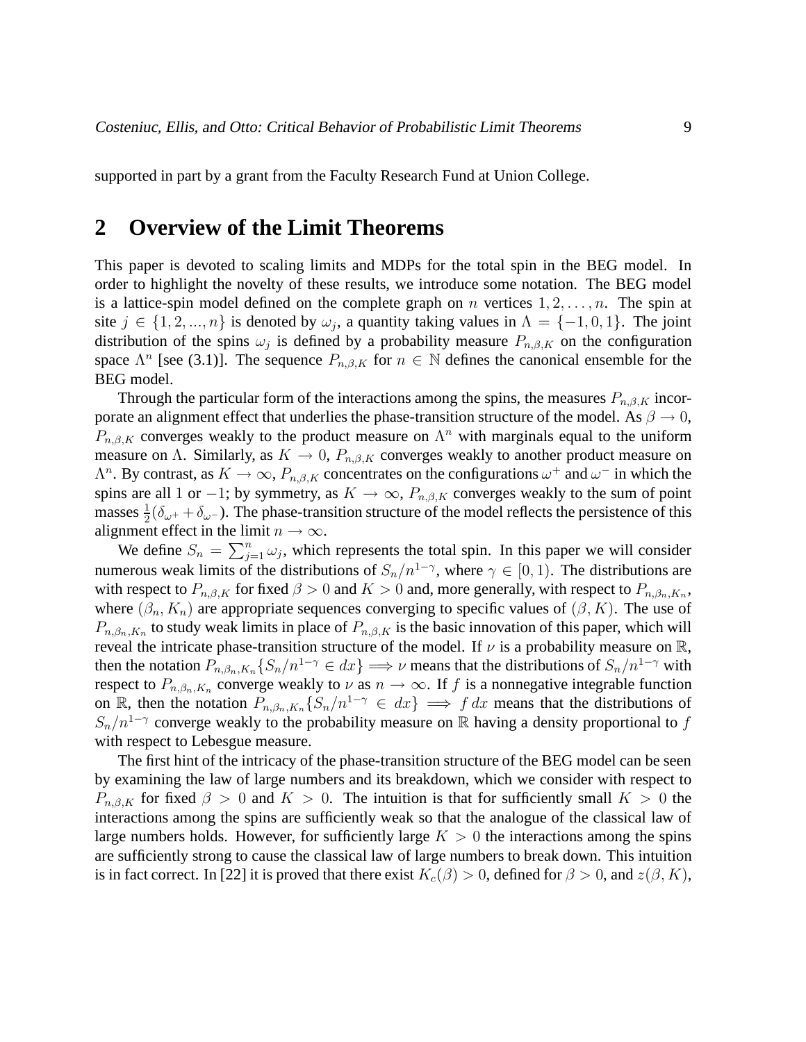supported in part by a grant from the Faculty Research Fund at Union College.

## 2 Overview of the Limit Theorems

This paper is devoted to scaling limits and MDPs for the total spin in the BEG model. In order to highlight the novelty of these results, we introduce some notation. The BEG model is a lattice-spin model defined on the complete graph on $n$ vertices $1, 2, \ldots, n$. The spin at site $j \in \{1, 2, ..., n\}$ is denoted by $\omega_j$, a quantity taking values in $\Lambda = \{-1, 0, 1\}$. The joint distribution of the spins $\omega_j$ is defined by a probability measure $P_{n,\beta,K}$ on the configuration space $\Lambda^n$ [see (3.1)]. The sequence $P_{n,\beta,K}$ for $n \in \mathbb{N}$ defines the canonical ensemble for the BEG model.

Through the particular form of the interactions among the spins, the measures $P_{n,\beta,K}$ incorporate an alignment effect that underlies the phase-transition structure of the model. As $\beta \to 0$, $P_{n,\beta,K}$ converges weakly to the product measure on $\Lambda^n$ with marginals equal to the uniform measure on $\Lambda$. Similarly, as $K \to 0$, $P_{n,\beta,K}$ converges weakly to another product measure on $\Lambda^n$. By contrast, as $K \to \infty$, $P_{n,\beta,K}$ concentrates on the configurations $\omega^+$ and $\omega^-$ in which the spins are all 1 or $-1$; by symmetry, as $K \to \infty$, $P_{n,\beta,K}$ converges weakly to the sum of point masses $\frac{1}{2}(\delta_{\omega^+} + \delta_{\omega^-})$. The phase-transition structure of the model reflects the persistence of this alignment effect in the limit $n \to \infty$.

We define $S_n = \sum_{j=1}^n \omega_j$, which represents the total spin. In this paper we will consider numerous weak limits of the distributions of $S_n/n^{1-\gamma}$, where $\gamma \in [0, 1)$. The distributions are with respect to $P_{n,\beta,K}$ for fixed $\beta > 0$ and $K > 0$ and, more generally, with respect to $P_{n,\beta_n,K_n}$, where $(\beta_n, K_n)$ are appropriate sequences converging to specific values of $(\beta, K)$. The use of $P_{n,\beta_n,K_n}$ to study weak limits in place of $P_{n,\beta,K}$ is the basic innovation of this paper, which will reveal the intricate phase-transition structure of the model. If $\nu$ is a probability measure on $\mathbb{R}$, then the notation $P_{n,\beta_n,K_n}\{S_n/n^{1-\gamma} \in dx\} \Longrightarrow \nu$ means that the distributions of $S_n/n^{1-\gamma}$ with respect to $P_{n,\beta_n,K_n}$ converge weakly to $\nu$ as $n \to \infty$. If $f$ is a nonnegative integrable function on $\mathbb{R}$, then the notation $P_{n,\beta_n,K_n}\{S_n/n^{1-\gamma} \in dx\} \Longrightarrow f\,dx$ means that the distributions of $S_n/n^{1-\gamma}$ converge weakly to the probability measure on $\mathbb{R}$ having a density proportional to $f$ with respect to Lebesgue measure.

The first hint of the intricacy of the phase-transition structure of the BEG model can be seen by examining the law of large numbers and its breakdown, which we consider with respect to $P_{n,\beta,K}$ for fixed $\beta > 0$ and $K > 0$. The intuition is that for sufficiently small $K > 0$ the interactions among the spins are sufficiently weak so that the analogue of the classical law of large numbers holds. However, for sufficiently large $K > 0$ the interactions among the spins are sufficiently strong to cause the classical law of large numbers to break down. This intuition is in fact correct. In [22] it is proved that there exist $K_c(\beta) > 0$, defined for $\beta > 0$, and $z(\beta, K)$,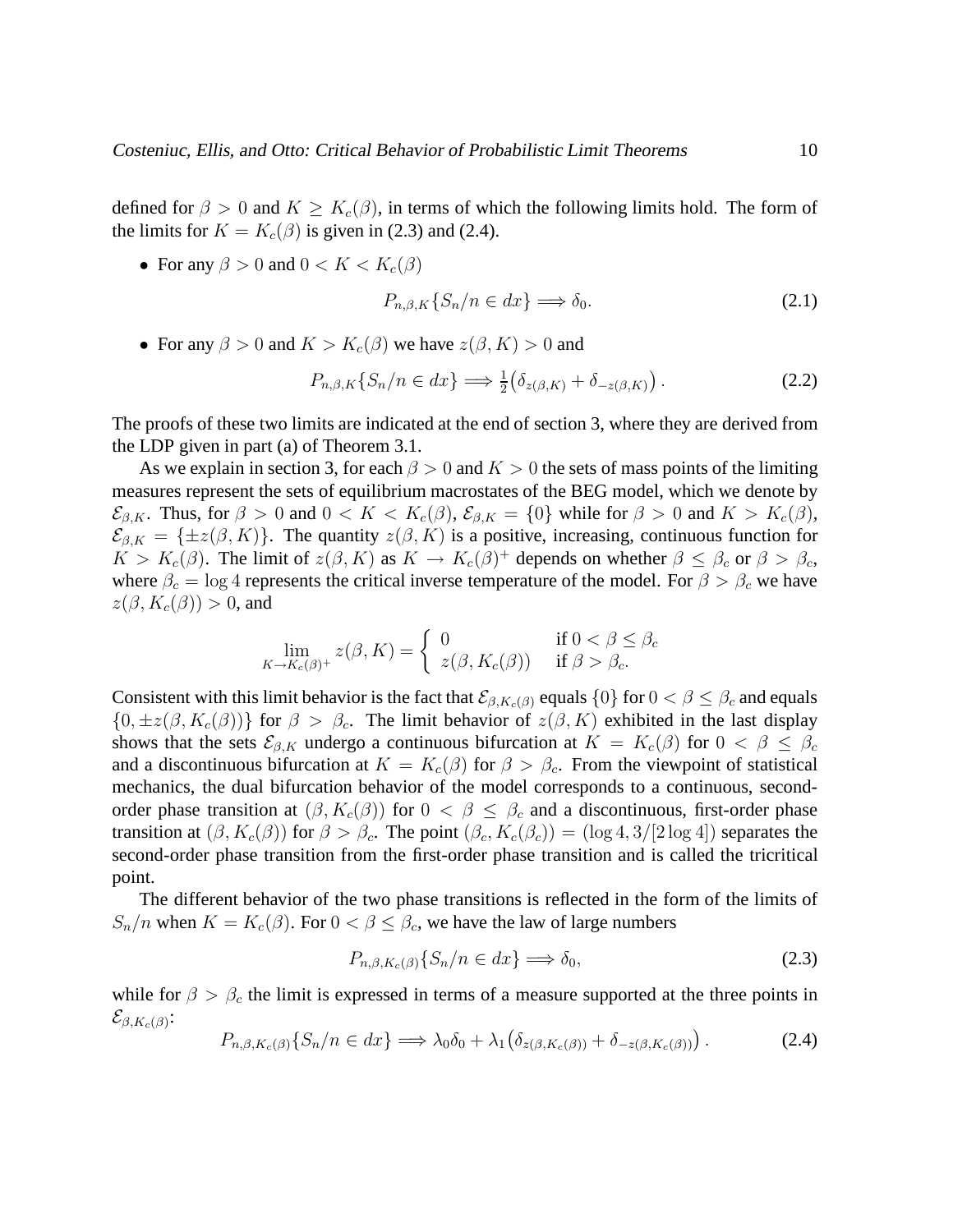defined for $\beta > 0$ and $K \geq K_c(\beta)$, in terms of which the following limits hold. The form of the limits for $K = K_c(\beta)$ is given in (2.3) and (2.4).

- For any $\beta > 0$ and $0 < K < K_c(\beta)$

$$P_{n,\beta,K}\{S_n/n \in dx\} \Longrightarrow \delta_0. \tag{2.1}$$

- For any $\beta > 0$ and $K > K_c(\beta)$ we have $z(\beta, K) > 0$ and

$$P_{n,\beta,K}\{S_n/n \in dx\} \Longrightarrow \tfrac{1}{2}\big(\delta_{z(\beta,K)} + \delta_{-z(\beta,K)}\big)\,. \tag{2.2}$$

The proofs of these two limits are indicated at the end of section 3, where they are derived from the LDP given in part (a) of Theorem 3.1.

As we explain in section 3, for each $\beta > 0$ and $K > 0$ the sets of mass points of the limiting measures represent the sets of equilibrium macrostates of the BEG model, which we denote by $\mathcal{E}_{\beta,K}$. Thus, for $\beta > 0$ and $0 < K < K_c(\beta)$, $\mathcal{E}_{\beta,K} = \{0\}$ while for $\beta > 0$ and $K > K_c(\beta)$, $\mathcal{E}_{\beta,K} = \{\pm z(\beta, K)\}$. The quantity $z(\beta, K)$ is a positive, increasing, continuous function for $K > K_c(\beta)$. The limit of $z(\beta, K)$ as $K \to K_c(\beta)^+$ depends on whether $\beta \leq \beta_c$ or $\beta > \beta_c$, where $\beta_c = \log 4$ represents the critical inverse temperature of the model. For $\beta > \beta_c$ we have $z(\beta, K_c(\beta)) > 0$, and

$$\lim_{K \to K_c(\beta)^+} z(\beta, K) = \left\{ \begin{array}{ll} 0 & \text{if } 0 < \beta \leq \beta_c \\ z(\beta, K_c(\beta)) & \text{if } \beta > \beta_c. \end{array} \right.$$

Consistent with this limit behavior is the fact that $\mathcal{E}_{\beta,K_c(\beta)}$ equals $\{0\}$ for $0 < \beta \leq \beta_c$ and equals $\{0, \pm z(\beta, K_c(\beta))\}$ for $\beta > \beta_c$. The limit behavior of $z(\beta, K)$ exhibited in the last display shows that the sets $\mathcal{E}_{\beta,K}$ undergo a continuous bifurcation at $K = K_c(\beta)$ for $0 < \beta \leq \beta_c$ and a discontinuous bifurcation at $K = K_c(\beta)$ for $\beta > \beta_c$. From the viewpoint of statistical mechanics, the dual bifurcation behavior of the model corresponds to a continuous, second-order phase transition at $(\beta, K_c(\beta))$ for $0 < \beta \leq \beta_c$ and a discontinuous, first-order phase transition at $(\beta, K_c(\beta))$ for $\beta > \beta_c$. The point $(\beta_c, K_c(\beta_c)) = (\log 4, 3/[2 \log 4])$ separates the second-order phase transition from the first-order phase transition and is called the tricritical point.

The different behavior of the two phase transitions is reflected in the form of the limits of $S_n/n$ when $K = K_c(\beta)$. For $0 < \beta \leq \beta_c$, we have the law of large numbers

$$P_{n,\beta,K_c(\beta)}\{S_n/n \in dx\} \Longrightarrow \delta_0, \tag{2.3}$$

while for $\beta > \beta_c$ the limit is expressed in terms of a measure supported at the three points in $\mathcal{E}_{\beta,K_c(\beta)}$:

$$P_{n,\beta,K_c(\beta)}\{S_n/n \in dx\} \Longrightarrow \lambda_0\delta_0 + \lambda_1\big(\delta_{z(\beta,K_c(\beta))} + \delta_{-z(\beta,K_c(\beta))}\big)\,. \tag{2.4}$$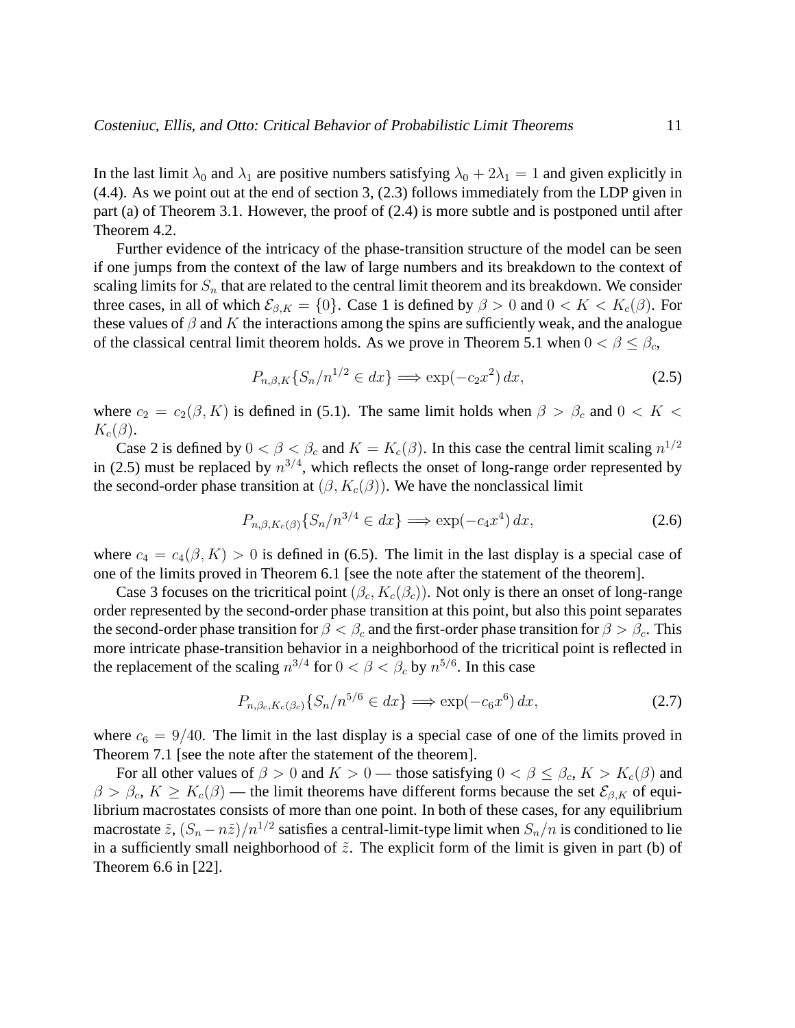In the last limit $\lambda_0$ and $\lambda_1$ are positive numbers satisfying $\lambda_0 + 2\lambda_1 = 1$ and given explicitly in (4.4). As we point out at the end of section 3, (2.3) follows immediately from the LDP given in part (a) of Theorem 3.1. However, the proof of (2.4) is more subtle and is postponed until after Theorem 4.2.

Further evidence of the intricacy of the phase-transition structure of the model can be seen if one jumps from the context of the law of large numbers and its breakdown to the context of scaling limits for $S_n$ that are related to the central limit theorem and its breakdown. We consider three cases, in all of which $\mathcal{E}_{\beta,K} = \{0\}$. Case 1 is defined by $\beta > 0$ and $0 < K < K_c(\beta)$. For these values of $\beta$ and $K$ the interactions among the spins are sufficiently weak, and the analogue of the classical central limit theorem holds. As we prove in Theorem 5.1 when $0 < \beta \leq \beta_c$,

$$P_{n,\beta,K}\{S_n/n^{1/2} \in dx\} \Longrightarrow \exp(-c_2 x^2)\, dx, \tag{2.5}$$

where $c_2 = c_2(\beta, K)$ is defined in (5.1). The same limit holds when $\beta > \beta_c$ and $0 < K < K_c(\beta)$.

Case 2 is defined by $0 < \beta < \beta_c$ and $K = K_c(\beta)$. In this case the central limit scaling $n^{1/2}$ in (2.5) must be replaced by $n^{3/4}$, which reflects the onset of long-range order represented by the second-order phase transition at $(\beta, K_c(\beta))$. We have the nonclassical limit

$$P_{n,\beta,K_c(\beta)}\{S_n/n^{3/4} \in dx\} \Longrightarrow \exp(-c_4 x^4)\, dx, \tag{2.6}$$

where $c_4 = c_4(\beta, K) > 0$ is defined in (6.5). The limit in the last display is a special case of one of the limits proved in Theorem 6.1 [see the note after the statement of the theorem].

Case 3 focuses on the tricritical point $(\beta_c, K_c(\beta_c))$. Not only is there an onset of long-range order represented by the second-order phase transition at this point, but also this point separates the second-order phase transition for $\beta < \beta_c$ and the first-order phase transition for $\beta > \beta_c$. This more intricate phase-transition behavior in a neighborhood of the tricritical point is reflected in the replacement of the scaling $n^{3/4}$ for $0 < \beta < \beta_c$ by $n^{5/6}$. In this case

$$P_{n,\beta_c,K_c(\beta_c)}\{S_n/n^{5/6} \in dx\} \Longrightarrow \exp(-c_6 x^6)\, dx, \tag{2.7}$$

where $c_6 = 9/40$. The limit in the last display is a special case of one of the limits proved in Theorem 7.1 [see the note after the statement of the theorem].

For all other values of $\beta > 0$ and $K > 0$ — those satisfying $0 < \beta \leq \beta_c$, $K > K_c(\beta)$ and $\beta > \beta_c$, $K \geq K_c(\beta)$ — the limit theorems have different forms because the set $\mathcal{E}_{\beta,K}$ of equilibrium macrostates consists of more than one point. In both of these cases, for any equilibrium macrostate $\tilde{z}$, $(S_n - n\tilde{z})/n^{1/2}$ satisfies a central-limit-type limit when $S_n/n$ is conditioned to lie in a sufficiently small neighborhood of $\tilde{z}$. The explicit form of the limit is given in part (b) of Theorem 6.6 in [22].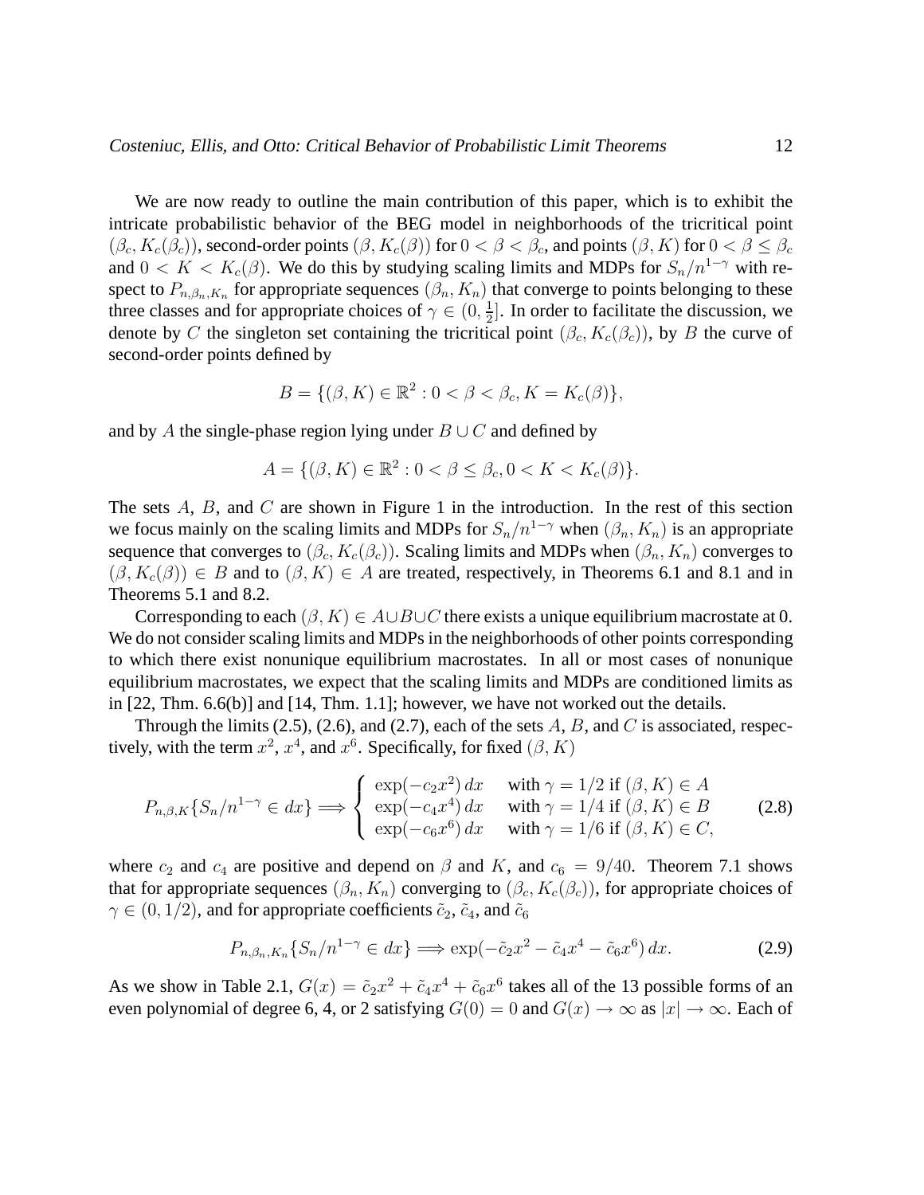We are now ready to outline the main contribution of this paper, which is to exhibit the intricate probabilistic behavior of the BEG model in neighborhoods of the tricritical point $(\beta_c, K_c(\beta_c))$, second-order points $(\beta, K_c(\beta))$ for $0 < \beta < \beta_c$, and points $(\beta, K)$ for $0 < \beta \leq \beta_c$ and $0 < K < K_c(\beta)$. We do this by studying scaling limits and MDPs for $S_n/n^{1-\gamma}$ with respect to $P_{n,\beta_n,K_n}$ for appropriate sequences $(\beta_n, K_n)$ that converge to points belonging to these three classes and for appropriate choices of $\gamma \in (0, \frac{1}{2}]$. In order to facilitate the discussion, we denote by $C$ the singleton set containing the tricritical point $(\beta_c, K_c(\beta_c))$, by $B$ the curve of second-order points defined by

$$B = \{(\beta, K) \in \mathbb{R}^2 : 0 < \beta < \beta_c, K = K_c(\beta)\},$$

and by $A$ the single-phase region lying under $B \cup C$ and defined by

$$A = \{(\beta, K) \in \mathbb{R}^2 : 0 < \beta \leq \beta_c, 0 < K < K_c(\beta)\}.$$

The sets $A$, $B$, and $C$ are shown in Figure 1 in the introduction. In the rest of this section we focus mainly on the scaling limits and MDPs for $S_n/n^{1-\gamma}$ when $(\beta_n, K_n)$ is an appropriate sequence that converges to $(\beta_c, K_c(\beta_c))$. Scaling limits and MDPs when $(\beta_n, K_n)$ converges to $(\beta, K_c(\beta)) \in B$ and to $(\beta, K) \in A$ are treated, respectively, in Theorems 6.1 and 8.1 and in Theorems 5.1 and 8.2.

Corresponding to each $(\beta, K) \in A \cup B \cup C$ there exists a unique equilibrium macrostate at 0. We do not consider scaling limits and MDPs in the neighborhoods of other points corresponding to which there exist nonunique equilibrium macrostates. In all or most cases of nonunique equilibrium macrostates, we expect that the scaling limits and MDPs are conditioned limits as in [22, Thm. 6.6(b)] and [14, Thm. 1.1]; however, we have not worked out the details.

Through the limits (2.5), (2.6), and (2.7), each of the sets $A$, $B$, and $C$ is associated, respectively, with the term $x^2$, $x^4$, and $x^6$. Specifically, for fixed $(\beta, K)$

$$P_{n,\beta,K}\{S_n/n^{1-\gamma} \in dx\} \Longrightarrow \begin{cases} \exp(-c_2 x^2)\, dx & \text{with } \gamma = 1/2 \text{ if } (\beta, K) \in A \\ \exp(-c_4 x^4)\, dx & \text{with } \gamma = 1/4 \text{ if } (\beta, K) \in B \\ \exp(-c_6 x^6)\, dx & \text{with } \gamma = 1/6 \text{ if } (\beta, K) \in C, \end{cases} \tag{2.8}$$

where $c_2$ and $c_4$ are positive and depend on $\beta$ and $K$, and $c_6 = 9/40$. Theorem 7.1 shows that for appropriate sequences $(\beta_n, K_n)$ converging to $(\beta_c, K_c(\beta_c))$, for appropriate choices of $\gamma \in (0, 1/2)$, and for appropriate coefficients $\tilde{c}_2$, $\tilde{c}_4$, and $\tilde{c}_6$

$$P_{n,\beta_n,K_n}\{S_n/n^{1-\gamma} \in dx\} \Longrightarrow \exp(-\tilde{c}_2 x^2 - \tilde{c}_4 x^4 - \tilde{c}_6 x^6)\, dx. \tag{2.9}$$

As we show in Table 2.1, $G(x) = \tilde{c}_2 x^2 + \tilde{c}_4 x^4 + \tilde{c}_6 x^6$ takes all of the 13 possible forms of an even polynomial of degree 6, 4, or 2 satisfying $G(0) = 0$ and $G(x) \to \infty$ as $|x| \to \infty$. Each of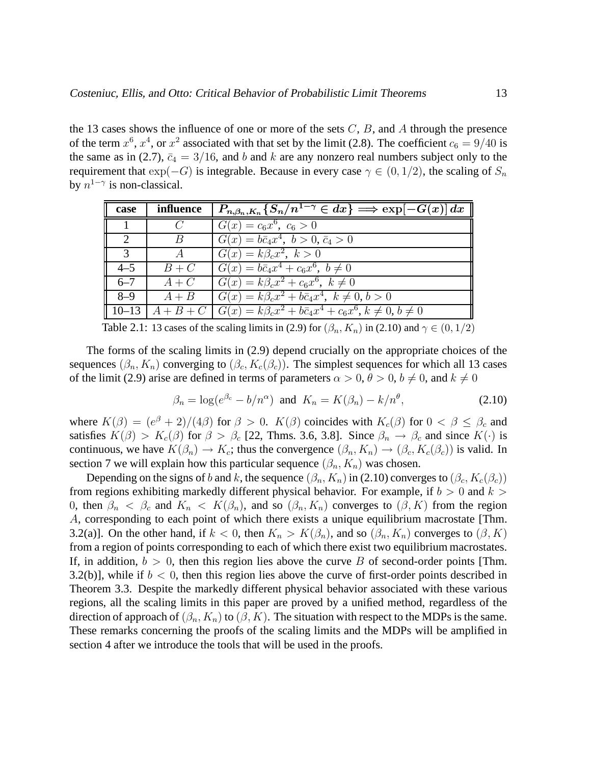the 13 cases shows the influence of one or more of the sets $C$, $B$, and $A$ through the presence of the term $x^6$, $x^4$, or $x^2$ associated with that set by the limit (2.8). The coefficient $c_6 = 9/40$ is the same as in (2.7), $\bar{c}_4 = 3/16$, and $b$ and $k$ are any nonzero real numbers subject only to the requirement that $\exp(-G)$ is integrable. Because in every case $\gamma \in (0, 1/2)$, the scaling of $S_n$ by $n^{1-\gamma}$ is non-classical.

| case | influence | $P_{n,\beta_n,K_n}\{S_n/n^{1-\gamma} \in dx\} \Longrightarrow \exp[-G(x)]\,dx$ |
|---|---|---|
| 1 | $C$ | $G(x) = c_6 x^6,\ c_6 > 0$ |
| 2 | $B$ | $G(x) = b\bar{c}_4 x^4,\ b > 0,\ \bar{c}_4 > 0$ |
| 3 | $A$ | $G(x) = k\beta_c x^2,\ k > 0$ |
| 4–5 | $B + C$ | $G(x) = b\bar{c}_4 x^4 + c_6 x^6,\ b \neq 0$ |
| 6–7 | $A + C$ | $G(x) = k\beta_c x^2 + c_6 x^6,\ k \neq 0$ |
| 8–9 | $A + B$ | $G(x) = k\beta_c x^2 + b\bar{c}_4 x^4,\ k \neq 0,\ b > 0$ |
| 10–13 | $A + B + C$ | $G(x) = k\beta_c x^2 + b\bar{c}_4 x^4 + c_6 x^6,\ k \neq 0,\ b \neq 0$ |

Table 2.1: 13 cases of the scaling limits in (2.9) for $(\beta_n, K_n)$ in (2.10) and $\gamma \in (0, 1/2)$

The forms of the scaling limits in (2.9) depend crucially on the appropriate choices of the sequences $(\beta_n, K_n)$ converging to $(\beta_c, K_c(\beta_c))$. The simplest sequences for which all 13 cases of the limit (2.9) arise are defined in terms of parameters $\alpha > 0$, $\theta > 0$, $b \neq 0$, and $k \neq 0$

$$\beta_n = \log(e^{\beta_c} - b/n^\alpha) \ \text{ and } \ K_n = K(\beta_n) - k/n^\theta, \tag{2.10}$$

where $K(\beta) = (e^\beta + 2)/(4\beta)$ for $\beta > 0$. $K(\beta)$ coincides with $K_c(\beta)$ for $0 < \beta \leq \beta_c$ and satisfies $K(\beta) > K_c(\beta)$ for $\beta > \beta_c$ [22, Thms. 3.6, 3.8]. Since $\beta_n \to \beta_c$ and since $K(\cdot)$ is continuous, we have $K(\beta_n) \to K_c$; thus the convergence $(\beta_n, K_n) \to (\beta_c, K_c(\beta_c))$ is valid. In section 7 we will explain how this particular sequence $(\beta_n, K_n)$ was chosen.

Depending on the signs of $b$ and $k$, the sequence $(\beta_n, K_n)$ in (2.10) converges to $(\beta_c, K_c(\beta_c))$ from regions exhibiting markedly different physical behavior. For example, if $b > 0$ and $k > 0$, then $\beta_n < \beta_c$ and $K_n < K(\beta_n)$, and so $(\beta_n, K_n)$ converges to $(\beta, K)$ from the region $A$, corresponding to each point of which there exists a unique equilibrium macrostate [Thm. 3.2(a)]. On the other hand, if $k < 0$, then $K_n > K(\beta_n)$, and so $(\beta_n, K_n)$ converges to $(\beta, K)$ from a region of points corresponding to each of which there exist two equilibrium macrostates. If, in addition, $b > 0$, then this region lies above the curve $B$ of second-order points [Thm. 3.2(b)], while if $b < 0$, then this region lies above the curve of first-order points described in Theorem 3.3. Despite the markedly different physical behavior associated with these various regions, all the scaling limits in this paper are proved by a unified method, regardless of the direction of approach of $(\beta_n, K_n)$ to $(\beta, K)$. The situation with respect to the MDPs is the same. These remarks concerning the proofs of the scaling limits and the MDPs will be amplified in section 4 after we introduce the tools that will be used in the proofs.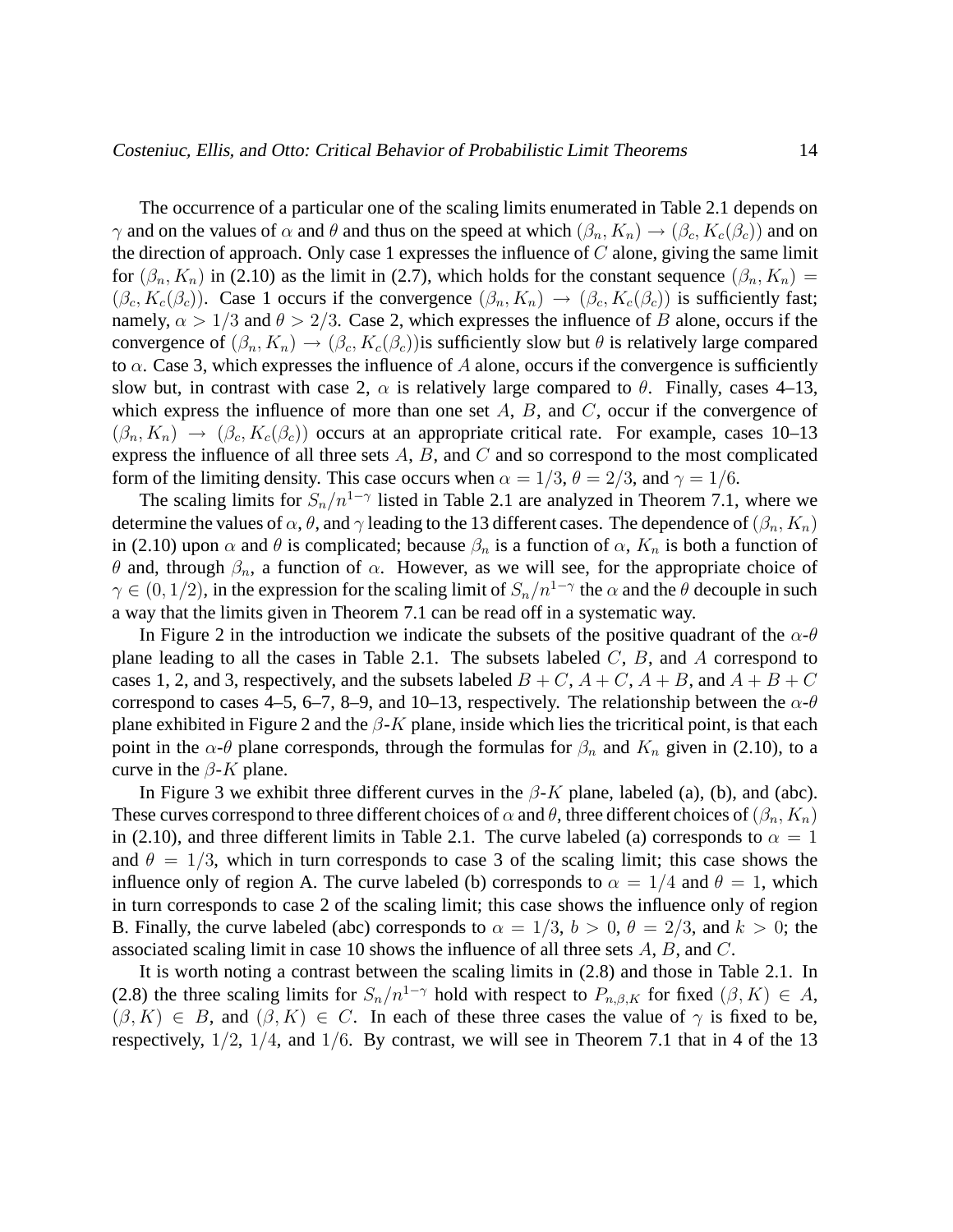The occurrence of a particular one of the scaling limits enumerated in Table 2.1 depends on $\gamma$ and on the values of $\alpha$ and $\theta$ and thus on the speed at which $(\beta_n, K_n) \to (\beta_c, K_c(\beta_c))$ and on the direction of approach. Only case 1 expresses the influence of $C$ alone, giving the same limit for $(\beta_n, K_n)$ in (2.10) as the limit in (2.7), which holds for the constant sequence $(\beta_n, K_n) = (\beta_c, K_c(\beta_c))$. Case 1 occurs if the convergence $(\beta_n, K_n) \to (\beta_c, K_c(\beta_c))$ is sufficiently fast; namely, $\alpha > 1/3$ and $\theta > 2/3$. Case 2, which expresses the influence of $B$ alone, occurs if the convergence of $(\beta_n, K_n) \to (\beta_c, K_c(\beta_c))$is sufficiently slow but $\theta$ is relatively large compared to $\alpha$. Case 3, which expresses the influence of $A$ alone, occurs if the convergence is sufficiently slow but, in contrast with case 2, $\alpha$ is relatively large compared to $\theta$. Finally, cases 4–13, which express the influence of more than one set $A$, $B$, and $C$, occur if the convergence of $(\beta_n, K_n) \to (\beta_c, K_c(\beta_c))$ occurs at an appropriate critical rate. For example, cases 10–13 express the influence of all three sets $A$, $B$, and $C$ and so correspond to the most complicated form of the limiting density. This case occurs when $\alpha = 1/3$, $\theta = 2/3$, and $\gamma = 1/6$.

The scaling limits for $S_n/n^{1-\gamma}$ listed in Table 2.1 are analyzed in Theorem 7.1, where we determine the values of $\alpha$, $\theta$, and $\gamma$ leading to the 13 different cases. The dependence of $(\beta_n, K_n)$ in (2.10) upon $\alpha$ and $\theta$ is complicated; because $\beta_n$ is a function of $\alpha$, $K_n$ is both a function of $\theta$ and, through $\beta_n$, a function of $\alpha$. However, as we will see, for the appropriate choice of $\gamma \in (0, 1/2)$, in the expression for the scaling limit of $S_n/n^{1-\gamma}$ the $\alpha$ and the $\theta$ decouple in such a way that the limits given in Theorem 7.1 can be read off in a systematic way.

In Figure 2 in the introduction we indicate the subsets of the positive quadrant of the $\alpha$-$\theta$ plane leading to all the cases in Table 2.1. The subsets labeled $C$, $B$, and $A$ correspond to cases 1, 2, and 3, respectively, and the subsets labeled $B + C$, $A + C$, $A + B$, and $A + B + C$ correspond to cases 4–5, 6–7, 8–9, and 10–13, respectively. The relationship between the $\alpha$-$\theta$ plane exhibited in Figure 2 and the $\beta$-$K$ plane, inside which lies the tricritical point, is that each point in the $\alpha$-$\theta$ plane corresponds, through the formulas for $\beta_n$ and $K_n$ given in (2.10), to a curve in the $\beta$-$K$ plane.

In Figure 3 we exhibit three different curves in the $\beta$-$K$ plane, labeled (a), (b), and (abc). These curves correspond to three different choices of $\alpha$ and $\theta$, three different choices of $(\beta_n, K_n)$ in (2.10), and three different limits in Table 2.1. The curve labeled (a) corresponds to $\alpha = 1$ and $\theta = 1/3$, which in turn corresponds to case 3 of the scaling limit; this case shows the influence only of region A. The curve labeled (b) corresponds to $\alpha = 1/4$ and $\theta = 1$, which in turn corresponds to case 2 of the scaling limit; this case shows the influence only of region B. Finally, the curve labeled (abc) corresponds to $\alpha = 1/3$, $b > 0$, $\theta = 2/3$, and $k > 0$; the associated scaling limit in case 10 shows the influence of all three sets $A$, $B$, and $C$.

It is worth noting a contrast between the scaling limits in (2.8) and those in Table 2.1. In (2.8) the three scaling limits for $S_n/n^{1-\gamma}$ hold with respect to $P_{n,\beta,K}$ for fixed $(\beta, K) \in A$, $(\beta, K) \in B$, and $(\beta, K) \in C$. In each of these three cases the value of $\gamma$ is fixed to be, respectively, $1/2$, $1/4$, and $1/6$. By contrast, we will see in Theorem 7.1 that in 4 of the 13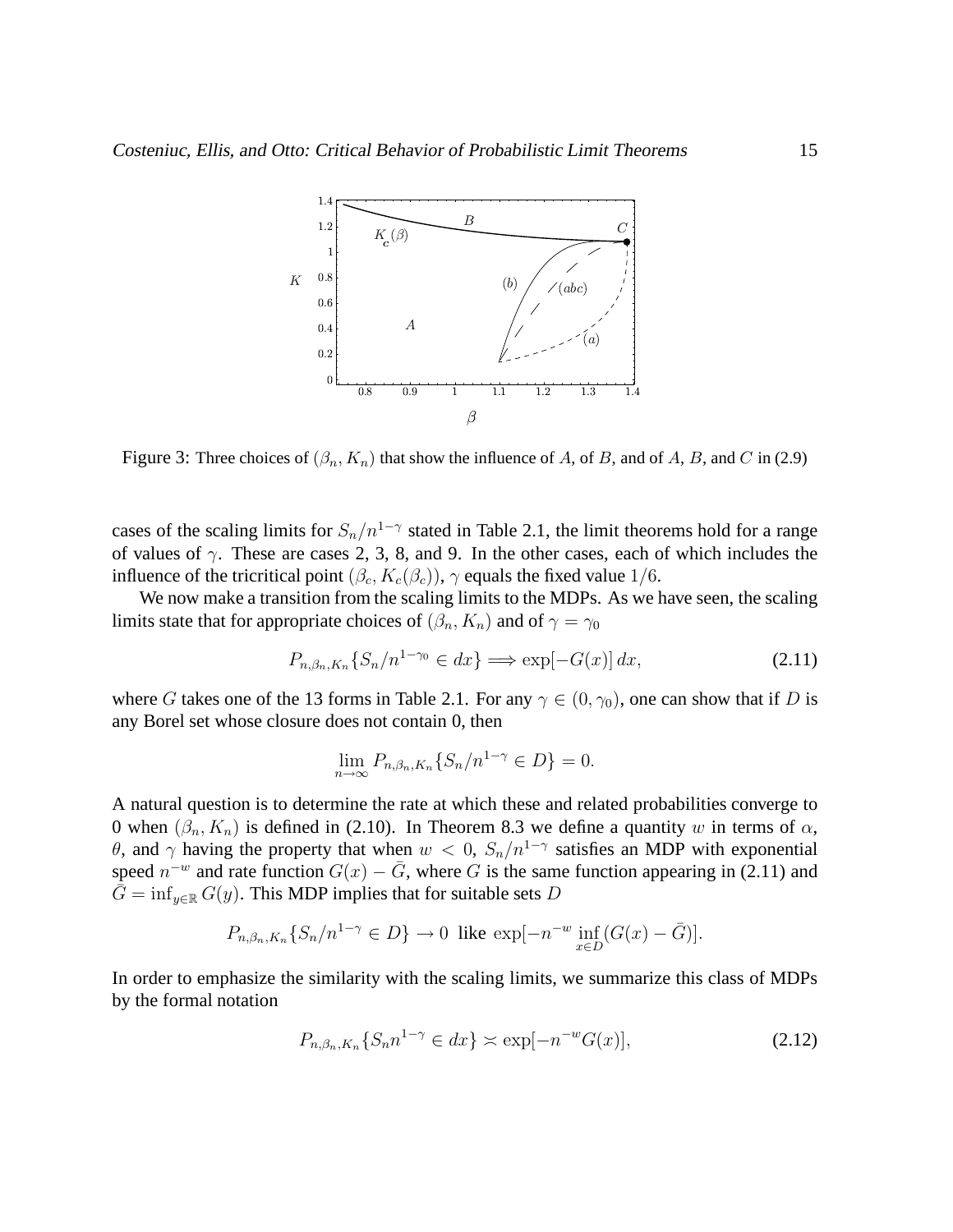Figure 3: Three choices of $(\beta_n, K_n)$ that show the influence of $A$, of $B$, and of $A$, $B$, and $C$ in (2.9)

cases of the scaling limits for $S_n/n^{1-\gamma}$ stated in Table 2.1, the limit theorems hold for a range of values of $\gamma$. These are cases 2, 3, 8, and 9. In the other cases, each of which includes the influence of the tricritical point $(\beta_c, K_c(\beta_c))$, $\gamma$ equals the fixed value $1/6$.

We now make a transition from the scaling limits to the MDPs. As we have seen, the scaling limits state that for appropriate choices of $(\beta_n, K_n)$ and of $\gamma = \gamma_0$

$$P_{n,\beta_n,K_n}\{S_n/n^{1-\gamma_0} \in dx\} \Longrightarrow \exp[-G(x)]\,dx, \tag{2.11}$$

where $G$ takes one of the 13 forms in Table 2.1. For any $\gamma \in (0, \gamma_0)$, one can show that if $D$ is any Borel set whose closure does not contain 0, then

$$\lim_{n\to\infty} P_{n,\beta_n,K_n}\{S_n/n^{1-\gamma} \in D\} = 0.$$

A natural question is to determine the rate at which these and related probabilities converge to 0 when $(\beta_n, K_n)$ is defined in (2.10). In Theorem 8.3 we define a quantity $w$ in terms of $\alpha$, $\theta$, and $\gamma$ having the property that when $w < 0$, $S_n/n^{1-\gamma}$ satisfies an MDP with exponential speed $n^{-w}$ and rate function $G(x) - \bar{G}$, where $G$ is the same function appearing in (2.11) and $\bar{G} = \inf_{y\in\mathbb{R}} G(y)$. This MDP implies that for suitable sets $D$

$$P_{n,\beta_n,K_n}\{S_n/n^{1-\gamma} \in D\} \to 0 \ \text{ like } \exp[-n^{-w} \inf_{x\in D}(G(x) - \bar{G})].$$

In order to emphasize the similarity with the scaling limits, we summarize this class of MDPs by the formal notation

$$P_{n,\beta_n,K_n}\{S_n n^{1-\gamma} \in dx\} \asymp \exp[-n^{-w} G(x)], \tag{2.12}$$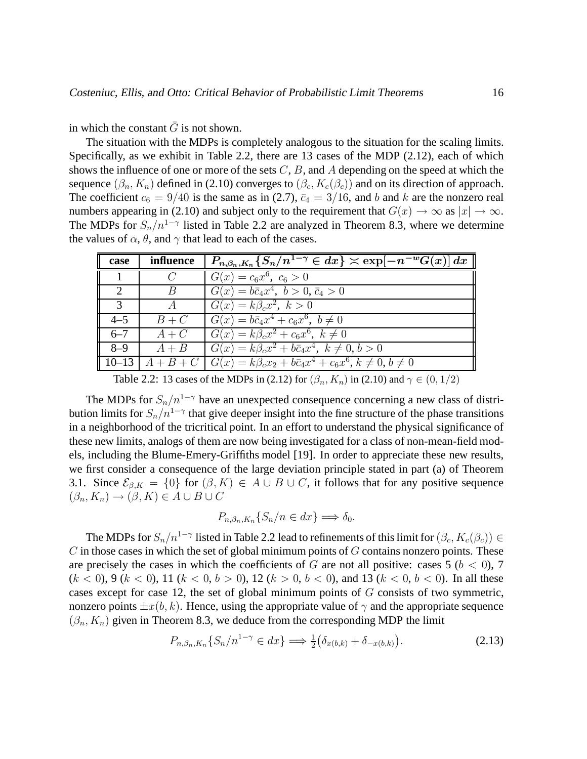in which the constant $\bar{G}$ is not shown.

The situation with the MDPs is completely analogous to the situation for the scaling limits. Specifically, as we exhibit in Table 2.2, there are 13 cases of the MDP (2.12), each of which shows the influence of one or more of the sets $C$, $B$, and $A$ depending on the speed at which the sequence $(\beta_n, K_n)$ defined in (2.10) converges to $(\beta_c, K_c(\beta_c))$ and on its direction of approach. The coefficient $c_6 = 9/40$ is the same as in (2.7), $\bar{c}_4 = 3/16$, and $b$ and $k$ are the nonzero real numbers appearing in (2.10) and subject only to the requirement that $G(x) \to \infty$ as $|x| \to \infty$. The MDPs for $S_n/n^{1-\gamma}$ listed in Table 2.2 are analyzed in Theorem 8.3, where we determine the values of $\alpha$, $\theta$, and $\gamma$ that lead to each of the cases.

| case | influence | $P_{n,\beta_n,K_n}\{S_n/n^{1-\gamma} \in dx\} \asymp \exp[-n^{-w}G(x)]\, dx$ |
|---|---|---|
| 1 | $C$ | $G(x) = c_6 x^6,\ c_6 > 0$ |
| 2 | $B$ | $G(x) = b\bar{c}_4 x^4,\ b > 0, \bar{c}_4 > 0$ |
| 3 | $A$ | $G(x) = k\beta_c x^2,\ k > 0$ |
| 4–5 | $B + C$ | $G(x) = b\bar{c}_4 x^4 + c_6 x^6,\ b \neq 0$ |
| 6–7 | $A + C$ | $G(x) = k\beta_c x^2 + c_6 x^6,\ k \neq 0$ |
| 8–9 | $A + B$ | $G(x) = k\beta_c x^2 + b\bar{c}_4 x^4,\ k \neq 0, b > 0$ |
| 10–13 | $A + B + C$ | $G(x) = k\beta_c x_2 + b\bar{c}_4 x^4 + c_6 x^6, k \neq 0, b \neq 0$ |

Table 2.2: 13 cases of the MDPs in (2.12) for $(\beta_n, K_n)$ in (2.10) and $\gamma \in (0, 1/2)$

The MDPs for $S_n/n^{1-\gamma}$ have an unexpected consequence concerning a new class of distribution limits for $S_n/n^{1-\gamma}$ that give deeper insight into the fine structure of the phase transitions in a neighborhood of the tricritical point. In an effort to understand the physical significance of these new limits, analogs of them are now being investigated for a class of non-mean-field models, including the Blume-Emery-Griffiths model [19]. In order to appreciate these new results, we first consider a consequence of the large deviation principle stated in part (a) of Theorem 3.1. Since $\mathcal{E}_{\beta,K} = \{0\}$ for $(\beta, K) \in A \cup B \cup C$, it follows that for any positive sequence $(\beta_n, K_n) \to (\beta, K) \in A \cup B \cup C$

$$P_{n,\beta_n,K_n}\{S_n/n \in dx\} \Longrightarrow \delta_0.$$

The MDPs for $S_n/n^{1-\gamma}$ listed in Table 2.2 lead to refinements of this limit for $(\beta_c, K_c(\beta_c)) \in C$ in those cases in which the set of global minimum points of $G$ contains nonzero points. These are precisely the cases in which the coefficients of $G$ are not all positive: cases 5 ($b < 0$), 7 ($k < 0$), 9 ($k < 0$), 11 ($k < 0$, $b > 0$), 12 ($k > 0$, $b < 0$), and 13 ($k < 0$, $b < 0$). In all these cases except for case 12, the set of global minimum points of $G$ consists of two symmetric, nonzero points $\pm x(b, k)$. Hence, using the appropriate value of $\gamma$ and the appropriate sequence $(\beta_n, K_n)$ given in Theorem 8.3, we deduce from the corresponding MDP the limit

$$P_{n,\beta_n,K_n}\{S_n/n^{1-\gamma} \in dx\} \Longrightarrow \tfrac{1}{2}\big(\delta_{x(b,k)} + \delta_{-x(b,k)}\big). \tag{2.13}$$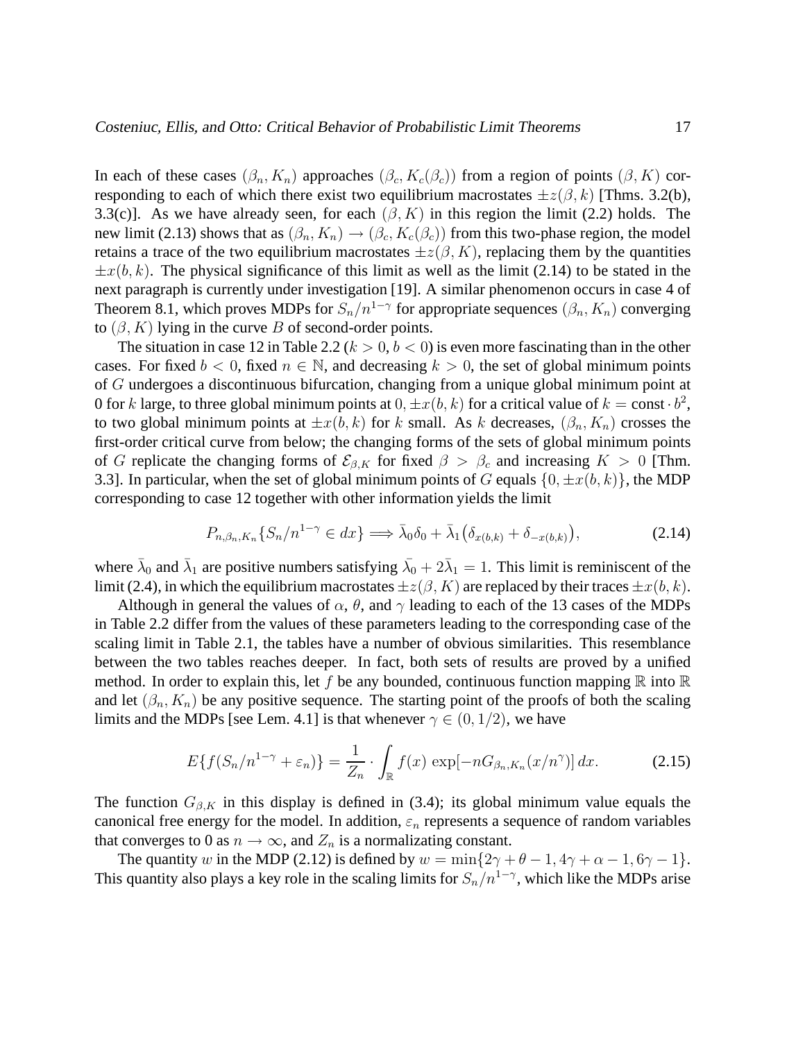In each of these cases $(\beta_n, K_n)$ approaches $(\beta_c, K_c(\beta_c))$ from a region of points $(\beta, K)$ corresponding to each of which there exist two equilibrium macrostates $\pm z(\beta, k)$ [Thms. 3.2(b), 3.3(c)]. As we have already seen, for each $(\beta, K)$ in this region the limit (2.2) holds. The new limit (2.13) shows that as $(\beta_n, K_n) \to (\beta_c, K_c(\beta_c))$ from this two-phase region, the model retains a trace of the two equilibrium macrostates $\pm z(\beta, K)$, replacing them by the quantities $\pm x(b, k)$. The physical significance of this limit as well as the limit (2.14) to be stated in the next paragraph is currently under investigation [19]. A similar phenomenon occurs in case 4 of Theorem 8.1, which proves MDPs for $S_n/n^{1-\gamma}$ for appropriate sequences $(\beta_n, K_n)$ converging to $(\beta, K)$ lying in the curve $B$ of second-order points.

The situation in case 12 in Table 2.2 ($k > 0$, $b < 0$) is even more fascinating than in the other cases. For fixed $b < 0$, fixed $n \in \mathbb{N}$, and decreasing $k > 0$, the set of global minimum points of $G$ undergoes a discontinuous bifurcation, changing from a unique global minimum point at 0 for $k$ large, to three global minimum points at $0, \pm x(b, k)$ for a critical value of $k = \text{const} \cdot b^2$, to two global minimum points at $\pm x(b, k)$ for $k$ small. As $k$ decreases, $(\beta_n, K_n)$ crosses the first-order critical curve from below; the changing forms of the sets of global minimum points of $G$ replicate the changing forms of $\mathcal{E}_{\beta,K}$ for fixed $\beta > \beta_c$ and increasing $K > 0$ [Thm. 3.3]. In particular, when the set of global minimum points of $G$ equals $\{0, \pm x(b, k)\}$, the MDP corresponding to case 12 together with other information yields the limit

$$P_{n,\beta_n,K_n}\{S_n/n^{1-\gamma} \in dx\} \Longrightarrow \bar{\lambda}_0 \delta_0 + \bar{\lambda}_1 \big(\delta_{x(b,k)} + \delta_{-x(b,k)}\big), \tag{2.14}$$

where $\bar{\lambda}_0$ and $\bar{\lambda}_1$ are positive numbers satisfying $\bar{\lambda}_0 + 2\bar{\lambda}_1 = 1$. This limit is reminiscent of the limit (2.4), in which the equilibrium macrostates $\pm z(\beta, K)$ are replaced by their traces $\pm x(b, k)$.

Although in general the values of $\alpha$, $\theta$, and $\gamma$ leading to each of the 13 cases of the MDPs in Table 2.2 differ from the values of these parameters leading to the corresponding case of the scaling limit in Table 2.1, the tables have a number of obvious similarities. This resemblance between the two tables reaches deeper. In fact, both sets of results are proved by a unified method. In order to explain this, let $f$ be any bounded, continuous function mapping $\mathbb{R}$ into $\mathbb{R}$ and let $(\beta_n, K_n)$ be any positive sequence. The starting point of the proofs of both the scaling limits and the MDPs [see Lem. 4.1] is that whenever $\gamma \in (0, 1/2)$, we have

$$E\{f(S_n/n^{1-\gamma} + \varepsilon_n)\} = \frac{1}{Z_n} \cdot \int_{\mathbb{R}} f(x) \, \exp[-nG_{\beta_n,K_n}(x/n^{\gamma})] \, dx. \tag{2.15}$$

The function $G_{\beta,K}$ in this display is defined in (3.4); its global minimum value equals the canonical free energy for the model. In addition, $\varepsilon_n$ represents a sequence of random variables that converges to 0 as $n \to \infty$, and $Z_n$ is a normalizating constant.

The quantity $w$ in the MDP (2.12) is defined by $w = \min\{2\gamma + \theta - 1, 4\gamma + \alpha - 1, 6\gamma - 1\}$. This quantity also plays a key role in the scaling limits for $S_n/n^{1-\gamma}$, which like the MDPs arise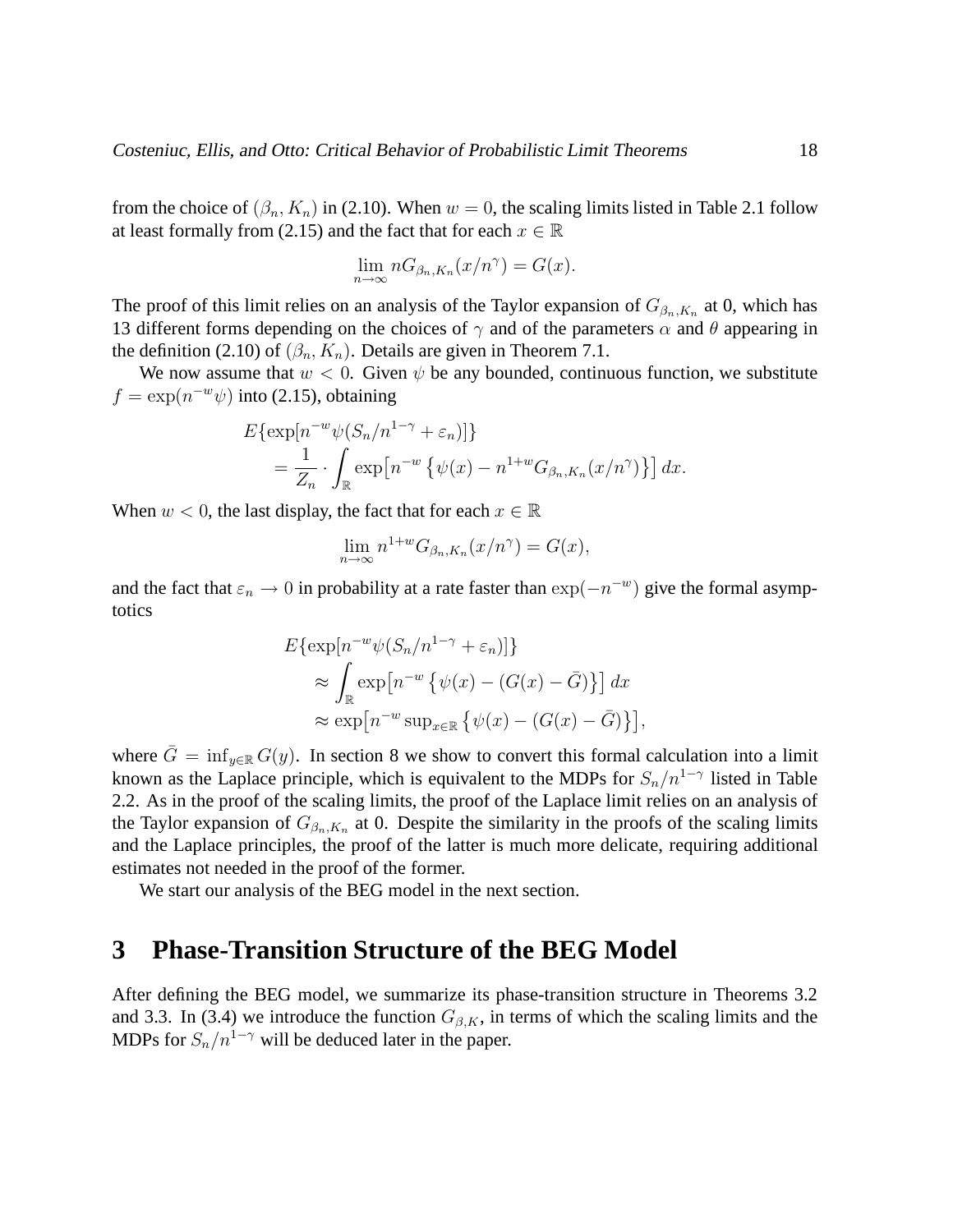from the choice of $(\beta_n, K_n)$ in (2.10). When $w = 0$, the scaling limits listed in Table 2.1 follow at least formally from (2.15) and the fact that for each $x \in \mathbb{R}$

$$\lim_{n\to\infty} nG_{\beta_n,K_n}(x/n^\gamma) = G(x).$$

The proof of this limit relies on an analysis of the Taylor expansion of $G_{\beta_n,K_n}$ at 0, which has 13 different forms depending on the choices of $\gamma$ and of the parameters $\alpha$ and $\theta$ appearing in the definition (2.10) of $(\beta_n, K_n)$. Details are given in Theorem 7.1.

We now assume that $w < 0$. Given $\psi$ be any bounded, continuous function, we substitute $f = \exp(n^{-w}\psi)$ into (2.15), obtaining

$$\begin{aligned}
&E\{\exp[n^{-w}\psi(S_n/n^{1-\gamma} + \varepsilon_n)]\} \\
&\quad = \frac{1}{Z_n} \cdot \int_{\mathbb{R}} \exp\big[n^{-w}\left\{\psi(x) - n^{1+w}G_{\beta_n,K_n}(x/n^\gamma)\right\}\big]\, dx.
\end{aligned}$$

When $w < 0$, the last display, the fact that for each $x \in \mathbb{R}$

$$\lim_{n\to\infty} n^{1+w}G_{\beta_n,K_n}(x/n^\gamma) = G(x),$$

and the fact that $\varepsilon_n \to 0$ in probability at a rate faster than $\exp(-n^{-w})$ give the formal asymptotics

$$\begin{aligned}
&E\{\exp[n^{-w}\psi(S_n/n^{1-\gamma} + \varepsilon_n)]\} \\
&\quad \approx \int_{\mathbb{R}} \exp\big[n^{-w}\left\{\psi(x) - (G(x) - \bar{G})\right\}\big]\, dx \\
&\quad \approx \exp\big[n^{-w}\sup_{x\in\mathbb{R}}\left\{\psi(x) - (G(x) - \bar{G})\right\}\big],
\end{aligned}$$

where $\bar{G} = \inf_{y\in\mathbb{R}} G(y)$. In section 8 we show to convert this formal calculation into a limit known as the Laplace principle, which is equivalent to the MDPs for $S_n/n^{1-\gamma}$ listed in Table 2.2. As in the proof of the scaling limits, the proof of the Laplace limit relies on an analysis of the Taylor expansion of $G_{\beta_n,K_n}$ at 0. Despite the similarity in the proofs of the scaling limits and the Laplace principles, the proof of the latter is much more delicate, requiring additional estimates not needed in the proof of the former.

We start our analysis of the BEG model in the next section.

# 3 Phase-Transition Structure of the BEG Model

After defining the BEG model, we summarize its phase-transition structure in Theorems 3.2 and 3.3. In (3.4) we introduce the function $G_{\beta,K}$, in terms of which the scaling limits and the MDPs for $S_n/n^{1-\gamma}$ will be deduced later in the paper.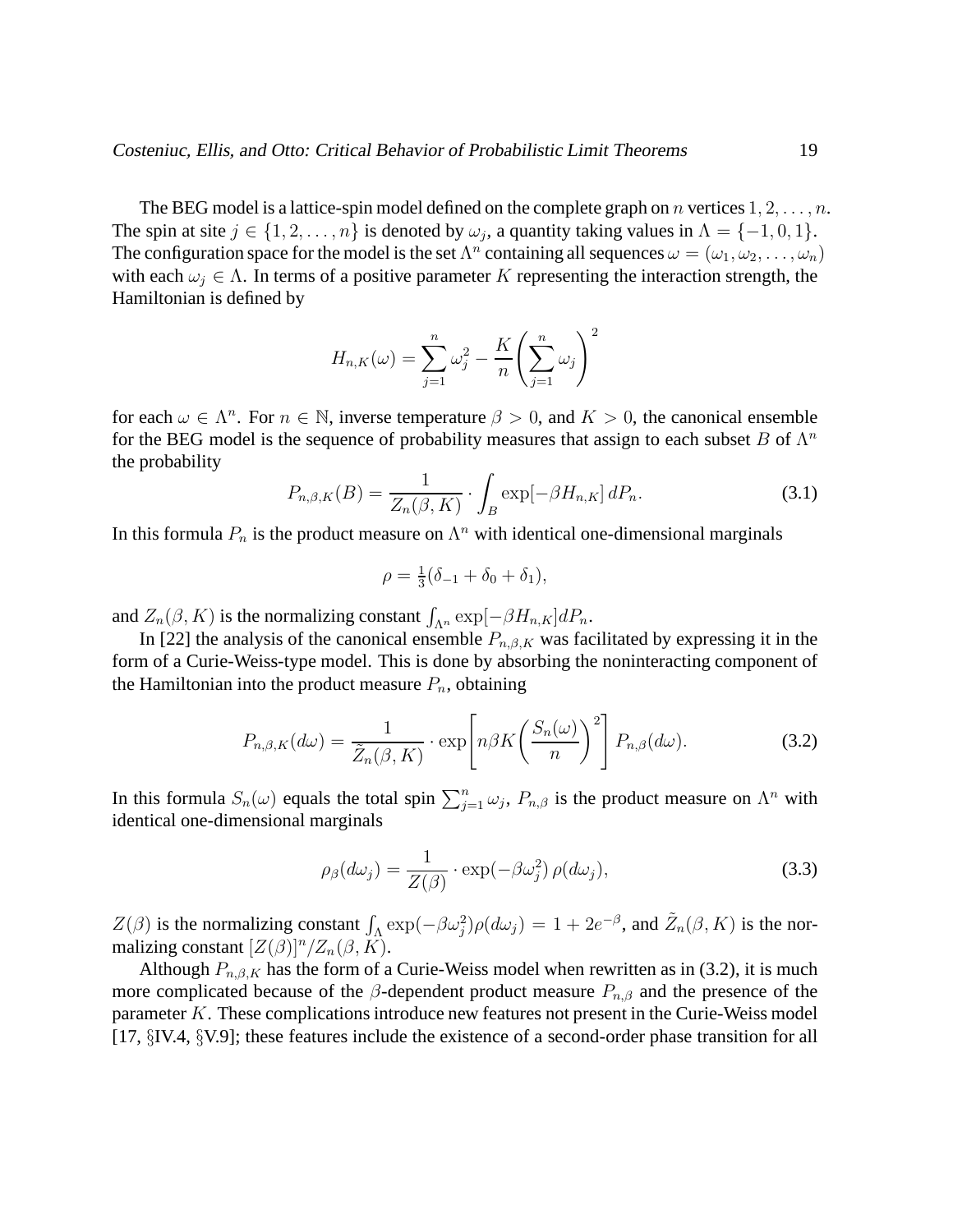The BEG model is a lattice-spin model defined on the complete graph on $n$ vertices $1, 2, \ldots, n$. The spin at site $j \in \{1, 2, \ldots, n\}$ is denoted by $\omega_j$, a quantity taking values in $\Lambda = \{-1, 0, 1\}$. The configuration space for the model is the set $\Lambda^n$ containing all sequences $\omega = (\omega_1, \omega_2, \ldots, \omega_n)$ with each $\omega_j \in \Lambda$. In terms of a positive parameter $K$ representing the interaction strength, the Hamiltonian is defined by

$$H_{n,K}(\omega) = \sum_{j=1}^{n} \omega_j^2 - \frac{K}{n}\left(\sum_{j=1}^{n} \omega_j\right)^2$$

for each $\omega \in \Lambda^n$. For $n \in \mathbb{N}$, inverse temperature $\beta > 0$, and $K > 0$, the canonical ensemble for the BEG model is the sequence of probability measures that assign to each subset $B$ of $\Lambda^n$ the probability

$$P_{n,\beta,K}(B) = \frac{1}{Z_n(\beta, K)} \cdot \int_B \exp[-\beta H_{n,K}] \, dP_n. \tag{3.1}$$

In this formula $P_n$ is the product measure on $\Lambda^n$ with identical one-dimensional marginals

$$\rho = \tfrac{1}{3}(\delta_{-1} + \delta_0 + \delta_1),$$

and $Z_n(\beta, K)$ is the normalizing constant $\int_{\Lambda^n} \exp[-\beta H_{n,K}] dP_n$.

In [22] the analysis of the canonical ensemble $P_{n,\beta,K}$ was facilitated by expressing it in the form of a Curie-Weiss-type model. This is done by absorbing the noninteracting component of the Hamiltonian into the product measure $P_n$, obtaining

$$P_{n,\beta,K}(d\omega) = \frac{1}{\tilde{Z}_n(\beta, K)} \cdot \exp\left[n\beta K \left(\frac{S_n(\omega)}{n}\right)^2\right] P_{n,\beta}(d\omega). \tag{3.2}$$

In this formula $S_n(\omega)$ equals the total spin $\sum_{j=1}^{n} \omega_j$, $P_{n,\beta}$ is the product measure on $\Lambda^n$ with identical one-dimensional marginals

$$\rho_\beta(d\omega_j) = \frac{1}{Z(\beta)} \cdot \exp(-\beta\omega_j^2) \, \rho(d\omega_j), \tag{3.3}$$

$Z(\beta)$ is the normalizing constant $\int_\Lambda \exp(-\beta\omega_j^2)\rho(d\omega_j) = 1 + 2e^{-\beta}$, and $\tilde{Z}_n(\beta, K)$ is the normalizing constant $[Z(\beta)]^n / Z_n(\beta, K)$.

Although $P_{n,\beta,K}$ has the form of a Curie-Weiss model when rewritten as in (3.2), it is much more complicated because of the $\beta$-dependent product measure $P_{n,\beta}$ and the presence of the parameter $K$. These complications introduce new features not present in the Curie-Weiss model [17, §IV.4, §V.9]; these features include the existence of a second-order phase transition for all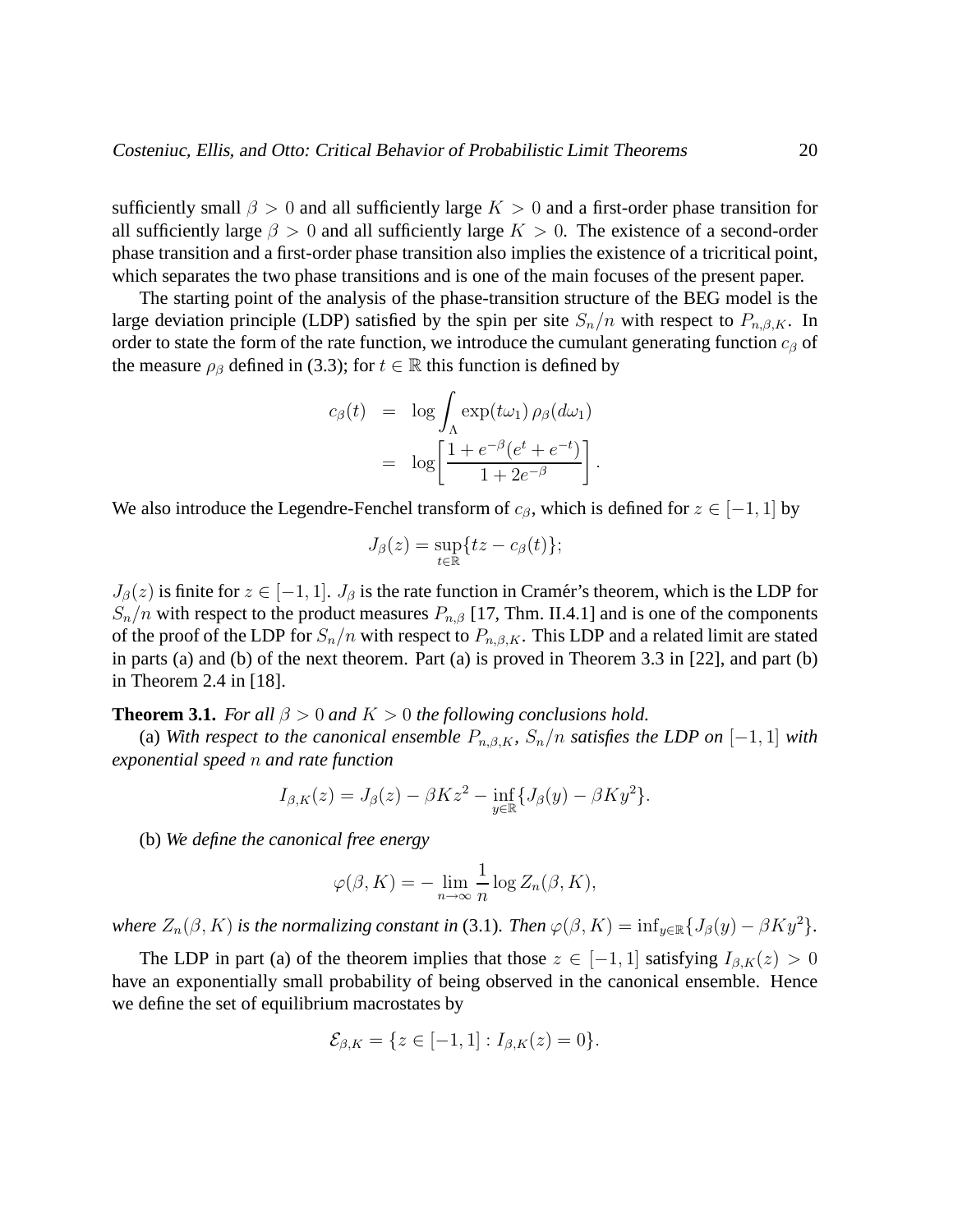sufficiently small $\beta > 0$ and all sufficiently large $K > 0$ and a first-order phase transition for all sufficiently large $\beta > 0$ and all sufficiently large $K > 0$. The existence of a second-order phase transition and a first-order phase transition also implies the existence of a tricritical point, which separates the two phase transitions and is one of the main focuses of the present paper.

The starting point of the analysis of the phase-transition structure of the BEG model is the large deviation principle (LDP) satisfied by the spin per site $S_n/n$ with respect to $P_{n,\beta,K}$. In order to state the form of the rate function, we introduce the cumulant generating function $c_\beta$ of the measure $\rho_\beta$ defined in (3.3); for $t \in \mathbb{R}$ this function is defined by

$$
\begin{aligned}
c_\beta(t) &= \log \int_\Lambda \exp(t\omega_1)\, \rho_\beta(d\omega_1) \\
&= \log \left[ \frac{1 + e^{-\beta}(e^t + e^{-t})}{1 + 2e^{-\beta}} \right].
\end{aligned}
$$

We also introduce the Legendre-Fenchel transform of $c_\beta$, which is defined for $z \in [-1, 1]$ by

$$
J_\beta(z) = \sup_{t \in \mathbb{R}} \{tz - c_\beta(t)\};
$$

$J_\beta(z)$ is finite for $z \in [-1, 1]$. $J_\beta$ is the rate function in Cramér's theorem, which is the LDP for $S_n/n$ with respect to the product measures $P_{n,\beta}$ [17, Thm. II.4.1] and is one of the components of the proof of the LDP for $S_n/n$ with respect to $P_{n,\beta,K}$. This LDP and a related limit are stated in parts (a) and (b) of the next theorem. Part (a) is proved in Theorem 3.3 in [22], and part (b) in Theorem 2.4 in [18].

**Theorem 3.1.** *For all $\beta > 0$ and $K > 0$ the following conclusions hold.*

(a) *With respect to the canonical ensemble $P_{n,\beta,K}$, $S_n/n$ satisfies the LDP on $[-1, 1]$ with exponential speed $n$ and rate function*

$$
I_{\beta,K}(z) = J_\beta(z) - \beta K z^2 - \inf_{y \in \mathbb{R}} \{J_\beta(y) - \beta K y^2\}.
$$

(b) *We define the canonical free energy*

$$
\varphi(\beta, K) = - \lim_{n \to \infty} \frac{1}{n} \log Z_n(\beta, K),
$$

*where $Z_n(\beta, K)$ is the normalizing constant in* (3.1)*. Then $\varphi(\beta, K) = \inf_{y \in \mathbb{R}} \{J_\beta(y) - \beta K y^2\}$.*

The LDP in part (a) of the theorem implies that those $z \in [-1, 1]$ satisfying $I_{\beta,K}(z) > 0$ have an exponentially small probability of being observed in the canonical ensemble. Hence we define the set of equilibrium macrostates by

$$
\mathcal{E}_{\beta,K} = \{z \in [-1, 1] : I_{\beta,K}(z) = 0\}.
$$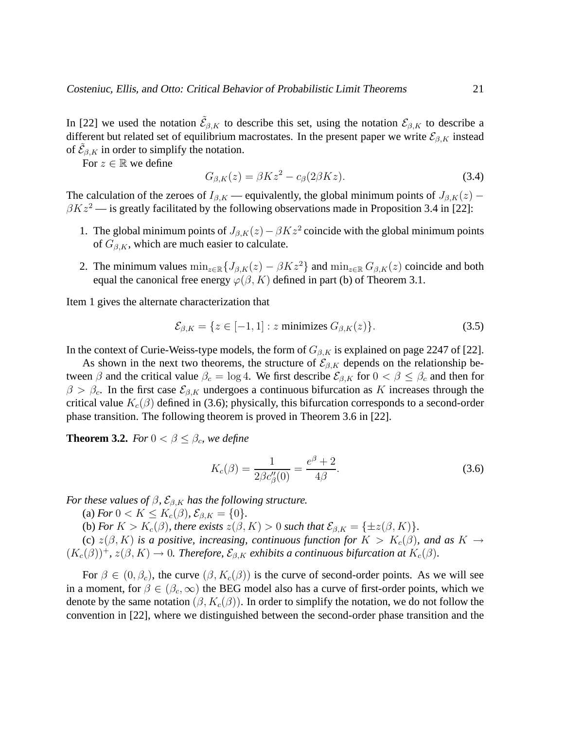In [22] we used the notation $\tilde{\mathcal{E}}_{\beta,K}$ to describe this set, using the notation $\mathcal{E}_{\beta,K}$ to describe a different but related set of equilibrium macrostates. In the present paper we write $\mathcal{E}_{\beta,K}$ instead of $\tilde{\mathcal{E}}_{\beta,K}$ in order to simplify the notation.

For $z \in \mathbb{R}$ we define

$$G_{\beta,K}(z) = \beta K z^2 - c_\beta(2\beta K z). \tag{3.4}$$

The calculation of the zeroes of $I_{\beta,K}$ — equivalently, the global minimum points of $J_{\beta,K}(z) - \beta K z^2$ — is greatly facilitated by the following observations made in Proposition 3.4 in [22]:

1. The global minimum points of $J_{\beta,K}(z) - \beta K z^2$ coincide with the global minimum points of $G_{\beta,K}$, which are much easier to calculate.
2. The minimum values $\min_{z\in\mathbb{R}}\{J_{\beta,K}(z) - \beta K z^2\}$ and $\min_{z\in\mathbb{R}} G_{\beta,K}(z)$ coincide and both equal the canonical free energy $\varphi(\beta, K)$ defined in part (b) of Theorem 3.1.

Item 1 gives the alternate characterization that

$$\mathcal{E}_{\beta,K} = \{z \in [-1,1] : z \text{ minimizes } G_{\beta,K}(z)\}. \tag{3.5}$$

In the context of Curie-Weiss-type models, the form of $G_{\beta,K}$ is explained on page 2247 of [22].

As shown in the next two theorems, the structure of $\mathcal{E}_{\beta,K}$ depends on the relationship between $\beta$ and the critical value $\beta_c = \log 4$. We first describe $\mathcal{E}_{\beta,K}$ for $0 < \beta \leq \beta_c$ and then for $\beta > \beta_c$. In the first case $\mathcal{E}_{\beta,K}$ undergoes a continuous bifurcation as $K$ increases through the critical value $K_c(\beta)$ defined in (3.6); physically, this bifurcation corresponds to a second-order phase transition. The following theorem is proved in Theorem 3.6 in [22].

**Theorem 3.2.** *For $0 < \beta \leq \beta_c$, we define*

$$K_c(\beta) = \frac{1}{2\beta c''_\beta(0)} = \frac{e^\beta + 2}{4\beta}. \tag{3.6}$$

*For these values of $\beta$, $\mathcal{E}_{\beta,K}$ has the following structure.*

(a) *For $0 < K \leq K_c(\beta)$, $\mathcal{E}_{\beta,K} = \{0\}$.*

(b) *For $K > K_c(\beta)$, there exists $z(\beta,K) > 0$ such that $\mathcal{E}_{\beta,K} = \{\pm z(\beta,K)\}$.*

(c) *$z(\beta,K)$ is a positive, increasing, continuous function for $K > K_c(\beta)$, and as $K \to (K_c(\beta))^+$, $z(\beta,K) \to 0$. Therefore, $\mathcal{E}_{\beta,K}$ exhibits a continuous bifurcation at $K_c(\beta)$.*

For $\beta \in (0, \beta_c)$, the curve $(\beta, K_c(\beta))$ is the curve of second-order points. As we will see in a moment, for $\beta \in (\beta_c, \infty)$ the BEG model also has a curve of first-order points, which we denote by the same notation $(\beta, K_c(\beta))$. In order to simplify the notation, we do not follow the convention in [22], where we distinguished between the second-order phase transition and the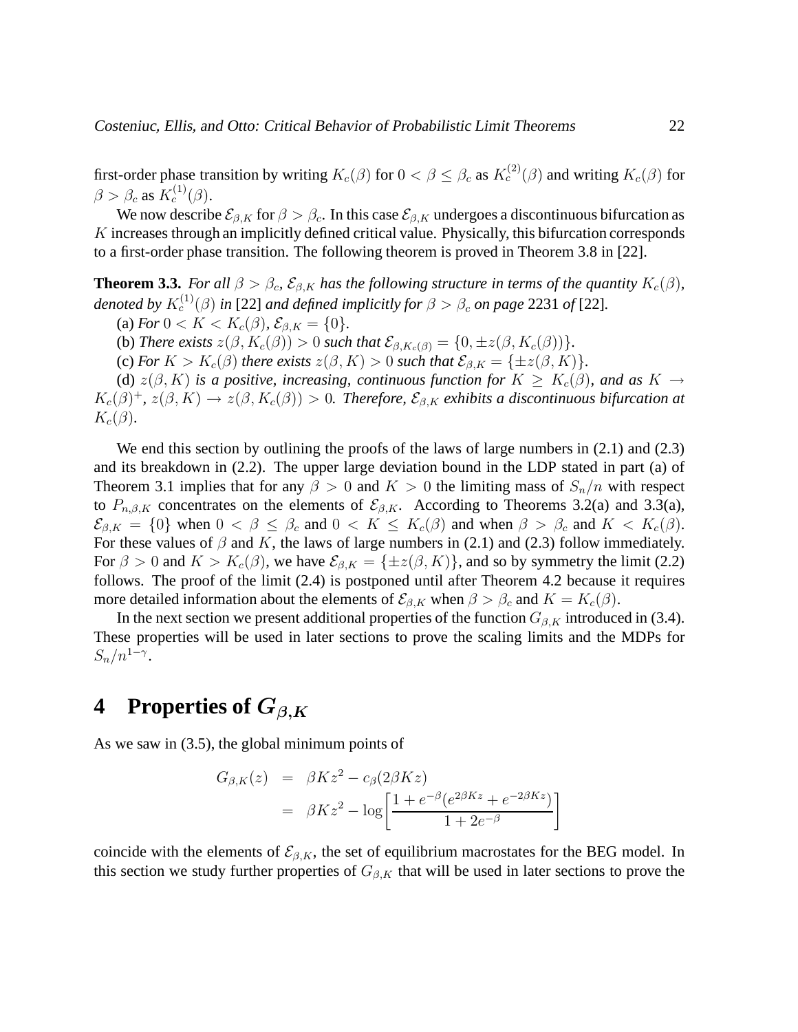first-order phase transition by writing $K_c(\beta)$ for $0 < \beta \leq \beta_c$ as $K_c^{(2)}(\beta)$ and writing $K_c(\beta)$ for $\beta > \beta_c$ as $K_c^{(1)}(\beta)$.

We now describe $\mathcal{E}_{\beta,K}$ for $\beta > \beta_c$. In this case $\mathcal{E}_{\beta,K}$ undergoes a discontinuous bifurcation as $K$ increases through an implicitly defined critical value. Physically, this bifurcation corresponds to a first-order phase transition. The following theorem is proved in Theorem 3.8 in [22].

**Theorem 3.3.** *For all $\beta > \beta_c$, $\mathcal{E}_{\beta,K}$ has the following structure in terms of the quantity $K_c(\beta)$, denoted by $K_c^{(1)}(\beta)$ in* [22] *and defined implicitly for $\beta > \beta_c$ on page* 2231 *of* [22].

(a) *For $0 < K < K_c(\beta)$, $\mathcal{E}_{\beta,K} = \{0\}$.*

(b) *There exists $z(\beta, K_c(\beta)) > 0$ such that $\mathcal{E}_{\beta,K_c(\beta)} = \{0, \pm z(\beta, K_c(\beta))\}$.*

(c) *For $K > K_c(\beta)$ there exists $z(\beta, K) > 0$ such that $\mathcal{E}_{\beta,K} = \{\pm z(\beta, K)\}$.*

(d) *$z(\beta, K)$ is a positive, increasing, continuous function for $K \geq K_c(\beta)$, and as $K \to K_c(\beta)^+$, $z(\beta, K) \to z(\beta, K_c(\beta)) > 0$. Therefore, $\mathcal{E}_{\beta,K}$ exhibits a discontinuous bifurcation at $K_c(\beta)$.*

We end this section by outlining the proofs of the laws of large numbers in (2.1) and (2.3) and its breakdown in (2.2). The upper large deviation bound in the LDP stated in part (a) of Theorem 3.1 implies that for any $\beta > 0$ and $K > 0$ the limiting mass of $S_n/n$ with respect to $P_{n,\beta,K}$ concentrates on the elements of $\mathcal{E}_{\beta,K}$. According to Theorems 3.2(a) and 3.3(a), $\mathcal{E}_{\beta,K} = \{0\}$ when $0 < \beta \leq \beta_c$ and $0 < K \leq K_c(\beta)$ and when $\beta > \beta_c$ and $K < K_c(\beta)$. For these values of $\beta$ and $K$, the laws of large numbers in (2.1) and (2.3) follow immediately. For $\beta > 0$ and $K > K_c(\beta)$, we have $\mathcal{E}_{\beta,K} = \{\pm z(\beta, K)\}$, and so by symmetry the limit (2.2) follows. The proof of the limit (2.4) is postponed until after Theorem 4.2 because it requires more detailed information about the elements of $\mathcal{E}_{\beta,K}$ when $\beta > \beta_c$ and $K = K_c(\beta)$.

In the next section we present additional properties of the function $G_{\beta,K}$ introduced in (3.4). These properties will be used in later sections to prove the scaling limits and the MDPs for $S_n/n^{1-\gamma}$.

# 4 Properties of $G_{\beta,K}$

As we saw in (3.5), the global minimum points of

$$
\begin{aligned}
G_{\beta,K}(z) &= \beta K z^2 - c_\beta(2\beta K z) \\
&= \beta K z^2 - \log\left[\frac{1 + e^{-\beta}(e^{2\beta K z} + e^{-2\beta K z})}{1 + 2e^{-\beta}}\right]
\end{aligned}
$$

coincide with the elements of $\mathcal{E}_{\beta,K}$, the set of equilibrium macrostates for the BEG model. In this section we study further properties of $G_{\beta,K}$ that will be used in later sections to prove the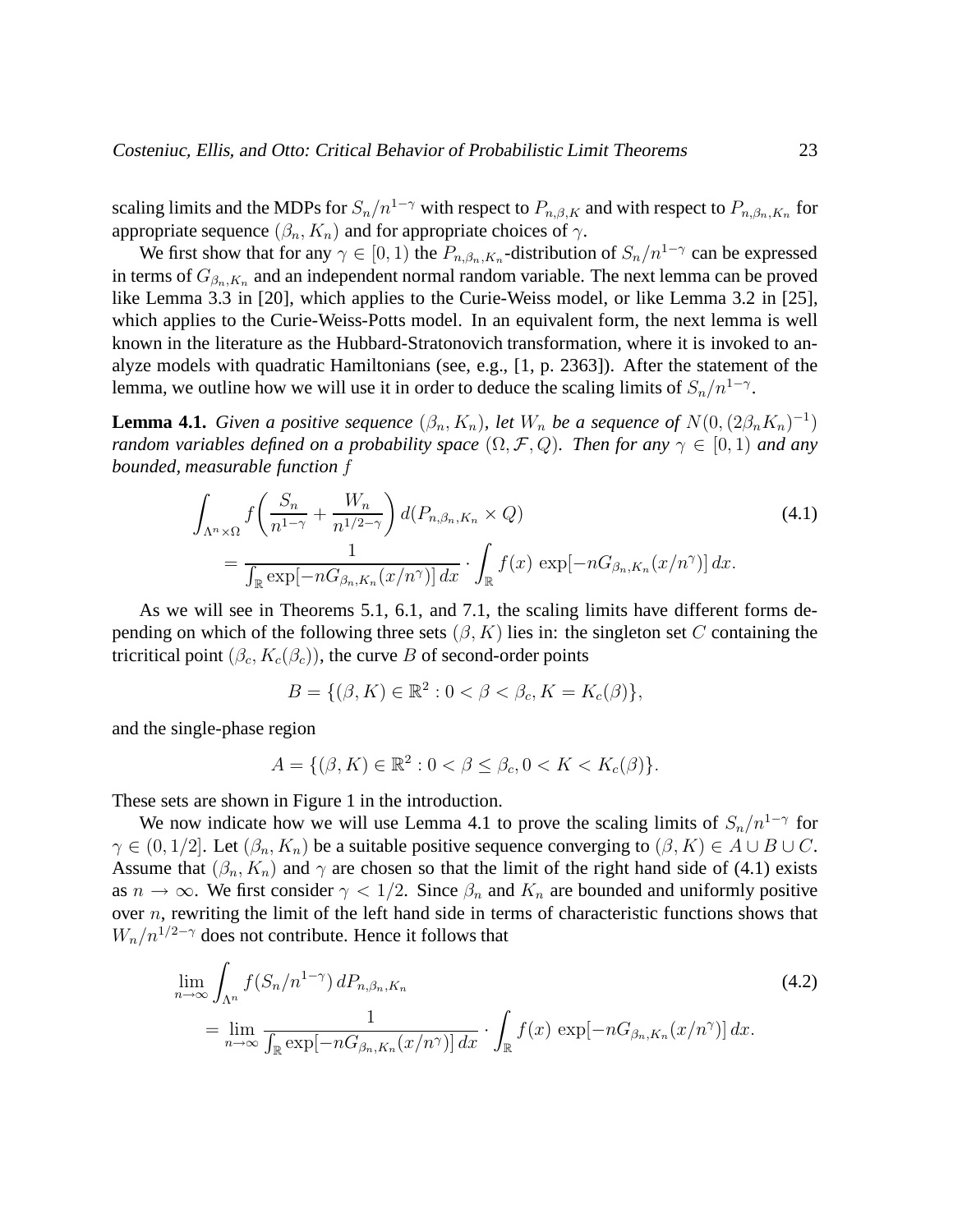scaling limits and the MDPs for $S_n/n^{1-\gamma}$ with respect to $P_{n,\beta,K}$ and with respect to $P_{n,\beta_n,K_n}$ for appropriate sequence $(\beta_n, K_n)$ and for appropriate choices of $\gamma$.

We first show that for any $\gamma \in [0,1)$ the $P_{n,\beta_n,K_n}$-distribution of $S_n/n^{1-\gamma}$ can be expressed in terms of $G_{\beta_n,K_n}$ and an independent normal random variable. The next lemma can be proved like Lemma 3.3 in [20], which applies to the Curie-Weiss model, or like Lemma 3.2 in [25], which applies to the Curie-Weiss-Potts model. In an equivalent form, the next lemma is well known in the literature as the Hubbard-Stratonovich transformation, where it is invoked to analyze models with quadratic Hamiltonians (see, e.g., [1, p. 2363]). After the statement of the lemma, we outline how we will use it in order to deduce the scaling limits of $S_n/n^{1-\gamma}$.

**Lemma 4.1.** *Given a positive sequence $(\beta_n, K_n)$, let $W_n$ be a sequence of $N(0, (2\beta_n K_n)^{-1})$ random variables defined on a probability space $(\Omega, \mathcal{F}, Q)$. Then for any $\gamma \in [0,1)$ and any bounded, measurable function $f$*

$$
\begin{aligned}
&\int_{\Lambda^n \times \Omega} f\left(\frac{S_n}{n^{1-\gamma}} + \frac{W_n}{n^{1/2-\gamma}}\right) d(P_{n,\beta_n,K_n} \times Q) \\
&\quad = \frac{1}{\int_{\mathbb{R}} \exp[-nG_{\beta_n,K_n}(x/n^\gamma)]\, dx} \cdot \int_{\mathbb{R}} f(x)\, \exp[-nG_{\beta_n,K_n}(x/n^\gamma)]\, dx.
\end{aligned}
\tag{4.1}
$$

As we will see in Theorems 5.1, 6.1, and 7.1, the scaling limits have different forms depending on which of the following three sets $(\beta, K)$ lies in: the singleton set $C$ containing the tricritical point $(\beta_c, K_c(\beta_c))$, the curve $B$ of second-order points

$$B = \{(\beta, K) \in \mathbb{R}^2 : 0 < \beta < \beta_c, K = K_c(\beta)\},$$

and the single-phase region

$$A = \{(\beta, K) \in \mathbb{R}^2 : 0 < \beta \le \beta_c, 0 < K < K_c(\beta)\}.$$

These sets are shown in Figure 1 in the introduction.

We now indicate how we will use Lemma 4.1 to prove the scaling limits of $S_n/n^{1-\gamma}$ for $\gamma \in (0, 1/2]$. Let $(\beta_n, K_n)$ be a suitable positive sequence converging to $(\beta, K) \in A \cup B \cup C$. Assume that $(\beta_n, K_n)$ and $\gamma$ are chosen so that the limit of the right hand side of (4.1) exists as $n \to \infty$. We first consider $\gamma < 1/2$. Since $\beta_n$ and $K_n$ are bounded and uniformly positive over $n$, rewriting the limit of the left hand side in terms of characteristic functions shows that $W_n/n^{1/2-\gamma}$ does not contribute. Hence it follows that

$$
\begin{aligned}
&\lim_{n\to\infty} \int_{\Lambda^n} f(S_n/n^{1-\gamma})\, dP_{n,\beta_n,K_n} \\
&\quad = \lim_{n\to\infty} \frac{1}{\int_{\mathbb{R}} \exp[-nG_{\beta_n,K_n}(x/n^\gamma)]\, dx} \cdot \int_{\mathbb{R}} f(x)\, \exp[-nG_{\beta_n,K_n}(x/n^\gamma)]\, dx.
\end{aligned}
\tag{4.2}
$$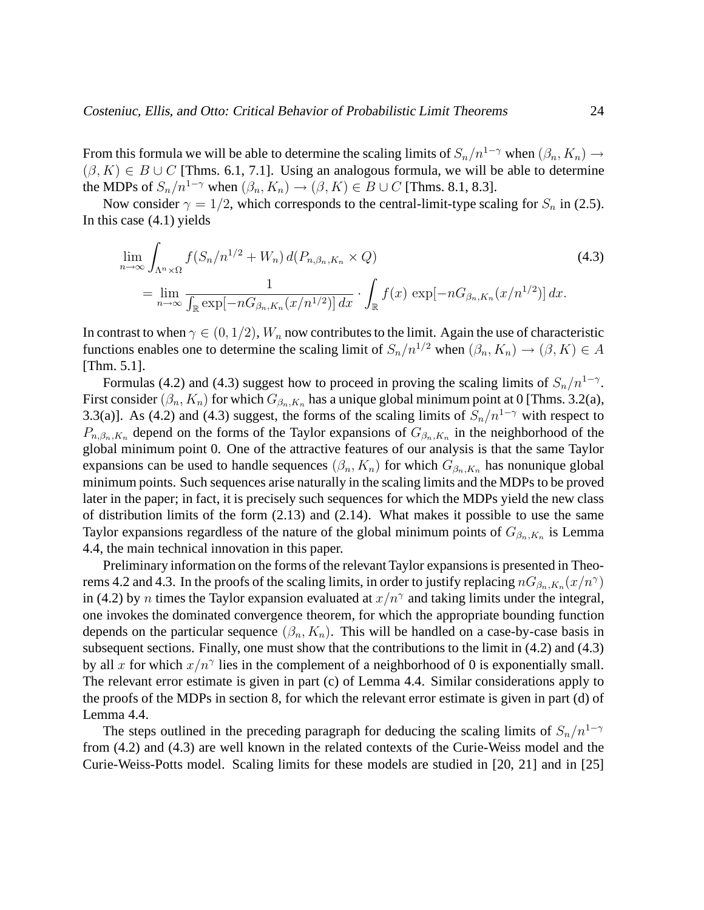From this formula we will be able to determine the scaling limits of $S_n/n^{1-\gamma}$ when $(\beta_n, K_n) \to (\beta, K) \in B \cup C$ [Thms. 6.1, 7.1]. Using an analogous formula, we will be able to determine the MDPs of $S_n/n^{1-\gamma}$ when $(\beta_n, K_n) \to (\beta, K) \in B \cup C$ [Thms. 8.1, 8.3].

Now consider $\gamma = 1/2$, which corresponds to the central-limit-type scaling for $S_n$ in (2.5). In this case (4.1) yields

$$
\begin{aligned}
&\lim_{n\to\infty} \int_{\Lambda^n \times \Omega} f(S_n/n^{1/2} + W_n)\, d(P_{n,\beta_n,K_n} \times Q) \qquad (4.3)\\
&\quad = \lim_{n\to\infty} \frac{1}{\int_{\mathbb{R}} \exp[-nG_{\beta_n,K_n}(x/n^{1/2})]\, dx} \cdot \int_{\mathbb{R}} f(x)\, \exp[-nG_{\beta_n,K_n}(x/n^{1/2})]\, dx.
\end{aligned}
$$

In contrast to when $\gamma \in (0, 1/2)$, $W_n$ now contributes to the limit. Again the use of characteristic functions enables one to determine the scaling limit of $S_n/n^{1/2}$ when $(\beta_n, K_n) \to (\beta, K) \in A$ [Thm. 5.1].

Formulas (4.2) and (4.3) suggest how to proceed in proving the scaling limits of $S_n/n^{1-\gamma}$. First consider $(\beta_n, K_n)$ for which $G_{\beta_n,K_n}$ has a unique global minimum point at 0 [Thms. 3.2(a), 3.3(a)]. As (4.2) and (4.3) suggest, the forms of the scaling limits of $S_n/n^{1-\gamma}$ with respect to $P_{n,\beta_n,K_n}$ depend on the forms of the Taylor expansions of $G_{\beta_n,K_n}$ in the neighborhood of the global minimum point 0. One of the attractive features of our analysis is that the same Taylor expansions can be used to handle sequences $(\beta_n, K_n)$ for which $G_{\beta_n,K_n}$ has nonunique global minimum points. Such sequences arise naturally in the scaling limits and the MDPs to be proved later in the paper; in fact, it is precisely such sequences for which the MDPs yield the new class of distribution limits of the form (2.13) and (2.14). What makes it possible to use the same Taylor expansions regardless of the nature of the global minimum points of $G_{\beta_n,K_n}$ is Lemma 4.4, the main technical innovation in this paper.

Preliminary information on the forms of the relevant Taylor expansions is presented in Theorems 4.2 and 4.3. In the proofs of the scaling limits, in order to justify replacing $nG_{\beta_n,K_n}(x/n^{\gamma})$ in (4.2) by $n$ times the Taylor expansion evaluated at $x/n^{\gamma}$ and taking limits under the integral, one invokes the dominated convergence theorem, for which the appropriate bounding function depends on the particular sequence $(\beta_n, K_n)$. This will be handled on a case-by-case basis in subsequent sections. Finally, one must show that the contributions to the limit in (4.2) and (4.3) by all $x$ for which $x/n^{\gamma}$ lies in the complement of a neighborhood of 0 is exponentially small. The relevant error estimate is given in part (c) of Lemma 4.4. Similar considerations apply to the proofs of the MDPs in section 8, for which the relevant error estimate is given in part (d) of Lemma 4.4.

The steps outlined in the preceding paragraph for deducing the scaling limits of $S_n/n^{1-\gamma}$ from (4.2) and (4.3) are well known in the related contexts of the Curie-Weiss model and the Curie-Weiss-Potts model. Scaling limits for these models are studied in [20, 21] and in [25]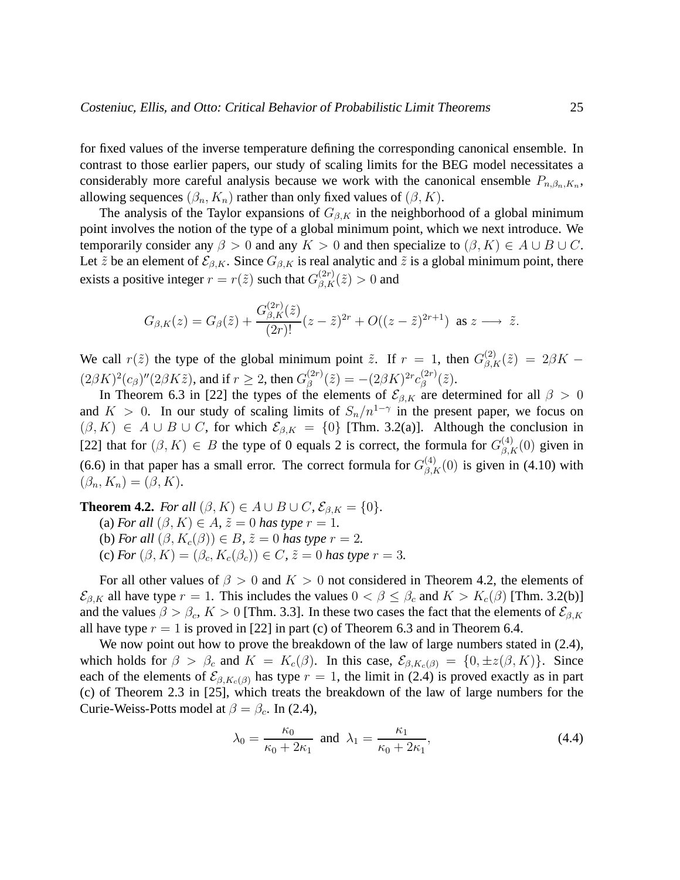for fixed values of the inverse temperature defining the corresponding canonical ensemble. In contrast to those earlier papers, our study of scaling limits for the BEG model necessitates a considerably more careful analysis because we work with the canonical ensemble $P_{n,\beta_n,K_n}$, allowing sequences $(\beta_n, K_n)$ rather than only fixed values of $(\beta, K)$.

The analysis of the Taylor expansions of $G_{\beta,K}$ in the neighborhood of a global minimum point involves the notion of the type of a global minimum point, which we next introduce. We temporarily consider any $\beta > 0$ and any $K > 0$ and then specialize to $(\beta, K) \in A \cup B \cup C$. Let $\tilde{z}$ be an element of $\mathcal{E}_{\beta,K}$. Since $G_{\beta,K}$ is real analytic and $\tilde{z}$ is a global minimum point, there exists a positive integer $r = r(\tilde{z})$ such that $G^{(2r)}_{\beta,K}(\tilde{z}) > 0$ and

$$G_{\beta,K}(z) = G_{\beta}(\tilde{z}) + \frac{G^{(2r)}_{\beta,K}(\tilde{z})}{(2r)!}(z - \tilde{z})^{2r} + O((z - \tilde{z})^{2r+1}) \text{ as } z \longrightarrow \tilde{z}.$$

We call $r(\tilde{z})$ the type of the global minimum point $\tilde{z}$. If $r = 1$, then $G^{(2)}_{\beta,K}(\tilde{z}) = 2\beta K - (2\beta K)^2 (c_\beta)''(2\beta K \tilde{z})$, and if $r \geq 2$, then $G^{(2r)}_{\beta}(\tilde{z}) = -(2\beta K)^{2r} c^{(2r)}_{\beta}(\tilde{z})$.

In Theorem 6.3 in [22] the types of the elements of $\mathcal{E}_{\beta,K}$ are determined for all $\beta > 0$ and $K > 0$. In our study of scaling limits of $S_n/n^{1-\gamma}$ in the present paper, we focus on $(\beta, K) \in A \cup B \cup C$, for which $\mathcal{E}_{\beta,K} = \{0\}$ [Thm. 3.2(a)]. Although the conclusion in [22] that for $(\beta, K) \in B$ the type of 0 equals 2 is correct, the formula for $G^{(4)}_{\beta,K}(0)$ given in (6.6) in that paper has a small error. The correct formula for $G^{(4)}_{\beta,K}(0)$ is given in (4.10) with $(\beta_n, K_n) = (\beta, K)$.

**Theorem 4.2.** *For all* $(\beta, K) \in A \cup B \cup C$*,* $\mathcal{E}_{\beta,K} = \{0\}$*.*

(a) *For all* $(\beta, K) \in A$*,* $\tilde{z} = 0$ *has type* $r = 1$*.*

(b) *For all* $(\beta, K_c(\beta)) \in B$*,* $\tilde{z} = 0$ *has type* $r = 2$*.*

(c) *For* $(\beta, K) = (\beta_c, K_c(\beta_c)) \in C$*,* $\tilde{z} = 0$ *has type* $r = 3$*.*

For all other values of $\beta > 0$ and $K > 0$ not considered in Theorem 4.2, the elements of $\mathcal{E}_{\beta,K}$ all have type $r = 1$. This includes the values $0 < \beta \leq \beta_c$ and $K > K_c(\beta)$ [Thm. 3.2(b)] and the values $\beta > \beta_c$, $K > 0$ [Thm. 3.3]. In these two cases the fact that the elements of $\mathcal{E}_{\beta,K}$ all have type $r = 1$ is proved in [22] in part (c) of Theorem 6.3 and in Theorem 6.4.

We now point out how to prove the breakdown of the law of large numbers stated in (2.4), which holds for $\beta > \beta_c$ and $K = K_c(\beta)$. In this case, $\mathcal{E}_{\beta,K_c(\beta)} = \{0, \pm z(\beta, K)\}$. Since each of the elements of $\mathcal{E}_{\beta,K_c(\beta)}$ has type $r = 1$, the limit in (2.4) is proved exactly as in part (c) of Theorem 2.3 in [25], which treats the breakdown of the law of large numbers for the Curie-Weiss-Potts model at $\beta = \beta_c$. In (2.4),

$$\lambda_0 = \frac{\kappa_0}{\kappa_0 + 2\kappa_1} \text{ and } \lambda_1 = \frac{\kappa_1}{\kappa_0 + 2\kappa_1}, \tag{4.4}$$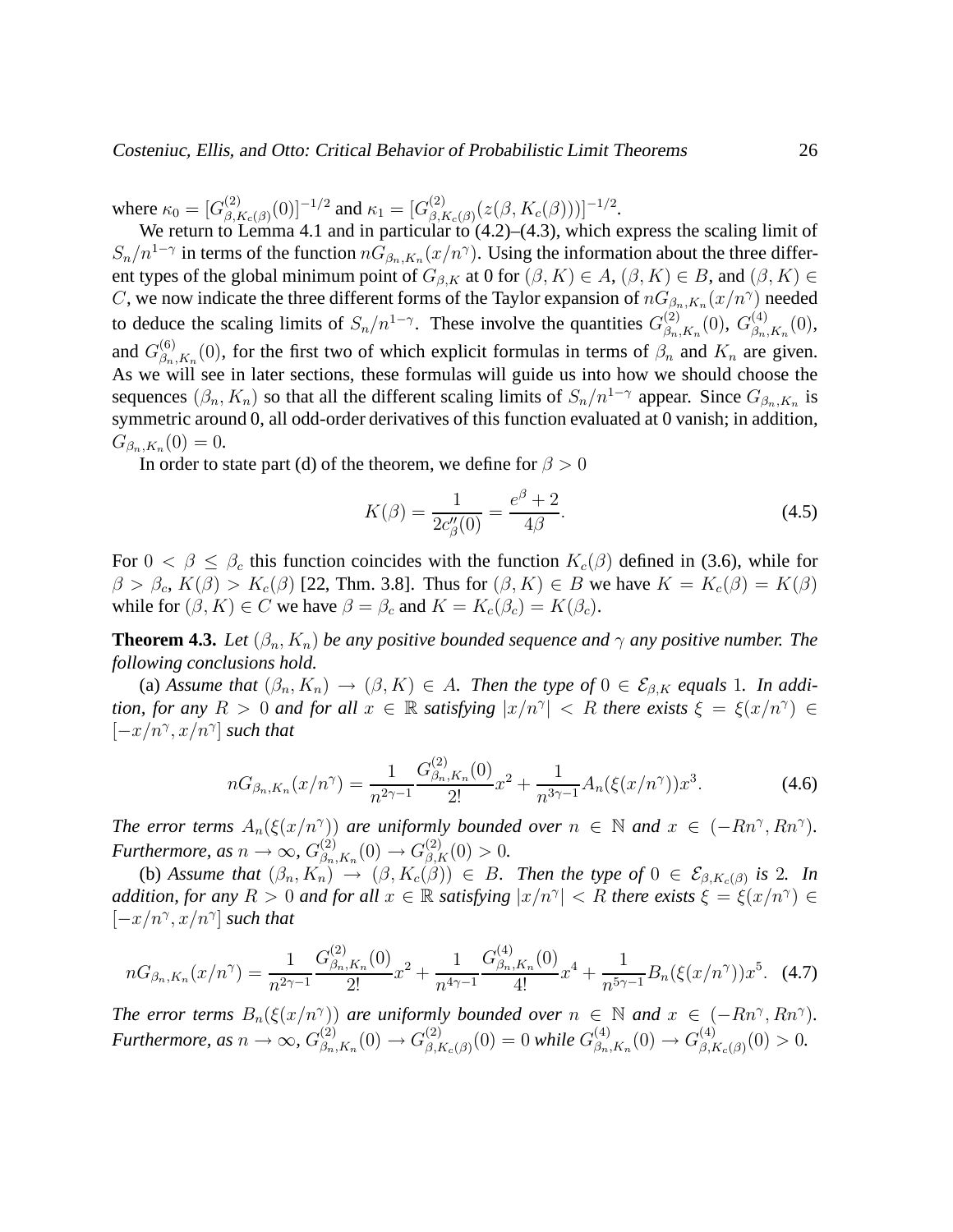where $\kappa_0 = [G^{(2)}_{\beta,K_c(\beta)}(0)]^{-1/2}$ and $\kappa_1 = [G^{(2)}_{\beta,K_c(\beta)}(z(\beta,K_c(\beta)))]^{-1/2}$.

We return to Lemma 4.1 and in particular to (4.2)–(4.3), which express the scaling limit of $S_n/n^{1-\gamma}$ in terms of the function $nG_{\beta_n,K_n}(x/n^\gamma)$. Using the information about the three different types of the global minimum point of $G_{\beta,K}$ at 0 for $(\beta,K) \in A$, $(\beta,K) \in B$, and $(\beta,K) \in C$, we now indicate the three different forms of the Taylor expansion of $nG_{\beta_n,K_n}(x/n^\gamma)$ needed to deduce the scaling limits of $S_n/n^{1-\gamma}$. These involve the quantities $G^{(2)}_{\beta_n,K_n}(0)$, $G^{(4)}_{\beta_n,K_n}(0)$, and $G^{(6)}_{\beta_n,K_n}(0)$, for the first two of which explicit formulas in terms of $\beta_n$ and $K_n$ are given. As we will see in later sections, these formulas will guide us into how we should choose the sequences $(\beta_n,K_n)$ so that all the different scaling limits of $S_n/n^{1-\gamma}$ appear. Since $G_{\beta_n,K_n}$ is symmetric around 0, all odd-order derivatives of this function evaluated at 0 vanish; in addition, $G_{\beta_n,K_n}(0) = 0$.

In order to state part (d) of the theorem, we define for $\beta > 0$

$$K(\beta) = \frac{1}{2c''_\beta(0)} = \frac{e^\beta + 2}{4\beta}. \tag{4.5}$$

For $0 < \beta \le \beta_c$ this function coincides with the function $K_c(\beta)$ defined in (3.6), while for $\beta > \beta_c$, $K(\beta) > K_c(\beta)$ [22, Thm. 3.8]. Thus for $(\beta,K) \in B$ we have $K = K_c(\beta) = K(\beta)$ while for $(\beta,K) \in C$ we have $\beta = \beta_c$ and $K = K_c(\beta_c) = K(\beta_c)$.

**Theorem 4.3.** *Let $(\beta_n,K_n)$ be any positive bounded sequence and $\gamma$ any positive number. The following conclusions hold.*

(a) *Assume that $(\beta_n,K_n) \to (\beta,K) \in A$. Then the type of $0 \in \mathcal{E}_{\beta,K}$ equals 1. In addition, for any $R > 0$ and for all $x \in \mathbb{R}$ satisfying $|x/n^\gamma| < R$ there exists $\xi = \xi(x/n^\gamma) \in [-x/n^\gamma, x/n^\gamma]$ such that*

$$nG_{\beta_n,K_n}(x/n^\gamma) = \frac{1}{n^{2\gamma-1}}\frac{G^{(2)}_{\beta_n,K_n}(0)}{2!}x^2 + \frac{1}{n^{3\gamma-1}}A_n(\xi(x/n^\gamma))x^3. \tag{4.6}$$

*The error terms $A_n(\xi(x/n^\gamma))$ are uniformly bounded over $n \in \mathbb{N}$ and $x \in (-Rn^\gamma, Rn^\gamma)$. Furthermore, as $n \to \infty$, $G^{(2)}_{\beta_n,K_n}(0) \to G^{(2)}_{\beta,K}(0) > 0$.*

(b) *Assume that $(\beta_n,K_n) \to (\beta,K_c(\beta)) \in B$. Then the type of $0 \in \mathcal{E}_{\beta,K_c(\beta)}$ is 2. In addition, for any $R > 0$ and for all $x \in \mathbb{R}$ satisfying $|x/n^\gamma| < R$ there exists $\xi = \xi(x/n^\gamma) \in [-x/n^\gamma, x/n^\gamma]$ such that*

$$nG_{\beta_n,K_n}(x/n^\gamma) = \frac{1}{n^{2\gamma-1}}\frac{G^{(2)}_{\beta_n,K_n}(0)}{2!}x^2 + \frac{1}{n^{4\gamma-1}}\frac{G^{(4)}_{\beta_n,K_n}(0)}{4!}x^4 + \frac{1}{n^{5\gamma-1}}B_n(\xi(x/n^\gamma))x^5. \tag{4.7}$$

*The error terms $B_n(\xi(x/n^\gamma))$ are uniformly bounded over $n \in \mathbb{N}$ and $x \in (-Rn^\gamma, Rn^\gamma)$. Furthermore, as $n \to \infty$, $G^{(2)}_{\beta_n,K_n}(0) \to G^{(2)}_{\beta,K_c(\beta)}(0) = 0$ while $G^{(4)}_{\beta_n,K_n}(0) \to G^{(4)}_{\beta,K_c(\beta)}(0) > 0$.*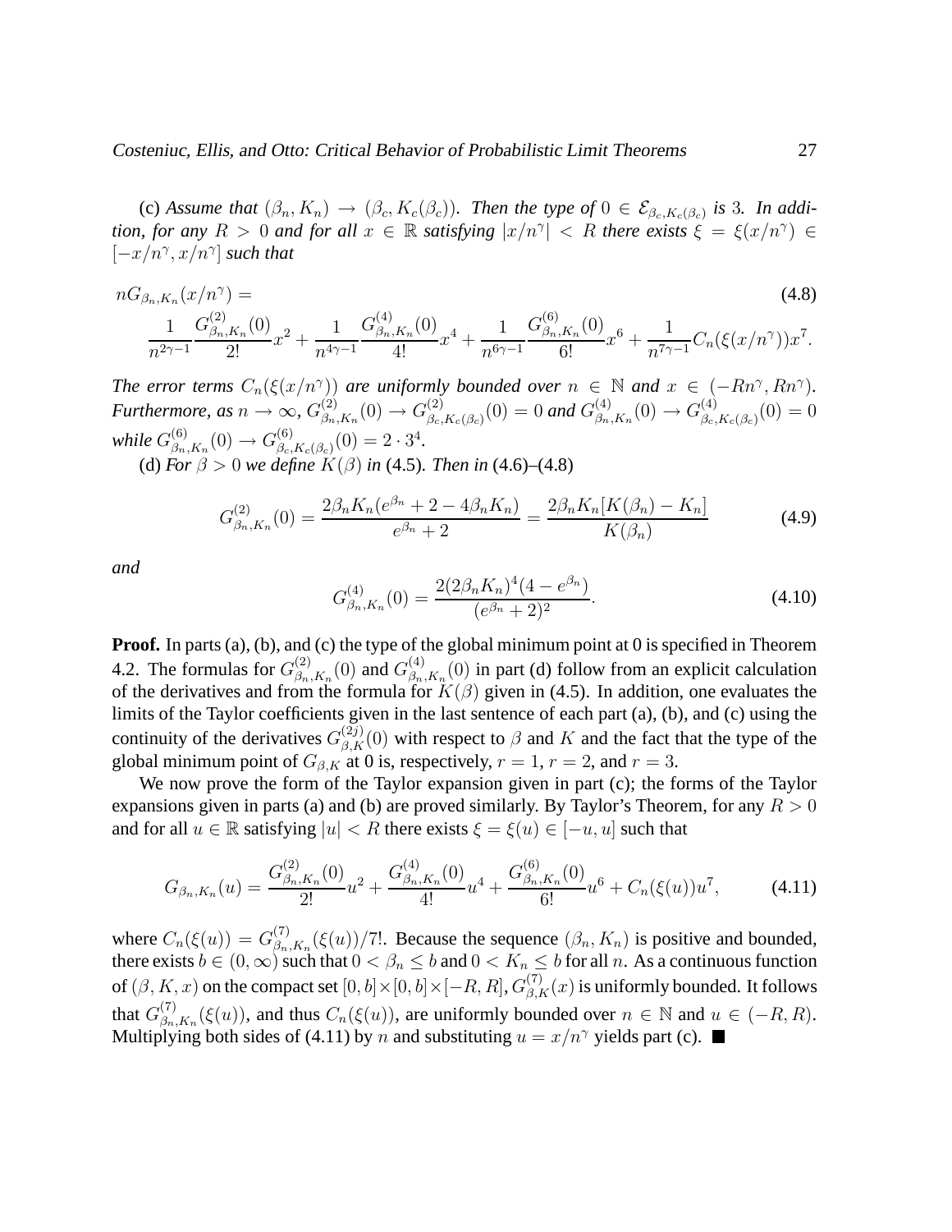(c) *Assume that $(\beta_n, K_n) \to (\beta_c, K_c(\beta_c))$. Then the type of $0 \in \mathcal{E}_{\beta_c, K_c(\beta_c)}$ is 3. In addition, for any $R > 0$ and for all $x \in \mathbb{R}$ satisfying $|x/n^\gamma| < R$ there exists $\xi = \xi(x/n^\gamma) \in [-x/n^\gamma, x/n^\gamma]$ such that*

$$
nG_{\beta_n,K_n}(x/n^\gamma) = \frac{1}{n^{2\gamma-1}} \frac{G^{(2)}_{\beta_n,K_n}(0)}{2!} x^2 + \frac{1}{n^{4\gamma-1}} \frac{G^{(4)}_{\beta_n,K_n}(0)}{4!} x^4 + \frac{1}{n^{6\gamma-1}} \frac{G^{(6)}_{\beta_n,K_n}(0)}{6!} x^6 + \frac{1}{n^{7\gamma-1}} C_n(\xi(x/n^\gamma)) x^7. \tag{4.8}
$$

*The error terms $C_n(\xi(x/n^\gamma))$ are uniformly bounded over $n \in \mathbb{N}$ and $x \in (-Rn^\gamma, Rn^\gamma)$. Furthermore, as $n \to \infty$, $G^{(2)}_{\beta_n,K_n}(0) \to G^{(2)}_{\beta_c,K_c(\beta_c)}(0) = 0$ and $G^{(4)}_{\beta_n,K_n}(0) \to G^{(4)}_{\beta_c,K_c(\beta_c)}(0) = 0$ while $G^{(6)}_{\beta_n,K_n}(0) \to G^{(6)}_{\beta_c,K_c(\beta_c)}(0) = 2 \cdot 3^4$.*

(d) *For $\beta > 0$ we define $K(\beta)$ in* (4.5)*. Then in* (4.6)–(4.8)

$$
G^{(2)}_{\beta_n,K_n}(0) = \frac{2\beta_n K_n(e^{\beta_n} + 2 - 4\beta_n K_n)}{e^{\beta_n} + 2} = \frac{2\beta_n K_n[K(\beta_n) - K_n]}{K(\beta_n)} \tag{4.9}
$$

*and*

$$
G^{(4)}_{\beta_n,K_n}(0) = \frac{2(2\beta_n K_n)^4(4 - e^{\beta_n})}{(e^{\beta_n} + 2)^2}. \tag{4.10}
$$

**Proof.** In parts (a), (b), and (c) the type of the global minimum point at 0 is specified in Theorem 4.2. The formulas for $G^{(2)}_{\beta_n,K_n}(0)$ and $G^{(4)}_{\beta_n,K_n}(0)$ in part (d) follow from an explicit calculation of the derivatives and from the formula for $K(\beta)$ given in (4.5). In addition, one evaluates the limits of the Taylor coefficients given in the last sentence of each part (a), (b), and (c) using the continuity of the derivatives $G^{(2j)}_{\beta,K}(0)$ with respect to $\beta$ and $K$ and the fact that the type of the global minimum point of $G_{\beta,K}$ at 0 is, respectively, $r = 1$, $r = 2$, and $r = 3$.

We now prove the form of the Taylor expansion given in part (c); the forms of the Taylor expansions given in parts (a) and (b) are proved similarly. By Taylor's Theorem, for any $R > 0$ and for all $u \in \mathbb{R}$ satisfying $|u| < R$ there exists $\xi = \xi(u) \in [-u, u]$ such that

$$
G_{\beta_n,K_n}(u) = \frac{G^{(2)}_{\beta_n,K_n}(0)}{2!} u^2 + \frac{G^{(4)}_{\beta_n,K_n}(0)}{4!} u^4 + \frac{G^{(6)}_{\beta_n,K_n}(0)}{6!} u^6 + C_n(\xi(u)) u^7, \tag{4.11}
$$

where $C_n(\xi(u)) = G^{(7)}_{\beta_n,K_n}(\xi(u))/7!$. Because the sequence $(\beta_n, K_n)$ is positive and bounded, there exists $b \in (0, \infty)$ such that $0 < \beta_n \leq b$ and $0 < K_n \leq b$ for all $n$. As a continuous function of $(\beta, K, x)$ on the compact set $[0, b] \times [0, b] \times [-R, R]$, $G^{(7)}_{\beta,K}(x)$ is uniformly bounded. It follows that $G^{(7)}_{\beta_n,K_n}(\xi(u))$, and thus $C_n(\xi(u))$, are uniformly bounded over $n \in \mathbb{N}$ and $u \in (-R, R)$. Multiplying both sides of (4.11) by $n$ and substituting $u = x/n^\gamma$ yields part (c). ■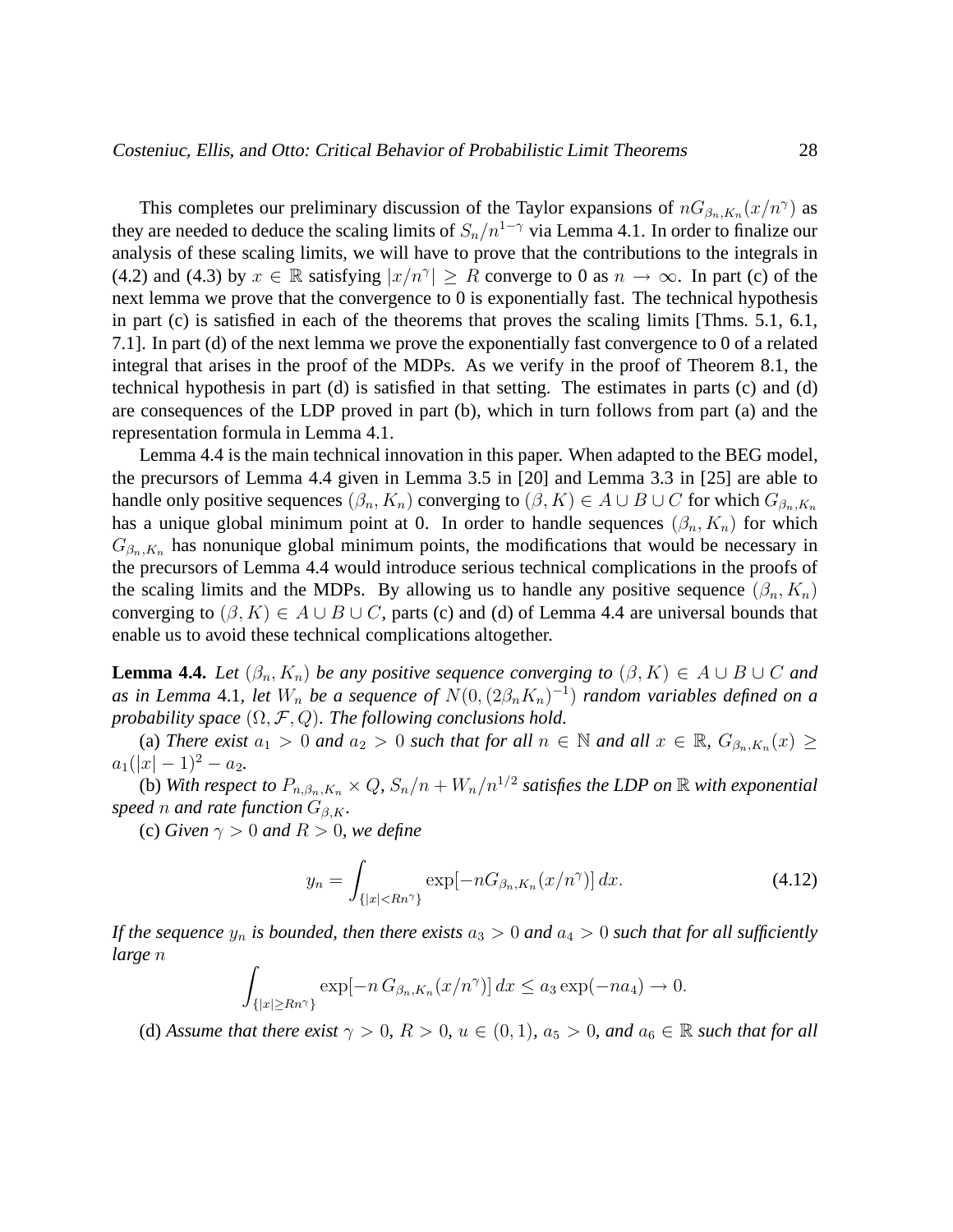This completes our preliminary discussion of the Taylor expansions of $nG_{\beta_n,K_n}(x/n^\gamma)$ as they are needed to deduce the scaling limits of $S_n/n^{1-\gamma}$ via Lemma 4.1. In order to finalize our analysis of these scaling limits, we will have to prove that the contributions to the integrals in (4.2) and (4.3) by $x \in \mathbb{R}$ satisfying $|x/n^\gamma| \geq R$ converge to 0 as $n \to \infty$. In part (c) of the next lemma we prove that the convergence to 0 is exponentially fast. The technical hypothesis in part (c) is satisfied in each of the theorems that proves the scaling limits [Thms. 5.1, 6.1, 7.1]. In part (d) of the next lemma we prove the exponentially fast convergence to 0 of a related integral that arises in the proof of the MDPs. As we verify in the proof of Theorem 8.1, the technical hypothesis in part (d) is satisfied in that setting. The estimates in parts (c) and (d) are consequences of the LDP proved in part (b), which in turn follows from part (a) and the representation formula in Lemma 4.1.

Lemma 4.4 is the main technical innovation in this paper. When adapted to the BEG model, the precursors of Lemma 4.4 given in Lemma 3.5 in [20] and Lemma 3.3 in [25] are able to handle only positive sequences $(\beta_n, K_n)$ converging to $(\beta, K) \in A \cup B \cup C$ for which $G_{\beta_n,K_n}$ has a unique global minimum point at 0. In order to handle sequences $(\beta_n, K_n)$ for which $G_{\beta_n,K_n}$ has nonunique global minimum points, the modifications that would be necessary in the precursors of Lemma 4.4 would introduce serious technical complications in the proofs of the scaling limits and the MDPs. By allowing us to handle any positive sequence $(\beta_n, K_n)$ converging to $(\beta, K) \in A \cup B \cup C$, parts (c) and (d) of Lemma 4.4 are universal bounds that enable us to avoid these technical complications altogether.

**Lemma 4.4.** *Let $(\beta_n, K_n)$ be any positive sequence converging to $(\beta, K) \in A \cup B \cup C$ and as in Lemma 4.1, let $W_n$ be a sequence of $N(0, (2\beta_n K_n)^{-1})$ random variables defined on a probability space $(\Omega, \mathcal{F}, Q)$. The following conclusions hold.*

(a) *There exist $a_1 > 0$ and $a_2 > 0$ such that for all $n \in \mathbb{N}$ and all $x \in \mathbb{R}$, $G_{\beta_n,K_n}(x) \geq a_1(|x| - 1)^2 - a_2$.*

(b) *With respect to $P_{n,\beta_n,K_n} \times Q$, $S_n/n + W_n/n^{1/2}$ satisfies the LDP on $\mathbb{R}$ with exponential speed $n$ and rate function $G_{\beta,K}$.*

(c) *Given $\gamma > 0$ and $R > 0$, we define*

$$y_n = \int_{\{|x|<Rn^\gamma\}} \exp[-nG_{\beta_n,K_n}(x/n^\gamma)]\, dx. \tag{4.12}$$

*If the sequence $y_n$ is bounded, then there exists $a_3 > 0$ and $a_4 > 0$ such that for all sufficiently large $n$*

$$\int_{\{|x|\geq Rn^\gamma\}} \exp[-n\, G_{\beta_n,K_n}(x/n^\gamma)]\, dx \leq a_3 \exp(-na_4) \to 0.$$

(d) *Assume that there exist $\gamma > 0$, $R > 0$, $u \in (0, 1)$, $a_5 > 0$, and $a_6 \in \mathbb{R}$ such that for all*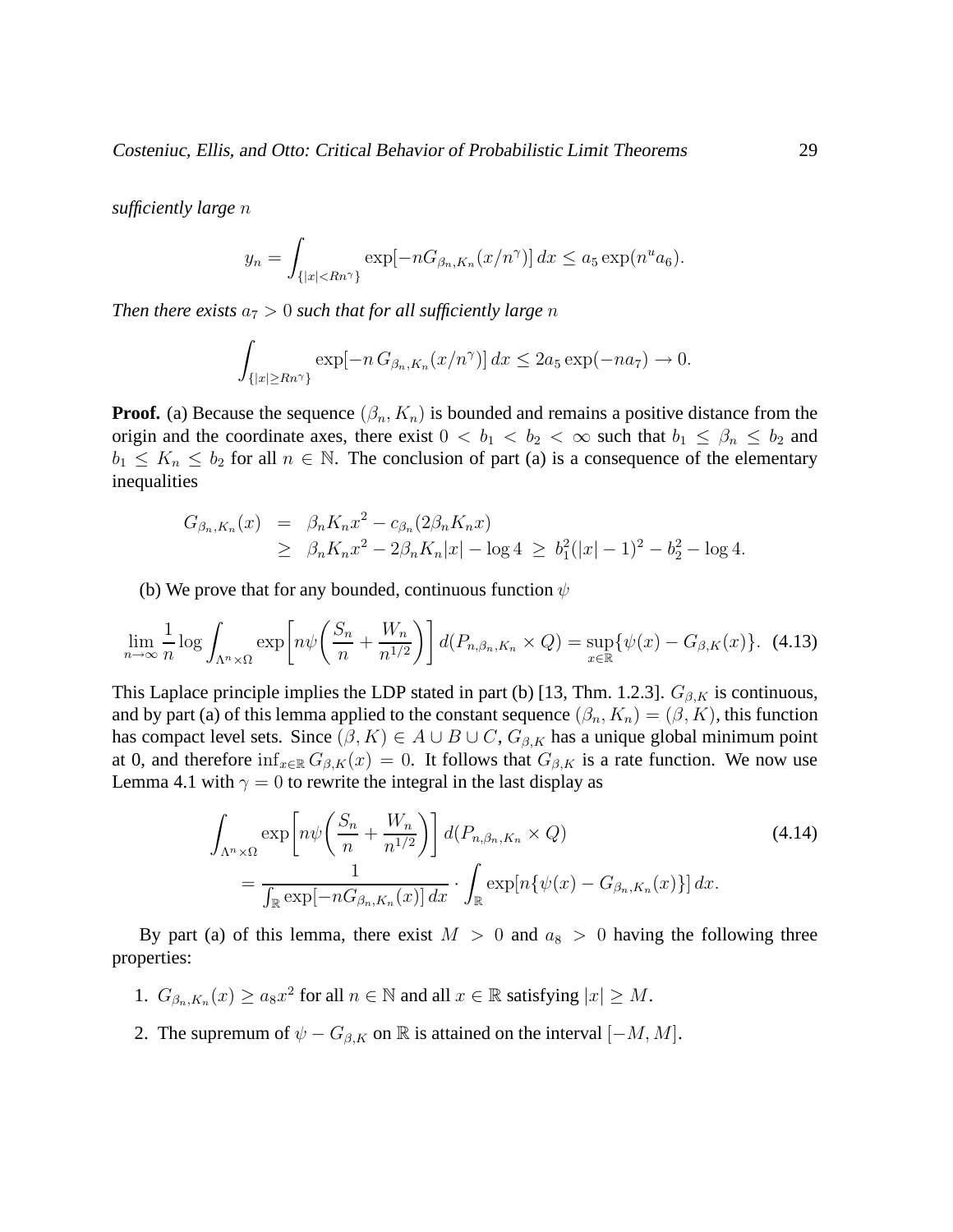*sufficiently large* $n$

$$y_n = \int_{\{|x|<Rn^\gamma\}} \exp[-nG_{\beta_n,K_n}(x/n^\gamma)]\,dx \le a_5 \exp(n^u a_6).$$

*Then there exists* $a_7 > 0$ *such that for all sufficiently large* $n$

$$\int_{\{|x|\ge Rn^\gamma\}} \exp[-n\,G_{\beta_n,K_n}(x/n^\gamma)]\,dx \le 2a_5 \exp(-na_7) \to 0.$$

**Proof.** (a) Because the sequence $(\beta_n, K_n)$ is bounded and remains a positive distance from the origin and the coordinate axes, there exist $0 < b_1 < b_2 < \infty$ such that $b_1 \le \beta_n \le b_2$ and $b_1 \le K_n \le b_2$ for all $n \in \mathbb{N}$. The conclusion of part (a) is a consequence of the elementary inequalities

$$\begin{aligned} G_{\beta_n,K_n}(x) &= \beta_n K_n x^2 - c_{\beta_n}(2\beta_n K_n x) \\ &\ge \beta_n K_n x^2 - 2\beta_n K_n |x| - \log 4 \ \ge\ b_1^2(|x|-1)^2 - b_2^2 - \log 4. \end{aligned}$$

(b) We prove that for any bounded, continuous function $\psi$

$$\lim_{n\to\infty} \frac{1}{n} \log \int_{\Lambda^n\times\Omega} \exp\!\left[n\psi\!\left(\frac{S_n}{n} + \frac{W_n}{n^{1/2}}\right)\right] d(P_{n,\beta_n,K_n}\times Q) = \sup_{x\in\mathbb{R}}\{\psi(x) - G_{\beta,K}(x)\}. \quad (4.13)$$

This Laplace principle implies the LDP stated in part (b) [13, Thm. 1.2.3]. $G_{\beta,K}$ is continuous, and by part (a) of this lemma applied to the constant sequence $(\beta_n, K_n) = (\beta, K)$, this function has compact level sets. Since $(\beta, K) \in A \cup B \cup C$, $G_{\beta,K}$ has a unique global minimum point at 0, and therefore $\inf_{x\in\mathbb{R}} G_{\beta,K}(x) = 0$. It follows that $G_{\beta,K}$ is a rate function. We now use Lemma 4.1 with $\gamma = 0$ to rewrite the integral in the last display as

$$\begin{aligned} &\int_{\Lambda^n\times\Omega} \exp\!\left[n\psi\!\left(\frac{S_n}{n} + \frac{W_n}{n^{1/2}}\right)\right] d(P_{n,\beta_n,K_n}\times Q) \\ &\quad = \frac{1}{\int_{\mathbb{R}} \exp[-nG_{\beta_n,K_n}(x)]\,dx} \cdot \int_{\mathbb{R}} \exp[n\{\psi(x) - G_{\beta_n,K_n}(x)\}]\,dx. \end{aligned} \quad (4.14)$$

By part (a) of this lemma, there exist $M > 0$ and $a_8 > 0$ having the following three properties:

1. $G_{\beta_n,K_n}(x) \ge a_8 x^2$ for all $n \in \mathbb{N}$ and all $x \in \mathbb{R}$ satisfying $|x| \ge M$.
2. The supremum of $\psi - G_{\beta,K}$ on $\mathbb{R}$ is attained on the interval $[-M, M]$.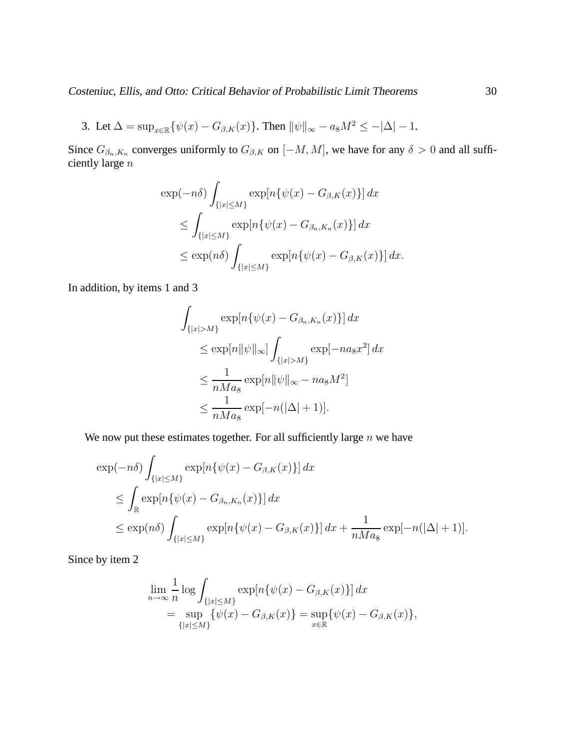3. Let $\Delta = \sup_{x \in \mathbb{R}} \{\psi(x) - G_{\beta,K}(x)\}$. Then $\|\psi\|_\infty - a_8 M^2 \leq -|\Delta| - 1$.

Since $G_{\beta_n,K_n}$ converges uniformly to $G_{\beta,K}$ on $[-M, M]$, we have for any $\delta > 0$ and all sufficiently large $n$

$$
\begin{aligned}
\exp(-n\delta) & \int_{\{|x| \leq M\}} \exp[n\{\psi(x) - G_{\beta,K}(x)\}]\, dx \\
& \leq \int_{\{|x| \leq M\}} \exp[n\{\psi(x) - G_{\beta_n,K_n}(x)\}]\, dx \\
& \leq \exp(n\delta) \int_{\{|x| \leq M\}} \exp[n\{\psi(x) - G_{\beta,K}(x)\}]\, dx.
\end{aligned}
$$

In addition, by items 1 and 3

$$
\begin{aligned}
\int_{\{|x| > M\}} & \exp[n\{\psi(x) - G_{\beta_n,K_n}(x)\}]\, dx \\
& \leq \exp[n\|\psi\|_\infty] \int_{\{|x| > M\}} \exp[-n a_8 x^2]\, dx \\
& \leq \frac{1}{n M a_8} \exp[n\|\psi\|_\infty - n a_8 M^2] \\
& \leq \frac{1}{n M a_8} \exp[-n(|\Delta| + 1)].
\end{aligned}
$$

We now put these estimates together. For all sufficiently large $n$ we have

$$
\begin{aligned}
\exp(-n\delta) & \int_{\{|x| \leq M\}} \exp[n\{\psi(x) - G_{\beta,K}(x)\}]\, dx \\
& \leq \int_{\mathbb{R}} \exp[n\{\psi(x) - G_{\beta_n,K_n}(x)\}]\, dx \\
& \leq \exp(n\delta) \int_{\{|x| \leq M\}} \exp[n\{\psi(x) - G_{\beta,K}(x)\}]\, dx + \frac{1}{n M a_8} \exp[-n(|\Delta| + 1)].
\end{aligned}
$$

Since by item 2

$$
\begin{aligned}
\lim_{n \to \infty} \frac{1}{n} \log & \int_{\{|x| \leq M\}} \exp[n\{\psi(x) - G_{\beta,K}(x)\}]\, dx \\
& = \sup_{\{|x| \leq M\}} \{\psi(x) - G_{\beta,K}(x)\} = \sup_{x \in \mathbb{R}} \{\psi(x) - G_{\beta,K}(x)\},
\end{aligned}
$$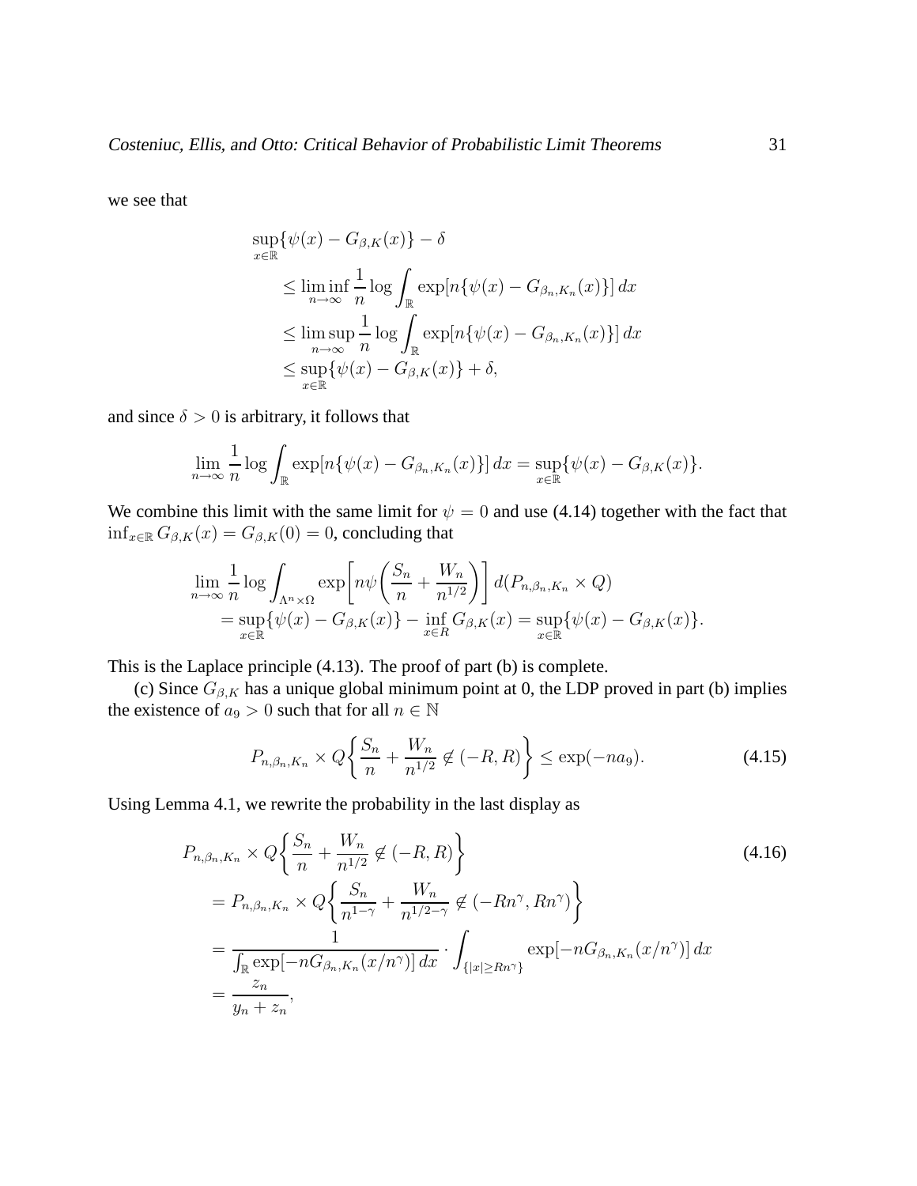we see that

$$\begin{aligned}
&\sup_{x\in\mathbb{R}}\{\psi(x) - G_{\beta,K}(x)\} - \delta \\
&\quad \leq \liminf_{n\to\infty} \frac{1}{n}\log\int_{\mathbb{R}} \exp[n\{\psi(x) - G_{\beta_n,K_n}(x)\}]\,dx \\
&\quad \leq \limsup_{n\to\infty} \frac{1}{n}\log\int_{\mathbb{R}} \exp[n\{\psi(x) - G_{\beta_n,K_n}(x)\}]\,dx \\
&\quad \leq \sup_{x\in\mathbb{R}}\{\psi(x) - G_{\beta,K}(x)\} + \delta,
\end{aligned}$$

and since $\delta > 0$ is arbitrary, it follows that

$$\lim_{n\to\infty} \frac{1}{n}\log\int_{\mathbb{R}} \exp[n\{\psi(x) - G_{\beta_n,K_n}(x)\}]\,dx = \sup_{x\in\mathbb{R}}\{\psi(x) - G_{\beta,K}(x)\}.$$

We combine this limit with the same limit for $\psi = 0$ and use (4.14) together with the fact that $\inf_{x\in\mathbb{R}} G_{\beta,K}(x) = G_{\beta,K}(0) = 0$, concluding that

$$\begin{aligned}
&\lim_{n\to\infty} \frac{1}{n}\log\int_{\Lambda^n\times\Omega} \exp\left[n\psi\left(\frac{S_n}{n} + \frac{W_n}{n^{1/2}}\right)\right] d(P_{n,\beta_n,K_n}\times Q) \\
&\quad = \sup_{x\in\mathbb{R}}\{\psi(x) - G_{\beta,K}(x)\} - \inf_{x\in R} G_{\beta,K}(x) = \sup_{x\in\mathbb{R}}\{\psi(x) - G_{\beta,K}(x)\}.
\end{aligned}$$

This is the Laplace principle (4.13). The proof of part (b) is complete.

(c) Since $G_{\beta,K}$ has a unique global minimum point at 0, the LDP proved in part (b) implies the existence of $a_9 > 0$ such that for all $n \in \mathbb{N}$

$$P_{n,\beta_n,K_n}\times Q\left\{\frac{S_n}{n} + \frac{W_n}{n^{1/2}} \not\in (-R,R)\right\} \leq \exp(-na_9). \tag{4.15}$$

Using Lemma 4.1, we rewrite the probability in the last display as

$$\begin{aligned}
&P_{n,\beta_n,K_n}\times Q\left\{\frac{S_n}{n} + \frac{W_n}{n^{1/2}} \not\in (-R,R)\right\} \qquad (4.16)\\
&= P_{n,\beta_n,K_n}\times Q\left\{\frac{S_n}{n^{1-\gamma}} + \frac{W_n}{n^{1/2-\gamma}} \not\in (-Rn^\gamma, Rn^\gamma)\right\} \\
&= \frac{1}{\int_{\mathbb{R}}\exp[-nG_{\beta_n,K_n}(x/n^\gamma)]\,dx}\cdot\int_{\{|x|\geq Rn^\gamma\}}\exp[-nG_{\beta_n,K_n}(x/n^\gamma)]\,dx \\
&= \frac{z_n}{y_n + z_n},
\end{aligned}$$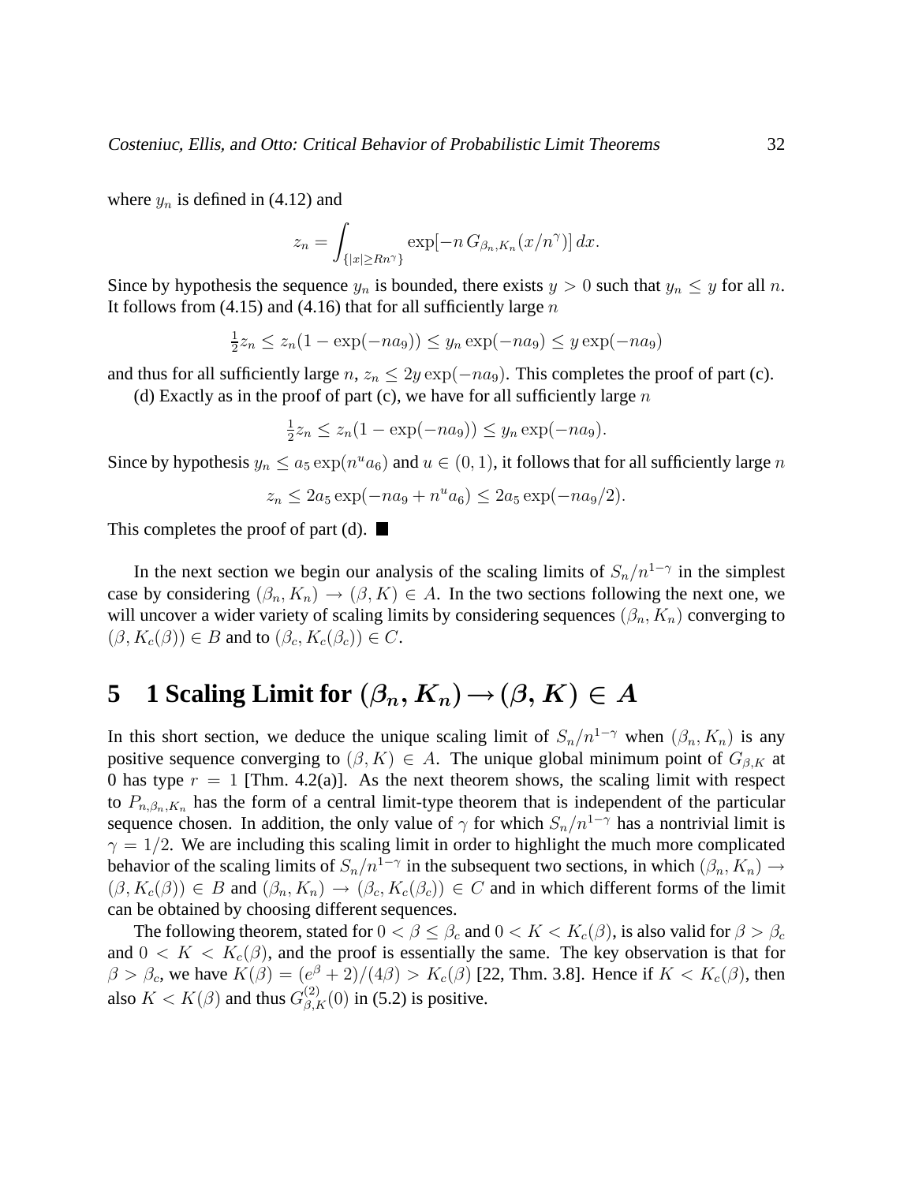where $y_n$ is defined in (4.12) and

$$z_n = \int_{\{|x| \geq Rn^\gamma\}} \exp[-n\, G_{\beta_n, K_n}(x/n^\gamma)]\, dx.$$

Since by hypothesis the sequence $y_n$ is bounded, there exists $y > 0$ such that $y_n \leq y$ for all $n$. It follows from (4.15) and (4.16) that for all sufficiently large $n$

$$\tfrac{1}{2} z_n \leq z_n(1 - \exp(-na_9)) \leq y_n \exp(-na_9) \leq y \exp(-na_9)$$

and thus for all sufficiently large $n$, $z_n \leq 2y \exp(-na_9)$. This completes the proof of part (c).

(d) Exactly as in the proof of part (c), we have for all sufficiently large $n$

$$\tfrac{1}{2} z_n \leq z_n(1 - \exp(-na_9)) \leq y_n \exp(-na_9).$$

Since by hypothesis $y_n \leq a_5 \exp(n^u a_6)$ and $u \in (0, 1)$, it follows that for all sufficiently large $n$

$$z_n \leq 2a_5 \exp(-na_9 + n^u a_6) \leq 2a_5 \exp(-na_9/2).$$

This completes the proof of part (d). ■

In the next section we begin our analysis of the scaling limits of $S_n/n^{1-\gamma}$ in the simplest case by considering $(\beta_n, K_n) \to (\beta, K) \in A$. In the two sections following the next one, we will uncover a wider variety of scaling limits by considering sequences $(\beta_n, K_n)$ converging to $(\beta, K_c(\beta)) \in B$ and to $(\beta_c, K_c(\beta_c)) \in C$.

# 5 1 Scaling Limit for $(\beta_n, K_n) \to (\beta, K) \in A$

In this short section, we deduce the unique scaling limit of $S_n/n^{1-\gamma}$ when $(\beta_n, K_n)$ is any positive sequence converging to $(\beta, K) \in A$. The unique global minimum point of $G_{\beta,K}$ at 0 has type $r = 1$ [Thm. 4.2(a)]. As the next theorem shows, the scaling limit with respect to $P_{n,\beta_n,K_n}$ has the form of a central limit-type theorem that is independent of the particular sequence chosen. In addition, the only value of $\gamma$ for which $S_n/n^{1-\gamma}$ has a nontrivial limit is $\gamma = 1/2$. We are including this scaling limit in order to highlight the much more complicated behavior of the scaling limits of $S_n/n^{1-\gamma}$ in the subsequent two sections, in which $(\beta_n, K_n) \to (\beta, K_c(\beta)) \in B$ and $(\beta_n, K_n) \to (\beta_c, K_c(\beta_c)) \in C$ and in which different forms of the limit can be obtained by choosing different sequences.

The following theorem, stated for $0 < \beta \leq \beta_c$ and $0 < K < K_c(\beta)$, is also valid for $\beta > \beta_c$ and $0 < K < K_c(\beta)$, and the proof is essentially the same. The key observation is that for $\beta > \beta_c$, we have $K(\beta) = (e^\beta + 2)/(4\beta) > K_c(\beta)$ [22, Thm. 3.8]. Hence if $K < K_c(\beta)$, then also $K < K(\beta)$ and thus $G^{(2)}_{\beta,K}(0)$ in (5.2) is positive.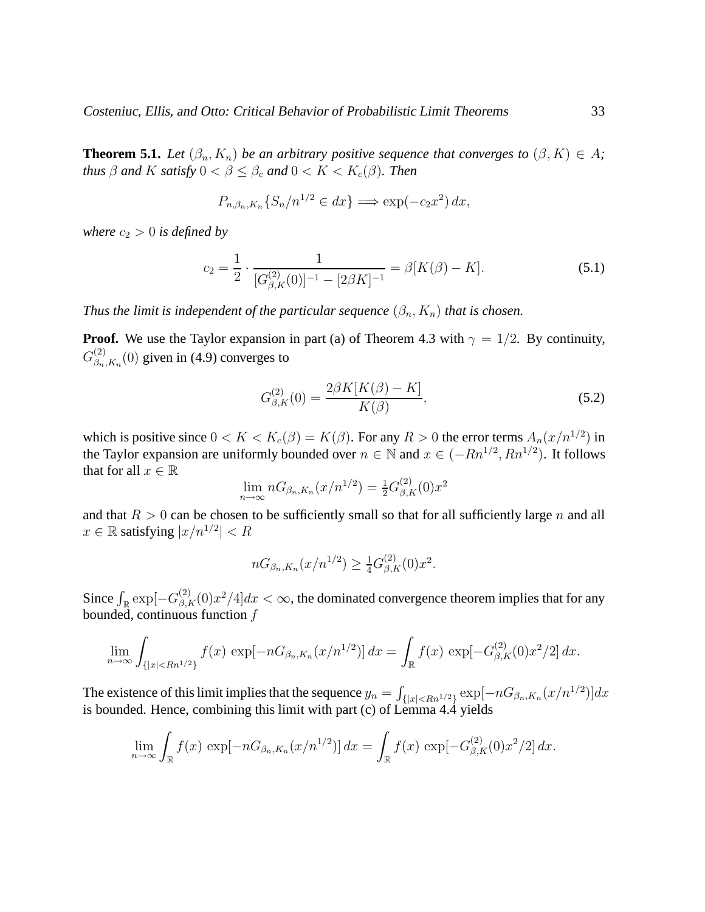**Theorem 5.1.** *Let $(\beta_n, K_n)$ be an arbitrary positive sequence that converges to $(\beta, K) \in A$; thus $\beta$ and $K$ satisfy $0 < \beta \leq \beta_c$ and $0 < K < K_c(\beta)$. Then*

$$P_{n,\beta_n,K_n}\{S_n/n^{1/2} \in dx\} \Longrightarrow \exp(-c_2 x^2)\, dx,$$

*where $c_2 > 0$ is defined by*

$$c_2 = \frac{1}{2} \cdot \frac{1}{[G^{(2)}_{\beta,K}(0)]^{-1} - [2\beta K]^{-1}} = \beta[K(\beta) - K]. \tag{5.1}$$

*Thus the limit is independent of the particular sequence $(\beta_n, K_n)$ that is chosen.*

**Proof.** We use the Taylor expansion in part (a) of Theorem 4.3 with $\gamma = 1/2$. By continuity, $G^{(2)}_{\beta_n,K_n}(0)$ given in (4.9) converges to

$$G^{(2)}_{\beta,K}(0) = \frac{2\beta K[K(\beta) - K]}{K(\beta)}, \tag{5.2}$$

which is positive since $0 < K < K_c(\beta) = K(\beta)$. For any $R > 0$ the error terms $A_n(x/n^{1/2})$ in the Taylor expansion are uniformly bounded over $n \in \mathbb{N}$ and $x \in (-Rn^{1/2}, Rn^{1/2})$. It follows that for all $x \in \mathbb{R}$

$$\lim_{n\to\infty} nG_{\beta_n,K_n}(x/n^{1/2}) = \tfrac{1}{2}G^{(2)}_{\beta,K}(0)x^2$$

and that $R > 0$ can be chosen to be sufficiently small so that for all sufficiently large $n$ and all $x \in \mathbb{R}$ satisfying $|x/n^{1/2}| < R$

$$nG_{\beta_n,K_n}(x/n^{1/2}) \geq \tfrac{1}{4}G^{(2)}_{\beta,K}(0)x^2.$$

Since $\int_{\mathbb{R}} \exp[-G^{(2)}_{\beta,K}(0)x^2/4]dx < \infty$, the dominated convergence theorem implies that for any bounded, continuous function $f$

$$\lim_{n\to\infty} \int_{\{|x|<Rn^{1/2}\}} f(x)\, \exp[-nG_{\beta_n,K_n}(x/n^{1/2})]\, dx = \int_{\mathbb{R}} f(x)\, \exp[-G^{(2)}_{\beta,K}(0)x^2/2]\, dx.$$

The existence of this limit implies that the sequence $y_n = \int_{\{|x|<Rn^{1/2}\}} \exp[-nG_{\beta_n,K_n}(x/n^{1/2})]dx$ is bounded. Hence, combining this limit with part (c) of Lemma 4.4 yields

$$\lim_{n\to\infty} \int_{\mathbb{R}} f(x)\, \exp[-nG_{\beta_n,K_n}(x/n^{1/2})]\, dx = \int_{\mathbb{R}} f(x)\, \exp[-G^{(2)}_{\beta,K}(0)x^2/2]\, dx.$$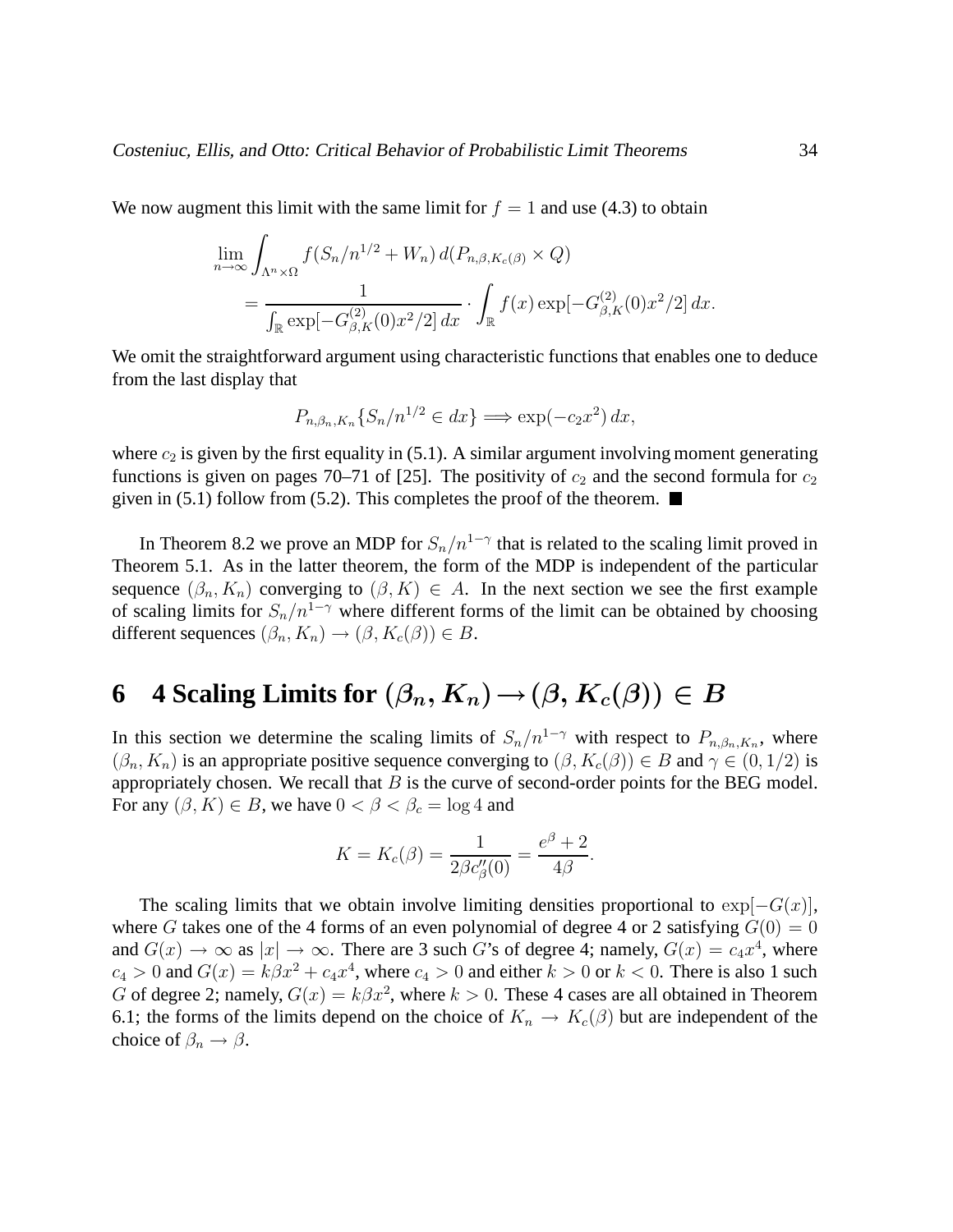We now augment this limit with the same limit for $f = 1$ and use (4.3) to obtain

$$\lim_{n\to\infty} \int_{\Lambda^n \times \Omega} f(S_n/n^{1/2} + W_n)\, d(P_{n,\beta,K_c(\beta)} \times Q)$$
$$= \frac{1}{\int_{\mathbb{R}} \exp[-G^{(2)}_{\beta,K}(0)x^2/2]\, dx} \cdot \int_{\mathbb{R}} f(x) \exp[-G^{(2)}_{\beta,K}(0)x^2/2]\, dx.$$

We omit the straightforward argument using characteristic functions that enables one to deduce from the last display that

$$P_{n,\beta_n,K_n}\{S_n/n^{1/2} \in dx\} \Longrightarrow \exp(-c_2 x^2)\, dx,$$

where $c_2$ is given by the first equality in (5.1). A similar argument involving moment generating functions is given on pages 70–71 of [25]. The positivity of $c_2$ and the second formula for $c_2$ given in (5.1) follow from (5.2). This completes the proof of the theorem. ■

In Theorem 8.2 we prove an MDP for $S_n/n^{1-\gamma}$ that is related to the scaling limit proved in Theorem 5.1. As in the latter theorem, the form of the MDP is independent of the particular sequence $(\beta_n, K_n)$ converging to $(\beta, K) \in A$. In the next section we see the first example of scaling limits for $S_n/n^{1-\gamma}$ where different forms of the limit can be obtained by choosing different sequences $(\beta_n, K_n) \to (\beta, K_c(\beta)) \in B$.

# 6 4 Scaling Limits for $(\beta_n, K_n) \to (\beta, K_c(\beta)) \in B$

In this section we determine the scaling limits of $S_n/n^{1-\gamma}$ with respect to $P_{n,\beta_n,K_n}$, where $(\beta_n, K_n)$ is an appropriate positive sequence converging to $(\beta, K_c(\beta)) \in B$ and $\gamma \in (0, 1/2)$ is appropriately chosen. We recall that $B$ is the curve of second-order points for the BEG model. For any $(\beta, K) \in B$, we have $0 < \beta < \beta_c = \log 4$ and

$$K = K_c(\beta) = \frac{1}{2\beta c''_\beta(0)} = \frac{e^\beta + 2}{4\beta}.$$

The scaling limits that we obtain involve limiting densities proportional to $\exp[-G(x)]$, where $G$ takes one of the 4 forms of an even polynomial of degree 4 or 2 satisfying $G(0) = 0$ and $G(x) \to \infty$ as $|x| \to \infty$. There are 3 such $G$'s of degree 4; namely, $G(x) = c_4 x^4$, where $c_4 > 0$ and $G(x) = k\beta x^2 + c_4 x^4$, where $c_4 > 0$ and either $k > 0$ or $k < 0$. There is also 1 such $G$ of degree 2; namely, $G(x) = k\beta x^2$, where $k > 0$. These 4 cases are all obtained in Theorem 6.1; the forms of the limits depend on the choice of $K_n \to K_c(\beta)$ but are independent of the choice of $\beta_n \to \beta$.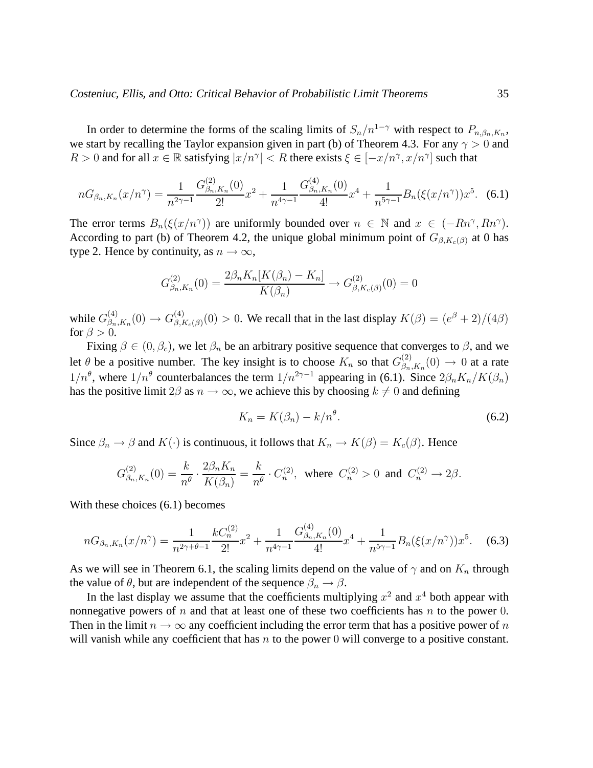In order to determine the forms of the scaling limits of $S_n/n^{1-\gamma}$ with respect to $P_{n,\beta_n,K_n}$, we start by recalling the Taylor expansion given in part (b) of Theorem 4.3. For any $\gamma > 0$ and $R > 0$ and for all $x \in \mathbb{R}$ satisfying $|x/n^\gamma| < R$ there exists $\xi \in [-x/n^\gamma, x/n^\gamma]$ such that

$$nG_{\beta_n,K_n}(x/n^\gamma) = \frac{1}{n^{2\gamma-1}} \frac{G^{(2)}_{\beta_n,K_n}(0)}{2!} x^2 + \frac{1}{n^{4\gamma-1}} \frac{G^{(4)}_{\beta_n,K_n}(0)}{4!} x^4 + \frac{1}{n^{5\gamma-1}} B_n(\xi(x/n^\gamma)) x^5. \quad (6.1)$$

The error terms $B_n(\xi(x/n^\gamma))$ are uniformly bounded over $n \in \mathbb{N}$ and $x \in (-Rn^\gamma, Rn^\gamma)$. According to part (b) of Theorem 4.2, the unique global minimum point of $G_{\beta,K_c(\beta)}$ at 0 has type 2. Hence by continuity, as $n \to \infty$,

$$G^{(2)}_{\beta_n,K_n}(0) = \frac{2\beta_n K_n [K(\beta_n) - K_n]}{K(\beta_n)} \to G^{(2)}_{\beta,K_c(\beta)}(0) = 0$$

while $G^{(4)}_{\beta_n,K_n}(0) \to G^{(4)}_{\beta,K_c(\beta)}(0) > 0$. We recall that in the last display $K(\beta) = (e^\beta + 2)/(4\beta)$ for $\beta > 0$.

Fixing $\beta \in (0, \beta_c)$, we let $\beta_n$ be an arbitrary positive sequence that converges to $\beta$, and we let $\theta$ be a positive number. The key insight is to choose $K_n$ so that $G^{(2)}_{\beta_n,K_n}(0) \to 0$ at a rate $1/n^\theta$, where $1/n^\theta$ counterbalances the term $1/n^{2\gamma-1}$ appearing in (6.1). Since $2\beta_n K_n/K(\beta_n)$ has the positive limit $2\beta$ as $n \to \infty$, we achieve this by choosing $k \neq 0$ and defining

$$K_n = K(\beta_n) - k/n^\theta. \quad (6.2)$$

Since $\beta_n \to \beta$ and $K(\cdot)$ is continuous, it follows that $K_n \to K(\beta) = K_c(\beta)$. Hence

$$G^{(2)}_{\beta_n,K_n}(0) = \frac{k}{n^\theta} \cdot \frac{2\beta_n K_n}{K(\beta_n)} = \frac{k}{n^\theta} \cdot C_n^{(2)}, \text{ where } C_n^{(2)} > 0 \text{ and } C_n^{(2)} \to 2\beta.$$

With these choices (6.1) becomes

$$nG_{\beta_n,K_n}(x/n^\gamma) = \frac{1}{n^{2\gamma+\theta-1}} \frac{kC_n^{(2)}}{2!} x^2 + \frac{1}{n^{4\gamma-1}} \frac{G^{(4)}_{\beta_n,K_n}(0)}{4!} x^4 + \frac{1}{n^{5\gamma-1}} B_n(\xi(x/n^\gamma)) x^5. \quad (6.3)$$

As we will see in Theorem 6.1, the scaling limits depend on the value of $\gamma$ and on $K_n$ through the value of $\theta$, but are independent of the sequence $\beta_n \to \beta$.

In the last display we assume that the coefficients multiplying $x^2$ and $x^4$ both appear with nonnegative powers of $n$ and that at least one of these two coefficients has $n$ to the power 0. Then in the limit $n \to \infty$ any coefficient including the error term that has a positive power of $n$ will vanish while any coefficient that has $n$ to the power 0 will converge to a positive constant.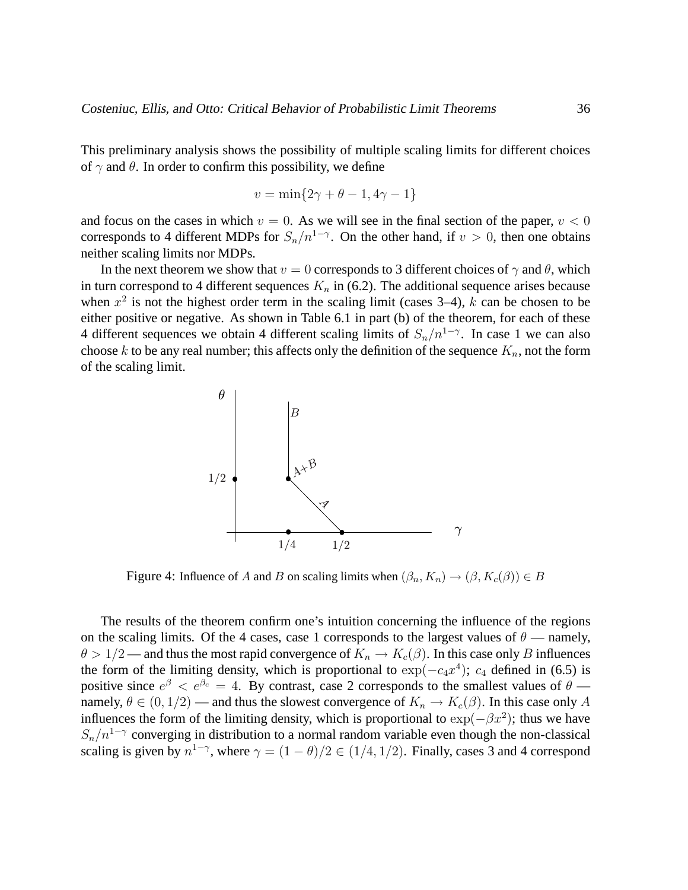This preliminary analysis shows the possibility of multiple scaling limits for different choices of $\gamma$ and $\theta$. In order to confirm this possibility, we define

$$v = \min\{2\gamma + \theta - 1, 4\gamma - 1\}$$

and focus on the cases in which $v = 0$. As we will see in the final section of the paper, $v < 0$ corresponds to 4 different MDPs for $S_n/n^{1-\gamma}$. On the other hand, if $v > 0$, then one obtains neither scaling limits nor MDPs.

In the next theorem we show that $v = 0$ corresponds to 3 different choices of $\gamma$ and $\theta$, which in turn correspond to 4 different sequences $K_n$ in (6.2). The additional sequence arises because when $x^2$ is not the highest order term in the scaling limit (cases 3–4), $k$ can be chosen to be either positive or negative. As shown in Table 6.1 in part (b) of the theorem, for each of these 4 different sequences we obtain 4 different scaling limits of $S_n/n^{1-\gamma}$. In case 1 we can also choose $k$ to be any real number; this affects only the definition of the sequence $K_n$, not the form of the scaling limit.

Figure 4: Influence of $A$ and $B$ on scaling limits when $(\beta_n, K_n) \to (\beta, K_c(\beta)) \in B$

The results of the theorem confirm one's intuition concerning the influence of the regions on the scaling limits. Of the 4 cases, case 1 corresponds to the largest values of $\theta$ — namely, $\theta > 1/2$ — and thus the most rapid convergence of $K_n \to K_c(\beta)$. In this case only $B$ influences the form of the limiting density, which is proportional to $\exp(-c_4 x^4)$; $c_4$ defined in (6.5) is positive since $e^\beta < e^{\beta_c} = 4$. By contrast, case 2 corresponds to the smallest values of $\theta$ — namely, $\theta \in (0, 1/2)$ — and thus the slowest convergence of $K_n \to K_c(\beta)$. In this case only $A$ influences the form of the limiting density, which is proportional to $\exp(-\beta x^2)$; thus we have $S_n/n^{1-\gamma}$ converging in distribution to a normal random variable even though the non-classical scaling is given by $n^{1-\gamma}$, where $\gamma = (1 - \theta)/2 \in (1/4, 1/2)$. Finally, cases 3 and 4 correspond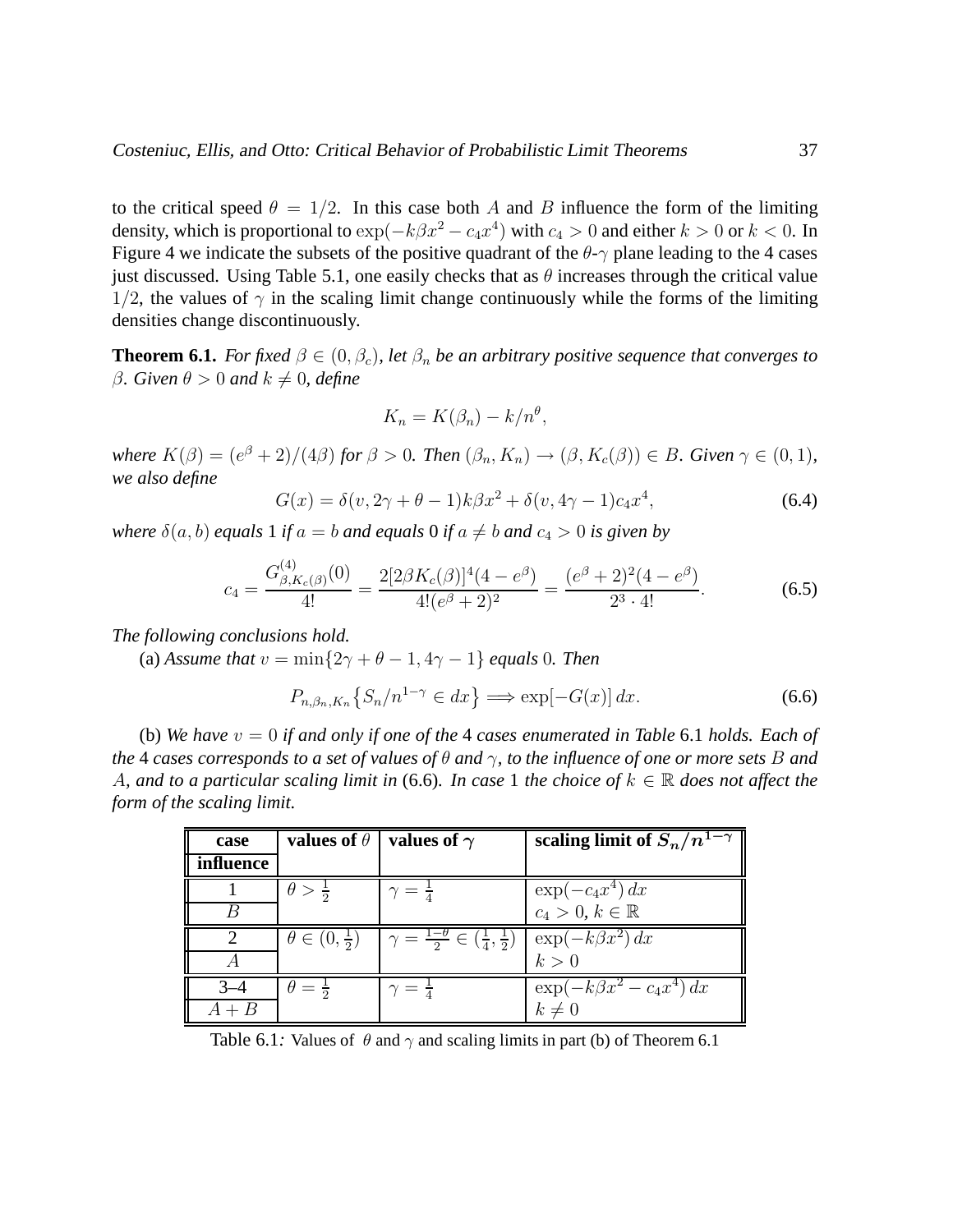to the critical speed $\theta = 1/2$. In this case both $A$ and $B$ influence the form of the limiting density, which is proportional to $\exp(-k\beta x^2 - c_4 x^4)$ with $c_4 > 0$ and either $k > 0$ or $k < 0$. In Figure 4 we indicate the subsets of the positive quadrant of the $\theta$-$\gamma$ plane leading to the 4 cases just discussed. Using Table 5.1, one easily checks that as $\theta$ increases through the critical value $1/2$, the values of $\gamma$ in the scaling limit change continuously while the forms of the limiting densities change discontinuously.

**Theorem 6.1.** *For fixed $\beta \in (0, \beta_c)$, let $\beta_n$ be an arbitrary positive sequence that converges to $\beta$. Given $\theta > 0$ and $k \neq 0$, define*

$$K_n = K(\beta_n) - k/n^\theta,$$

*where $K(\beta) = (e^\beta + 2)/(4\beta)$ for $\beta > 0$. Then $(\beta_n, K_n) \to (\beta, K_c(\beta)) \in B$. Given $\gamma \in (0,1)$, we also define*

$$G(x) = \delta(v, 2\gamma + \theta - 1) k\beta x^2 + \delta(v, 4\gamma - 1) c_4 x^4, \tag{6.4}$$

*where $\delta(a, b)$ equals 1 if $a = b$ and equals 0 if $a \neq b$ and $c_4 > 0$ is given by*

$$c_4 = \frac{G^{(4)}_{\beta, K_c(\beta)}(0)}{4!} = \frac{2[2\beta K_c(\beta)]^4 (4 - e^\beta)}{4!(e^\beta + 2)^2} = \frac{(e^\beta + 2)^2 (4 - e^\beta)}{2^3 \cdot 4!}. \tag{6.5}$$

*The following conclusions hold.*

(a) *Assume that $v = \min\{2\gamma + \theta - 1, 4\gamma - 1\}$ equals 0. Then*

$$P_{n, \beta_n, K_n}\{S_n/n^{1-\gamma} \in dx\} \Longrightarrow \exp[-G(x)]\, dx. \tag{6.6}$$

(b) *We have $v = 0$ if and only if one of the 4 cases enumerated in Table 6.1 holds. Each of the 4 cases corresponds to a set of values of $\theta$ and $\gamma$, to the influence of one or more sets $B$ and $A$, and to a particular scaling limit in (6.6). In case 1 the choice of $k \in \mathbb{R}$ does not affect the form of the scaling limit.*

| case<br>influence | values of $\theta$ | values of $\gamma$ | scaling limit of $S_n/n^{1-\gamma}$ |
|---|---|---|---|
| 1<br>$B$ | $\theta > \frac{1}{2}$ | $\gamma = \frac{1}{4}$ | $\exp(-c_4 x^4)\, dx$<br>$c_4 > 0$, $k \in \mathbb{R}$ |
| 2<br>$A$ | $\theta \in (0, \frac{1}{2})$ | $\gamma = \frac{1-\theta}{2} \in (\frac{1}{4}, \frac{1}{2})$ | $\exp(-k\beta x^2)\, dx$<br>$k > 0$ |
| 3–4<br>$A + B$ | $\theta = \frac{1}{2}$ | $\gamma = \frac{1}{4}$ | $\exp(-k\beta x^2 - c_4 x^4)\, dx$<br>$k \neq 0$ |

Table 6.1: Values of $\theta$ and $\gamma$ and scaling limits in part (b) of Theorem 6.1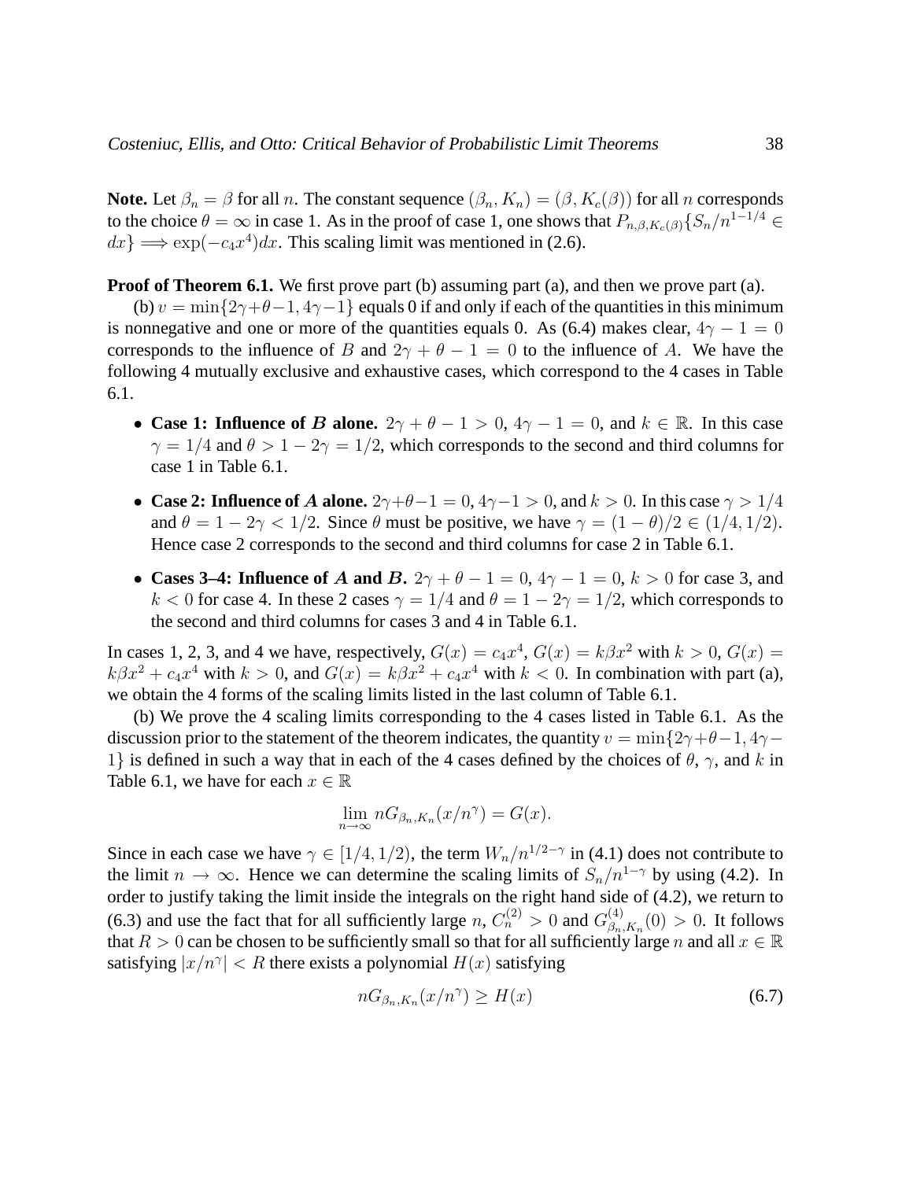**Note.** Let $\beta_n = \beta$ for all $n$. The constant sequence $(\beta_n, K_n) = (\beta, K_c(\beta))$ for all $n$ corresponds to the choice $\theta = \infty$ in case 1. As in the proof of case 1, one shows that $P_{n,\beta,K_c(\beta)}\{S_n/n^{1-1/4} \in dx\} \Longrightarrow \exp(-c_4 x^4)dx$. This scaling limit was mentioned in (2.6).

**Proof of Theorem 6.1.** We first prove part (b) assuming part (a), and then we prove part (a).

(b) $v = \min\{2\gamma+\theta-1, 4\gamma-1\}$ equals 0 if and only if each of the quantities in this minimum is nonnegative and one or more of the quantities equals 0. As (6.4) makes clear, $4\gamma - 1 = 0$ corresponds to the influence of $B$ and $2\gamma + \theta - 1 = 0$ to the influence of $A$. We have the following 4 mutually exclusive and exhaustive cases, which correspond to the 4 cases in Table 6.1.

- **Case 1: Influence of $B$ alone.** $2\gamma + \theta - 1 > 0$, $4\gamma - 1 = 0$, and $k \in \mathbb{R}$. In this case $\gamma = 1/4$ and $\theta > 1 - 2\gamma = 1/2$, which corresponds to the second and third columns for case 1 in Table 6.1.
- **Case 2: Influence of $A$ alone.** $2\gamma+\theta-1 = 0$, $4\gamma-1 > 0$, and $k > 0$. In this case $\gamma > 1/4$ and $\theta = 1 - 2\gamma < 1/2$. Since $\theta$ must be positive, we have $\gamma = (1-\theta)/2 \in (1/4, 1/2)$. Hence case 2 corresponds to the second and third columns for case 2 in Table 6.1.
- **Cases 3–4: Influence of $A$ and $B$.** $2\gamma + \theta - 1 = 0$, $4\gamma - 1 = 0$, $k > 0$ for case 3, and $k < 0$ for case 4. In these 2 cases $\gamma = 1/4$ and $\theta = 1 - 2\gamma = 1/2$, which corresponds to the second and third columns for cases 3 and 4 in Table 6.1.

In cases 1, 2, 3, and 4 we have, respectively, $G(x) = c_4 x^4$, $G(x) = k\beta x^2$ with $k > 0$, $G(x) = k\beta x^2 + c_4 x^4$ with $k > 0$, and $G(x) = k\beta x^2 + c_4 x^4$ with $k < 0$. In combination with part (a), we obtain the 4 forms of the scaling limits listed in the last column of Table 6.1.

(b) We prove the 4 scaling limits corresponding to the 4 cases listed in Table 6.1. As the discussion prior to the statement of the theorem indicates, the quantity $v = \min\{2\gamma+\theta-1, 4\gamma-1\}$ is defined in such a way that in each of the 4 cases defined by the choices of $\theta$, $\gamma$, and $k$ in Table 6.1, we have for each $x \in \mathbb{R}$

$$\lim_{n\to\infty} nG_{\beta_n,K_n}(x/n^\gamma) = G(x).$$

Since in each case we have $\gamma \in [1/4, 1/2)$, the term $W_n/n^{1/2-\gamma}$ in (4.1) does not contribute to the limit $n \to \infty$. Hence we can determine the scaling limits of $S_n/n^{1-\gamma}$ by using (4.2). In order to justify taking the limit inside the integrals on the right hand side of (4.2), we return to (6.3) and use the fact that for all sufficiently large $n$, $C_n^{(2)} > 0$ and $G^{(4)}_{\beta_n,K_n}(0) > 0$. It follows that $R > 0$ can be chosen to be sufficiently small so that for all sufficiently large $n$ and all $x \in \mathbb{R}$ satisfying $|x/n^\gamma| < R$ there exists a polynomial $H(x)$ satisfying

$$nG_{\beta_n,K_n}(x/n^\gamma) \geq H(x) \tag{6.7}$$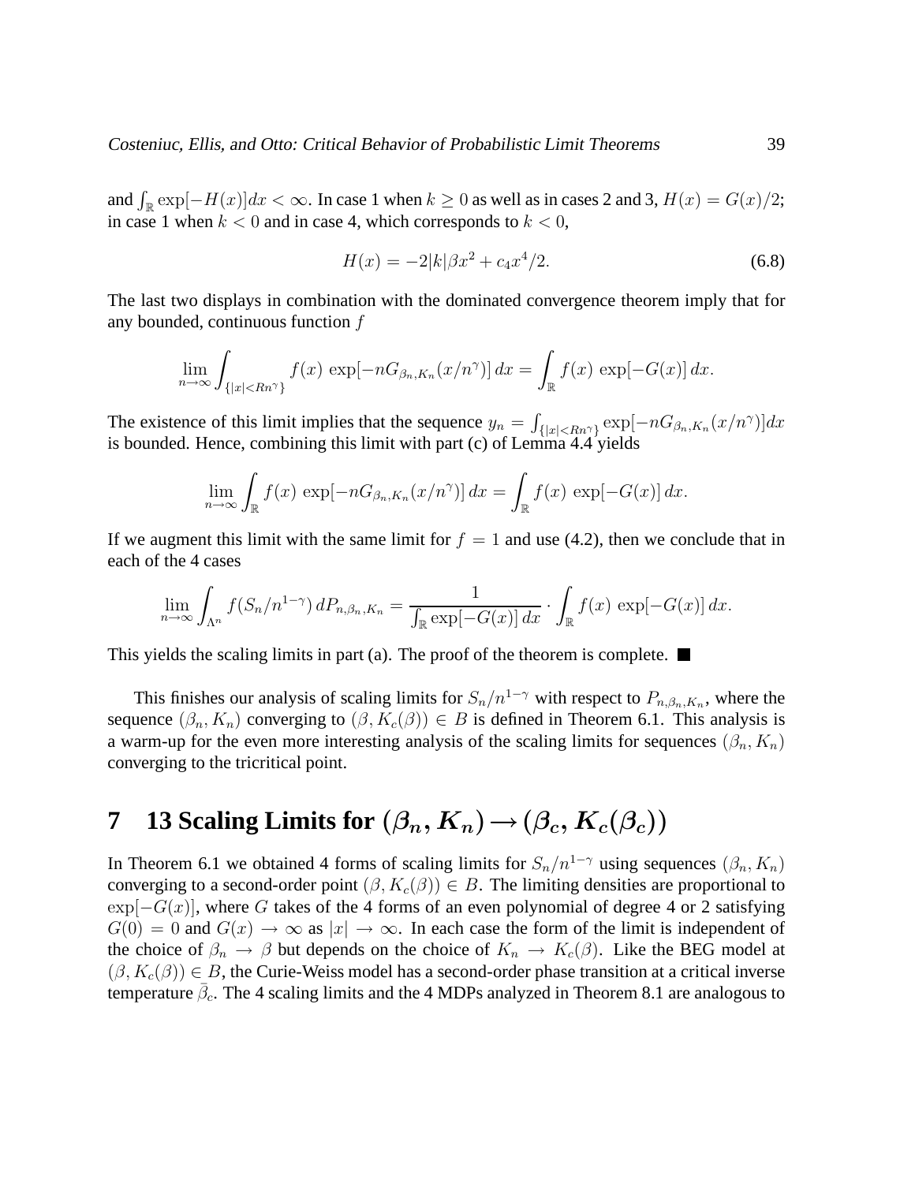and $\int_{\mathbb{R}} \exp[-H(x)]dx < \infty$. In case 1 when $k \geq 0$ as well as in cases 2 and 3, $H(x) = G(x)/2$; in case 1 when $k < 0$ and in case 4, which corresponds to $k < 0$,

$$H(x) = -2|k|\beta x^2 + c_4 x^4/2. \tag{6.8}$$

The last two displays in combination with the dominated convergence theorem imply that for any bounded, continuous function $f$

$$\lim_{n\to\infty} \int_{\{|x|<Rn^\gamma\}} f(x) \, \exp[-nG_{\beta_n,K_n}(x/n^\gamma)] \, dx = \int_{\mathbb{R}} f(x) \, \exp[-G(x)] \, dx.$$

The existence of this limit implies that the sequence $y_n = \int_{\{|x|<Rn^\gamma\}} \exp[-nG_{\beta_n,K_n}(x/n^\gamma)]dx$ is bounded. Hence, combining this limit with part (c) of Lemma 4.4 yields

$$\lim_{n\to\infty} \int_{\mathbb{R}} f(x) \, \exp[-nG_{\beta_n,K_n}(x/n^\gamma)] \, dx = \int_{\mathbb{R}} f(x) \, \exp[-G(x)] \, dx.$$

If we augment this limit with the same limit for $f = 1$ and use (4.2), then we conclude that in each of the 4 cases

$$\lim_{n\to\infty} \int_{\Lambda^n} f(S_n/n^{1-\gamma}) \, dP_{n,\beta_n,K_n} = \frac{1}{\int_{\mathbb{R}} \exp[-G(x)] \, dx} \cdot \int_{\mathbb{R}} f(x) \, \exp[-G(x)] \, dx.$$

This yields the scaling limits in part (a). The proof of the theorem is complete. ■

This finishes our analysis of scaling limits for $S_n/n^{1-\gamma}$ with respect to $P_{n,\beta_n,K_n}$, where the sequence $(\beta_n, K_n)$ converging to $(\beta, K_c(\beta)) \in B$ is defined in Theorem 6.1. This analysis is a warm-up for the even more interesting analysis of the scaling limits for sequences $(\beta_n, K_n)$ converging to the tricritical point.

# 7 13 Scaling Limits for $(\beta_n, K_n) \to (\beta_c, K_c(\beta_c))$

In Theorem 6.1 we obtained 4 forms of scaling limits for $S_n/n^{1-\gamma}$ using sequences $(\beta_n, K_n)$ converging to a second-order point $(\beta, K_c(\beta)) \in B$. The limiting densities are proportional to $\exp[-G(x)]$, where $G$ takes of the 4 forms of an even polynomial of degree 4 or 2 satisfying $G(0) = 0$ and $G(x) \to \infty$ as $|x| \to \infty$. In each case the form of the limit is independent of the choice of $\beta_n \to \beta$ but depends on the choice of $K_n \to K_c(\beta)$. Like the BEG model at $(\beta, K_c(\beta)) \in B$, the Curie-Weiss model has a second-order phase transition at a critical inverse temperature $\bar{\beta}_c$. The 4 scaling limits and the 4 MDPs analyzed in Theorem 8.1 are analogous to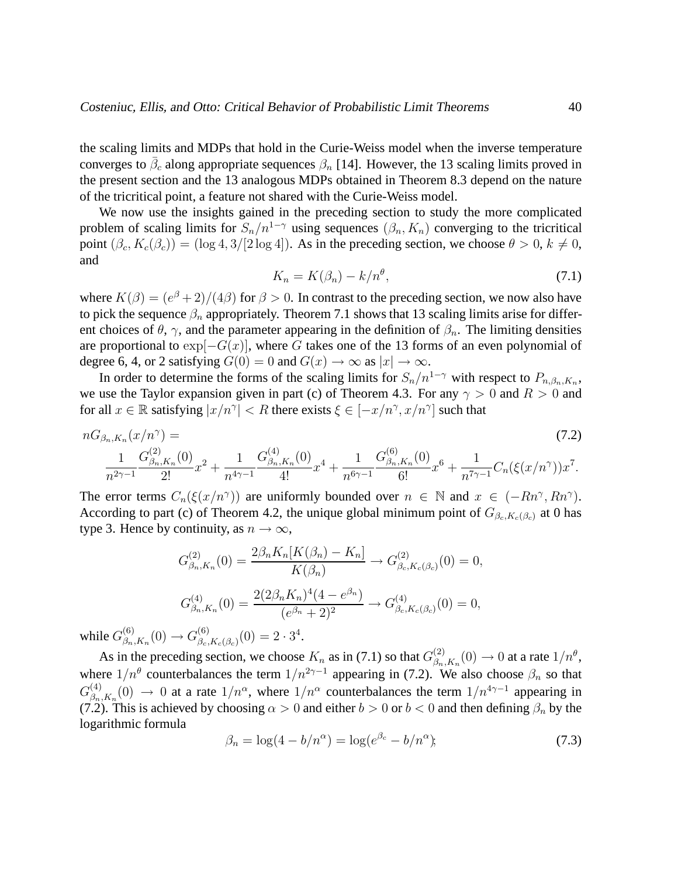the scaling limits and MDPs that hold in the Curie-Weiss model when the inverse temperature converges to $\bar{\beta}_c$ along appropriate sequences $\beta_n$ [14]. However, the 13 scaling limits proved in the present section and the 13 analogous MDPs obtained in Theorem 8.3 depend on the nature of the tricritical point, a feature not shared with the Curie-Weiss model.

We now use the insights gained in the preceding section to study the more complicated problem of scaling limits for $S_n/n^{1-\gamma}$ using sequences $(\beta_n, K_n)$ converging to the tricritical point $(\beta_c, K_c(\beta_c)) = (\log 4, 3/[2\log 4])$. As in the preceding section, we choose $\theta > 0$, $k \neq 0$, and

$$K_n = K(\beta_n) - k/n^\theta, \tag{7.1}$$

where $K(\beta) = (e^\beta + 2)/(4\beta)$ for $\beta > 0$. In contrast to the preceding section, we now also have to pick the sequence $\beta_n$ appropriately. Theorem 7.1 shows that 13 scaling limits arise for different choices of $\theta$, $\gamma$, and the parameter appearing in the definition of $\beta_n$. The limiting densities are proportional to $\exp[-G(x)]$, where $G$ takes one of the 13 forms of an even polynomial of degree 6, 4, or 2 satisfying $G(0) = 0$ and $G(x) \to \infty$ as $|x| \to \infty$.

In order to determine the forms of the scaling limits for $S_n/n^{1-\gamma}$ with respect to $P_{n,\beta_n,K_n}$, we use the Taylor expansion given in part (c) of Theorem 4.3. For any $\gamma > 0$ and $R > 0$ and for all $x \in \mathbb{R}$ satisfying $|x/n^\gamma| < R$ there exists $\xi \in [-x/n^\gamma, x/n^\gamma]$ such that

$$nG_{\beta_n,K_n}(x/n^\gamma) = \tag{7.2}$$
$$\frac{1}{n^{2\gamma-1}}\frac{G^{(2)}_{\beta_n,K_n}(0)}{2!}x^2 + \frac{1}{n^{4\gamma-1}}\frac{G^{(4)}_{\beta_n,K_n}(0)}{4!}x^4 + \frac{1}{n^{6\gamma-1}}\frac{G^{(6)}_{\beta_n,K_n}(0)}{6!}x^6 + \frac{1}{n^{7\gamma-1}}C_n(\xi(x/n^\gamma))x^7.$$

The error terms $C_n(\xi(x/n^\gamma))$ are uniformly bounded over $n \in \mathbb{N}$ and $x \in (-Rn^\gamma, Rn^\gamma)$. According to part (c) of Theorem 4.2, the unique global minimum point of $G_{\beta_c,K_c(\beta_c)}$ at 0 has type 3. Hence by continuity, as $n \to \infty$,

$$G^{(2)}_{\beta_n,K_n}(0) = \frac{2\beta_n K_n[K(\beta_n) - K_n]}{K(\beta_n)} \to G^{(2)}_{\beta_c,K_c(\beta_c)}(0) = 0,$$

$$G^{(4)}_{\beta_n,K_n}(0) = \frac{2(2\beta_n K_n)^4(4 - e^{\beta_n})}{(e^{\beta_n}+2)^2} \to G^{(4)}_{\beta_c,K_c(\beta_c)}(0) = 0,$$

while $G^{(6)}_{\beta_n,K_n}(0) \to G^{(6)}_{\beta_c,K_c(\beta_c)}(0) = 2 \cdot 3^4$.

As in the preceding section, we choose $K_n$ as in (7.1) so that $G^{(2)}_{\beta_n,K_n}(0) \to 0$ at a rate $1/n^\theta$, where $1/n^\theta$ counterbalances the term $1/n^{2\gamma-1}$ appearing in (7.2). We also choose $\beta_n$ so that $G^{(4)}_{\beta_n,K_n}(0) \to 0$ at a rate $1/n^\alpha$, where $1/n^\alpha$ counterbalances the term $1/n^{4\gamma-1}$ appearing in (7.2). This is achieved by choosing $\alpha > 0$ and either $b > 0$ or $b < 0$ and then defining $\beta_n$ by the logarithmic formula

$$\beta_n = \log(4 - b/n^\alpha) = \log(e^{\beta_c} - b/n^\alpha); \tag{7.3}$$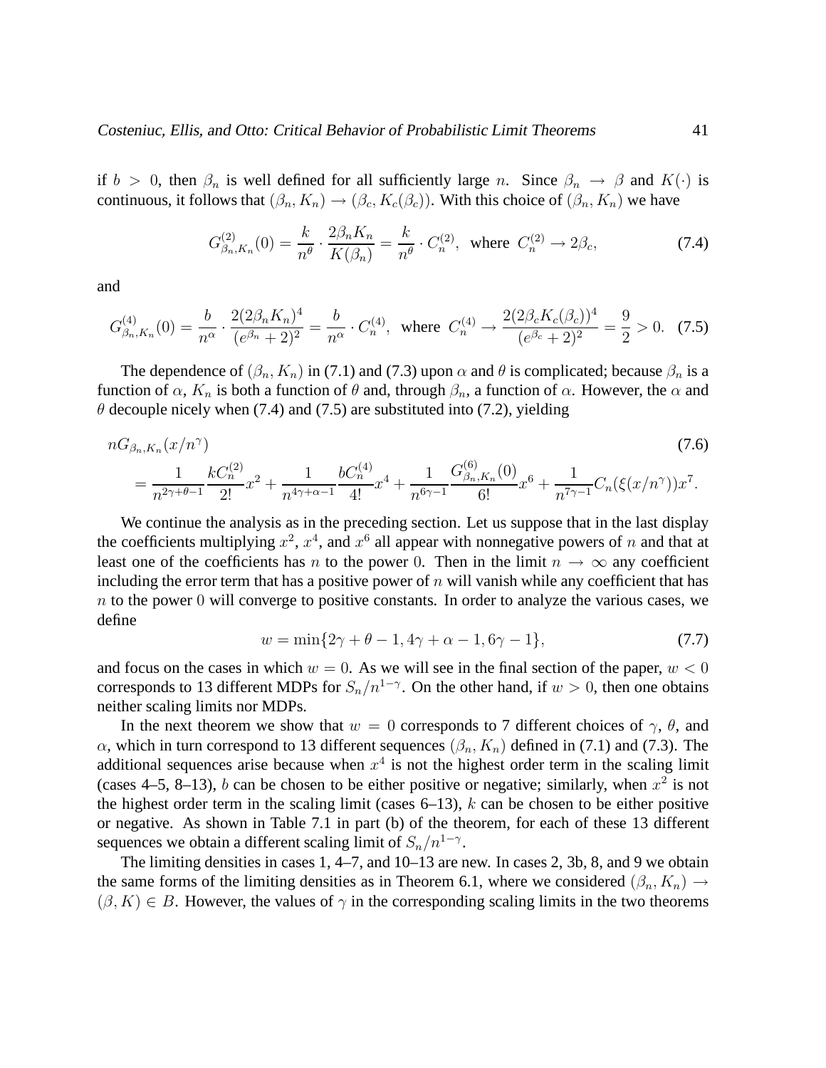if $b > 0$, then $\beta_n$ is well defined for all sufficiently large $n$. Since $\beta_n \to \beta$ and $K(\cdot)$ is continuous, it follows that $(\beta_n, K_n) \to (\beta_c, K_c(\beta_c))$. With this choice of $(\beta_n, K_n)$ we have

$$G^{(2)}_{\beta_n,K_n}(0) = \frac{k}{n^\theta} \cdot \frac{2\beta_n K_n}{K(\beta_n)} = \frac{k}{n^\theta} \cdot C^{(2)}_n, \text{ where } C^{(2)}_n \to 2\beta_c, \tag{7.4}$$

and

$$G^{(4)}_{\beta_n,K_n}(0) = \frac{b}{n^\alpha} \cdot \frac{2(2\beta_n K_n)^4}{(e^{\beta_n}+2)^2} = \frac{b}{n^\alpha} \cdot C^{(4)}_n, \text{ where } C^{(4)}_n \to \frac{2(2\beta_c K_c(\beta_c))^4}{(e^{\beta_c}+2)^2} = \frac{9}{2} > 0. \tag{7.5}$$

The dependence of $(\beta_n, K_n)$ in (7.1) and (7.3) upon $\alpha$ and $\theta$ is complicated; because $\beta_n$ is a function of $\alpha$, $K_n$ is both a function of $\theta$ and, through $\beta_n$, a function of $\alpha$. However, the $\alpha$ and $\theta$ decouple nicely when (7.4) and (7.5) are substituted into (7.2), yielding

$$\begin{aligned} &nG_{\beta_n,K_n}(x/n^\gamma) \qquad (7.6)\\ &= \frac{1}{n^{2\gamma+\theta-1}} \frac{kC^{(2)}_n}{2!} x^2 + \frac{1}{n^{4\gamma+\alpha-1}} \frac{bC^{(4)}_n}{4!} x^4 + \frac{1}{n^{6\gamma-1}} \frac{G^{(6)}_{\beta_n,K_n}(0)}{6!} x^6 + \frac{1}{n^{7\gamma-1}} C_n(\xi(x/n^\gamma)) x^7. \end{aligned}$$

We continue the analysis as in the preceding section. Let us suppose that in the last display the coefficients multiplying $x^2$, $x^4$, and $x^6$ all appear with nonnegative powers of $n$ and that at least one of the coefficients has $n$ to the power $0$. Then in the limit $n \to \infty$ any coefficient including the error term that has a positive power of $n$ will vanish while any coefficient that has $n$ to the power $0$ will converge to positive constants. In order to analyze the various cases, we define

$$w = \min\{2\gamma + \theta - 1, 4\gamma + \alpha - 1, 6\gamma - 1\}, \tag{7.7}$$

and focus on the cases in which $w = 0$. As we will see in the final section of the paper, $w < 0$ corresponds to 13 different MDPs for $S_n/n^{1-\gamma}$. On the other hand, if $w > 0$, then one obtains neither scaling limits nor MDPs.

In the next theorem we show that $w = 0$ corresponds to 7 different choices of $\gamma$, $\theta$, and $\alpha$, which in turn correspond to 13 different sequences $(\beta_n, K_n)$ defined in (7.1) and (7.3). The additional sequences arise because when $x^4$ is not the highest order term in the scaling limit (cases 4–5, 8–13), $b$ can be chosen to be either positive or negative; similarly, when $x^2$ is not the highest order term in the scaling limit (cases 6–13), $k$ can be chosen to be either positive or negative. As shown in Table 7.1 in part (b) of the theorem, for each of these 13 different sequences we obtain a different scaling limit of $S_n/n^{1-\gamma}$.

The limiting densities in cases 1, 4–7, and 10–13 are new. In cases 2, 3b, 8, and 9 we obtain the same forms of the limiting densities as in Theorem 6.1, where we considered $(\beta_n, K_n) \to (\beta, K) \in B$. However, the values of $\gamma$ in the corresponding scaling limits in the two theorems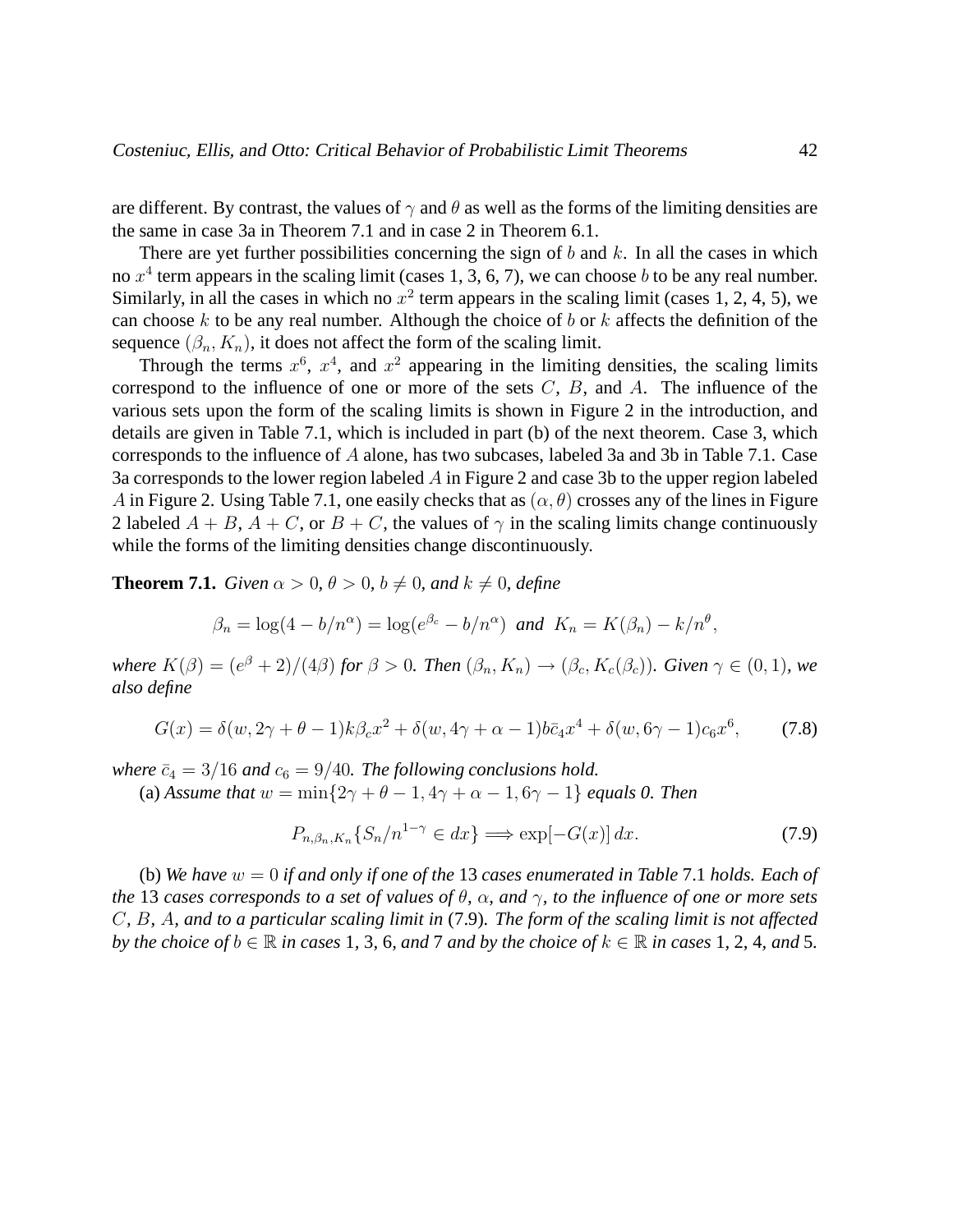are different. By contrast, the values of $\gamma$ and $\theta$ as well as the forms of the limiting densities are the same in case 3a in Theorem 7.1 and in case 2 in Theorem 6.1.

There are yet further possibilities concerning the sign of $b$ and $k$. In all the cases in which no $x^4$ term appears in the scaling limit (cases 1, 3, 6, 7), we can choose $b$ to be any real number. Similarly, in all the cases in which no $x^2$ term appears in the scaling limit (cases 1, 2, 4, 5), we can choose $k$ to be any real number. Although the choice of $b$ or $k$ affects the definition of the sequence $(\beta_n, K_n)$, it does not affect the form of the scaling limit.

Through the terms $x^6$, $x^4$, and $x^2$ appearing in the limiting densities, the scaling limits correspond to the influence of one or more of the sets $C$, $B$, and $A$. The influence of the various sets upon the form of the scaling limits is shown in Figure 2 in the introduction, and details are given in Table 7.1, which is included in part (b) of the next theorem. Case 3, which corresponds to the influence of $A$ alone, has two subcases, labeled 3a and 3b in Table 7.1. Case 3a corresponds to the lower region labeled $A$ in Figure 2 and case 3b to the upper region labeled $A$ in Figure 2. Using Table 7.1, one easily checks that as $(\alpha, \theta)$ crosses any of the lines in Figure 2 labeled $A + B$, $A + C$, or $B + C$, the values of $\gamma$ in the scaling limits change continuously while the forms of the limiting densities change discontinuously.

**Theorem 7.1.** *Given $\alpha > 0$, $\theta > 0$, $b \neq 0$, and $k \neq 0$, define*

$$\beta_n = \log(4 - b/n^\alpha) = \log(e^{\beta_c} - b/n^\alpha) \ \text{ and } \ K_n = K(\beta_n) - k/n^\theta,$$

*where $K(\beta) = (e^\beta + 2)/(4\beta)$ for $\beta > 0$. Then $(\beta_n, K_n) \to (\beta_c, K_c(\beta_c))$. Given $\gamma \in (0, 1)$, we also define*

$$G(x) = \delta(w, 2\gamma + \theta - 1)k\beta_c x^2 + \delta(w, 4\gamma + \alpha - 1)b\bar{c}_4 x^4 + \delta(w, 6\gamma - 1)c_6 x^6, \tag{7.8}$$

*where $\bar{c}_4 = 3/16$ and $c_6 = 9/40$. The following conclusions hold.*

(a) *Assume that $w = \min\{2\gamma + \theta - 1, 4\gamma + \alpha - 1, 6\gamma - 1\}$ equals 0. Then*

$$P_{n,\beta_n,K_n}\{S_n/n^{1-\gamma} \in dx\} \Longrightarrow \exp[-G(x)]\,dx. \tag{7.9}$$

(b) *We have $w = 0$ if and only if one of the 13 cases enumerated in Table 7.1 holds. Each of the 13 cases corresponds to a set of values of $\theta$, $\alpha$, and $\gamma$, to the influence of one or more sets $C$, $B$, $A$, and to a particular scaling limit in (7.9). The form of the scaling limit is not affected by the choice of $b \in \mathbb{R}$ in cases 1, 3, 6, and 7 and by the choice of $k \in \mathbb{R}$ in cases 1, 2, 4, and 5.*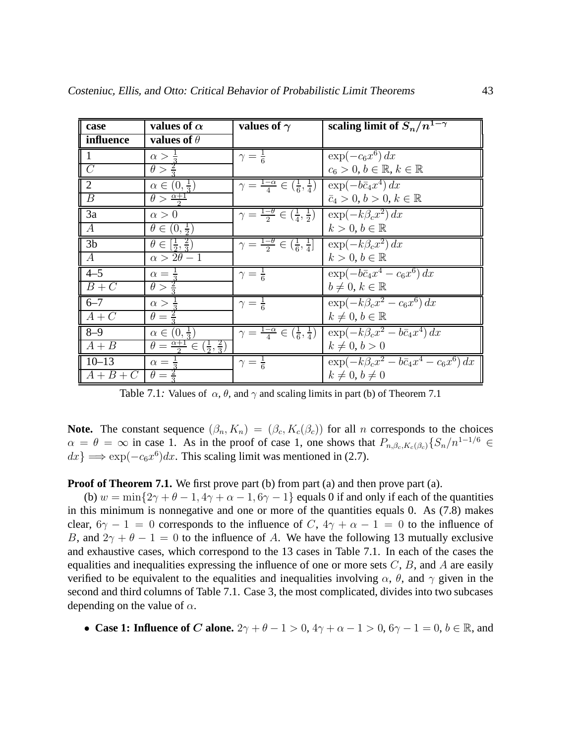| case | values of $\alpha$ | values of $\gamma$ | scaling limit of $S_n/n^{1-\gamma}$ |
|---|---|---|---|
| influence | values of $\theta$ | | |
| 1 | $\alpha > \frac{1}{3}$ | $\gamma = \frac{1}{6}$ | $\exp(-c_6 x^6)\, dx$ |
| $C$ | $\theta > \frac{2}{3}$ | | $c_6 > 0$, $b \in \mathbb{R}$, $k \in \mathbb{R}$ |
| 2 | $\alpha \in (0, \frac{1}{3})$ | $\gamma = \frac{1-\alpha}{4} \in (\frac{1}{6}, \frac{1}{4})$ | $\exp(-b\bar{c}_4 x^4)\, dx$ |
| $B$ | $\theta > \frac{\alpha+1}{2}$ | | $\bar{c}_4 > 0$, $b > 0$, $k \in \mathbb{R}$ |
| 3a | $\alpha > 0$ | $\gamma = \frac{1-\theta}{2} \in (\frac{1}{4}, \frac{1}{2})$ | $\exp(-k\beta_c x^2)\, dx$ |
| $A$ | $\theta \in (0, \frac{1}{2})$ | | $k > 0$, $b \in \mathbb{R}$ |
| 3b | $\theta \in [\frac{1}{2}, \frac{2}{3})$ | $\gamma = \frac{1-\theta}{2} \in (\frac{1}{6}, \frac{1}{4}]$ | $\exp(-k\beta_c x^2)\, dx$ |
| $A$ | $\alpha > 2\theta - 1$ | | $k > 0$, $b \in \mathbb{R}$ |
| 4–5 | $\alpha = \frac{1}{3}$ | $\gamma = \frac{1}{6}$ | $\exp(-b\bar{c}_4 x^4 - c_6 x^6)\, dx$ |
| $B + C$ | $\theta > \frac{2}{3}$ | | $b \neq 0$, $k \in \mathbb{R}$ |
| 6–7 | $\alpha > \frac{1}{3}$ | $\gamma = \frac{1}{6}$ | $\exp(-k\beta_c x^2 - c_6 x^6)\, dx$ |
| $A + C$ | $\theta = \frac{2}{3}$ | | $k \neq 0$, $b \in \mathbb{R}$ |
| 8–9 | $\alpha \in (0, \frac{1}{3})$ | $\gamma = \frac{1-\alpha}{4} \in (\frac{1}{6}, \frac{1}{4})$ | $\exp(-k\beta_c x^2 - b\bar{c}_4 x^4)\, dx$ |
| $A + B$ | $\theta = \frac{\alpha+1}{2} \in (\frac{1}{2}, \frac{2}{3})$ | | $k \neq 0$, $b > 0$ |
| 10–13 | $\alpha = \frac{1}{3}$ | $\gamma = \frac{1}{6}$ | $\exp(-k\beta_c x^2 - b\bar{c}_4 x^4 - c_6 x^6)\, dx$ |
| $A + B + C$ | $\theta = \frac{2}{3}$ | | $k \neq 0$, $b \neq 0$ |

Table 7.1*:* Values of $\alpha$, $\theta$, and $\gamma$ and scaling limits in part (b) of Theorem 7.1

**Note.** The constant sequence $(\beta_n, K_n) = (\beta_c, K_c(\beta_c))$ for all $n$ corresponds to the choices $\alpha = \theta = \infty$ in case 1. As in the proof of case 1, one shows that $P_{n,\beta_c,K_c(\beta_c)}\{S_n/n^{1-1/6} \in dx\} \Longrightarrow \exp(-c_6 x^6)dx$. This scaling limit was mentioned in (2.7).

**Proof of Theorem 7.1.** We first prove part (b) from part (a) and then prove part (a).

(b) $w = \min\{2\gamma + \theta - 1, 4\gamma + \alpha - 1, 6\gamma - 1\}$ equals 0 if and only if each of the quantities in this minimum is nonnegative and one or more of the quantities equals 0. As (7.8) makes clear, $6\gamma - 1 = 0$ corresponds to the influence of $C$, $4\gamma + \alpha - 1 = 0$ to the influence of $B$, and $2\gamma + \theta - 1 = 0$ to the influence of $A$. We have the following 13 mutually exclusive and exhaustive cases, which correspond to the 13 cases in Table 7.1. In each of the cases the equalities and inequalities expressing the influence of one or more sets $C$, $B$, and $A$ are easily verified to be equivalent to the equalities and inequalities involving $\alpha$, $\theta$, and $\gamma$ given in the second and third columns of Table 7.1. Case 3, the most complicated, divides into two subcases depending on the value of $\alpha$.

- **Case 1: Influence of $C$ alone.** $2\gamma + \theta - 1 > 0$, $4\gamma + \alpha - 1 > 0$, $6\gamma - 1 = 0$, $b \in \mathbb{R}$, and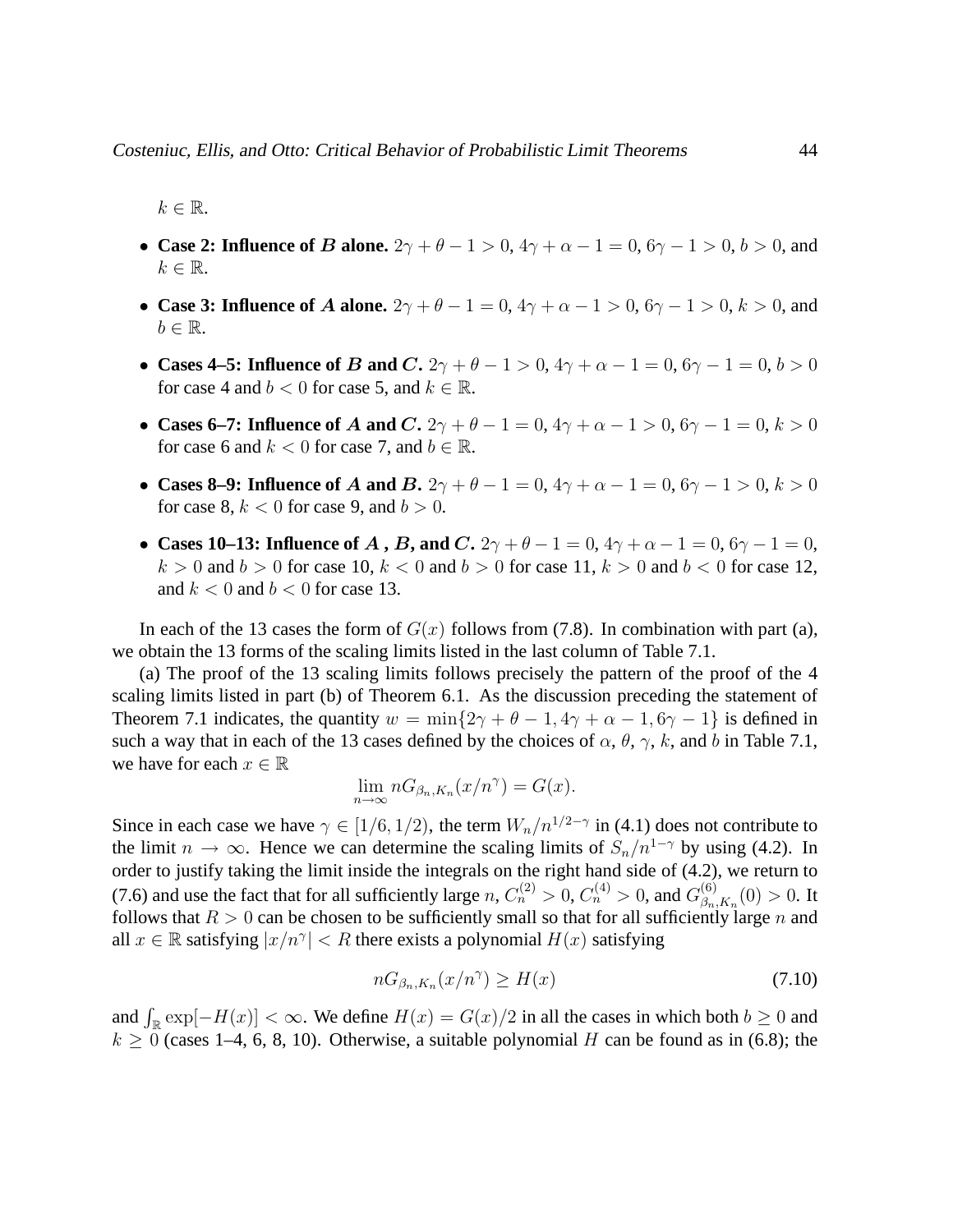$k \in \mathbb{R}$.

- **Case 2: Influence of $B$ alone.** $2\gamma + \theta - 1 > 0$, $4\gamma + \alpha - 1 = 0$, $6\gamma - 1 > 0$, $b > 0$, and $k \in \mathbb{R}$.
- **Case 3: Influence of $A$ alone.** $2\gamma + \theta - 1 = 0$, $4\gamma + \alpha - 1 > 0$, $6\gamma - 1 > 0$, $k > 0$, and $b \in \mathbb{R}$.
- **Cases 4–5: Influence of $B$ and $C$.** $2\gamma + \theta - 1 > 0$, $4\gamma + \alpha - 1 = 0$, $6\gamma - 1 = 0$, $b > 0$ for case 4 and $b < 0$ for case 5, and $k \in \mathbb{R}$.
- **Cases 6–7: Influence of $A$ and $C$.** $2\gamma + \theta - 1 = 0$, $4\gamma + \alpha - 1 > 0$, $6\gamma - 1 = 0$, $k > 0$ for case 6 and $k < 0$ for case 7, and $b \in \mathbb{R}$.
- **Cases 8–9: Influence of $A$ and $B$.** $2\gamma + \theta - 1 = 0$, $4\gamma + \alpha - 1 = 0$, $6\gamma - 1 > 0$, $k > 0$ for case 8, $k < 0$ for case 9, and $b > 0$.
- **Cases 10–13: Influence of $A$ , $B$, and $C$.** $2\gamma + \theta - 1 = 0$, $4\gamma + \alpha - 1 = 0$, $6\gamma - 1 = 0$, $k > 0$ and $b > 0$ for case 10, $k < 0$ and $b > 0$ for case 11, $k > 0$ and $b < 0$ for case 12, and $k < 0$ and $b < 0$ for case 13.

In each of the 13 cases the form of $G(x)$ follows from (7.8). In combination with part (a), we obtain the 13 forms of the scaling limits listed in the last column of Table 7.1.

(a) The proof of the 13 scaling limits follows precisely the pattern of the proof of the 4 scaling limits listed in part (b) of Theorem 6.1. As the discussion preceding the statement of Theorem 7.1 indicates, the quantity $w = \min\{2\gamma + \theta - 1, 4\gamma + \alpha - 1, 6\gamma - 1\}$ is defined in such a way that in each of the 13 cases defined by the choices of $\alpha$, $\theta$, $\gamma$, $k$, and $b$ in Table 7.1, we have for each $x \in \mathbb{R}$

$$\lim_{n \to \infty} nG_{\beta_n, K_n}(x/n^\gamma) = G(x).$$

Since in each case we have $\gamma \in [1/6, 1/2)$, the term $W_n/n^{1/2-\gamma}$ in (4.1) does not contribute to the limit $n \to \infty$. Hence we can determine the scaling limits of $S_n/n^{1-\gamma}$ by using (4.2). In order to justify taking the limit inside the integrals on the right hand side of (4.2), we return to (7.6) and use the fact that for all sufficiently large $n$, $C_n^{(2)} > 0$, $C_n^{(4)} > 0$, and $G^{(6)}_{\beta_n, K_n}(0) > 0$. It follows that $R > 0$ can be chosen to be sufficiently small so that for all sufficiently large $n$ and all $x \in \mathbb{R}$ satisfying $|x/n^\gamma| < R$ there exists a polynomial $H(x)$ satisfying

$$nG_{\beta_n, K_n}(x/n^\gamma) \geq H(x) \tag{7.10}$$

and $\int_{\mathbb{R}} \exp[-H(x)] < \infty$. We define $H(x) = G(x)/2$ in all the cases in which both $b \geq 0$ and $k \geq 0$ (cases 1–4, 6, 8, 10). Otherwise, a suitable polynomial $H$ can be found as in (6.8); the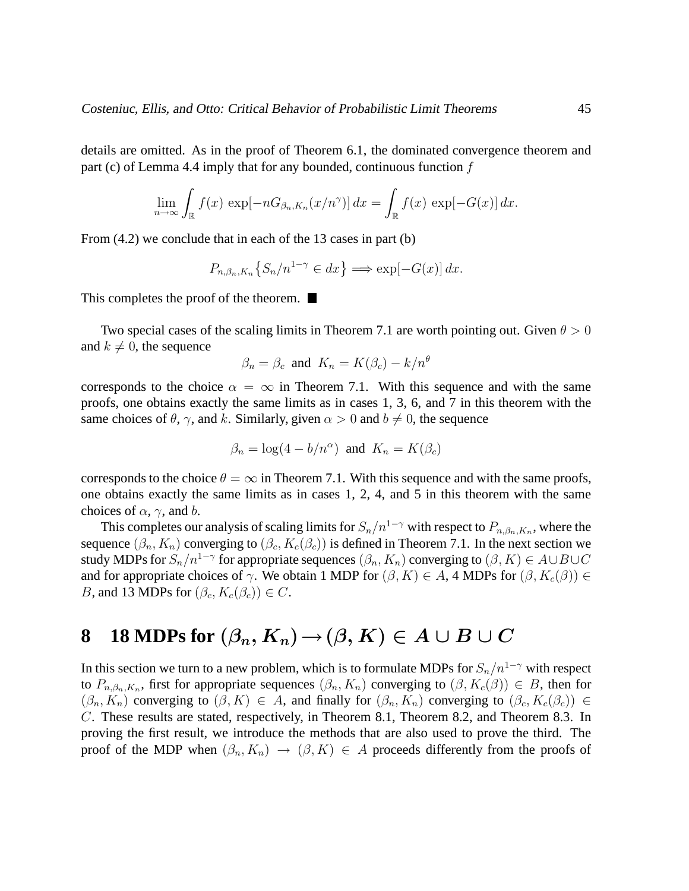details are omitted. As in the proof of Theorem 6.1, the dominated convergence theorem and part (c) of Lemma 4.4 imply that for any bounded, continuous function $f$

$$\lim_{n\to\infty} \int_{\mathbb{R}} f(x)\, \exp[-nG_{\beta_n,K_n}(x/n^\gamma)]\, dx = \int_{\mathbb{R}} f(x)\, \exp[-G(x)]\, dx.$$

From (4.2) we conclude that in each of the 13 cases in part (b)

$$P_{n,\beta_n,K_n}\{S_n/n^{1-\gamma} \in dx\} \Longrightarrow \exp[-G(x)]\, dx.$$

This completes the proof of the theorem. ■

Two special cases of the scaling limits in Theorem 7.1 are worth pointing out. Given $\theta > 0$ and $k \neq 0$, the sequence

$$\beta_n = \beta_c \ \text{ and } \ K_n = K(\beta_c) - k/n^\theta$$

corresponds to the choice $\alpha = \infty$ in Theorem 7.1. With this sequence and with the same proofs, one obtains exactly the same limits as in cases 1, 3, 6, and 7 in this theorem with the same choices of $\theta$, $\gamma$, and $k$. Similarly, given $\alpha > 0$ and $b \neq 0$, the sequence

$$\beta_n = \log(4 - b/n^\alpha) \ \text{ and } \ K_n = K(\beta_c)$$

corresponds to the choice $\theta = \infty$ in Theorem 7.1. With this sequence and with the same proofs, one obtains exactly the same limits as in cases 1, 2, 4, and 5 in this theorem with the same choices of $\alpha$, $\gamma$, and $b$.

This completes our analysis of scaling limits for $S_n/n^{1-\gamma}$ with respect to $P_{n,\beta_n,K_n}$, where the sequence $(\beta_n, K_n)$ converging to $(\beta_c, K_c(\beta_c))$ is defined in Theorem 7.1. In the next section we study MDPs for $S_n/n^{1-\gamma}$ for appropriate sequences $(\beta_n, K_n)$ converging to $(\beta, K) \in A \cup B \cup C$ and for appropriate choices of $\gamma$. We obtain 1 MDP for $(\beta, K) \in A$, 4 MDPs for $(\beta, K_c(\beta)) \in B$, and 13 MDPs for $(\beta_c, K_c(\beta_c)) \in C$.

# 8 18 MDPs for $(\beta_n, K_n) \rightarrow (\beta, K) \in A \cup B \cup C$

In this section we turn to a new problem, which is to formulate MDPs for $S_n/n^{1-\gamma}$ with respect to $P_{n,\beta_n,K_n}$, first for appropriate sequences $(\beta_n, K_n)$ converging to $(\beta, K_c(\beta)) \in B$, then for $(\beta_n, K_n)$ converging to $(\beta, K) \in A$, and finally for $(\beta_n, K_n)$ converging to $(\beta_c, K_c(\beta_c)) \in C$. These results are stated, respectively, in Theorem 8.1, Theorem 8.2, and Theorem 8.3. In proving the first result, we introduce the methods that are also used to prove the third. The proof of the MDP when $(\beta_n, K_n) \rightarrow (\beta, K) \in A$ proceeds differently from the proofs of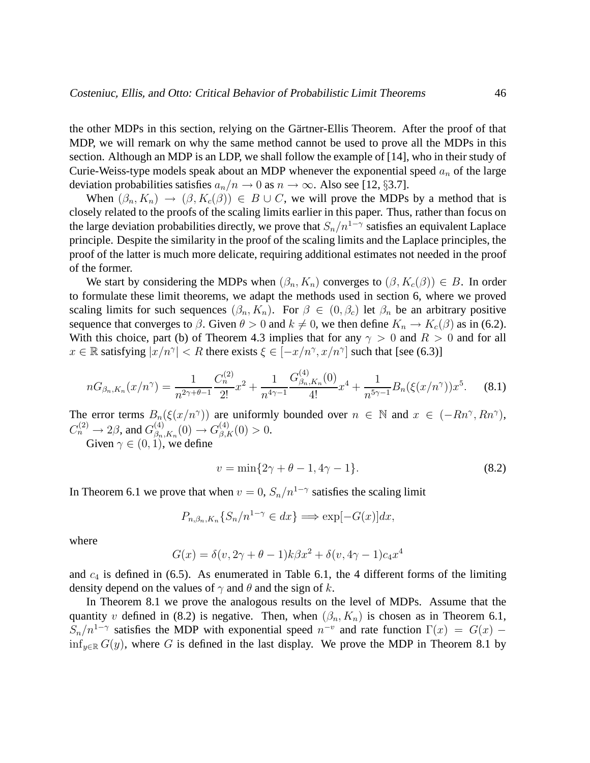the other MDPs in this section, relying on the Gärtner-Ellis Theorem. After the proof of that MDP, we will remark on why the same method cannot be used to prove all the MDPs in this section. Although an MDP is an LDP, we shall follow the example of [14], who in their study of Curie-Weiss-type models speak about an MDP whenever the exponential speed $a_n$ of the large deviation probabilities satisfies $a_n/n \to 0$ as $n \to \infty$. Also see [12, §3.7].

When $(\beta_n, K_n) \to (\beta, K_c(\beta)) \in B \cup C$, we will prove the MDPs by a method that is closely related to the proofs of the scaling limits earlier in this paper. Thus, rather than focus on the large deviation probabilities directly, we prove that $S_n/n^{1-\gamma}$ satisfies an equivalent Laplace principle. Despite the similarity in the proof of the scaling limits and the Laplace principles, the proof of the latter is much more delicate, requiring additional estimates not needed in the proof of the former.

We start by considering the MDPs when $(\beta_n, K_n)$ converges to $(\beta, K_c(\beta)) \in B$. In order to formulate these limit theorems, we adapt the methods used in section 6, where we proved scaling limits for such sequences $(\beta_n, K_n)$. For $\beta \in (0, \beta_c)$ let $\beta_n$ be an arbitrary positive sequence that converges to $\beta$. Given $\theta > 0$ and $k \neq 0$, we then define $K_n \to K_c(\beta)$ as in (6.2). With this choice, part (b) of Theorem 4.3 implies that for any $\gamma > 0$ and $R > 0$ and for all $x \in \mathbb{R}$ satisfying $|x/n^\gamma| < R$ there exists $\xi \in [-x/n^\gamma, x/n^\gamma]$ such that [see (6.3)]

$$nG_{\beta_n,K_n}(x/n^\gamma) = \frac{1}{n^{2\gamma+\theta-1}} \frac{C_n^{(2)}}{2!} x^2 + \frac{1}{n^{4\gamma-1}} \frac{G^{(4)}_{\beta_n,K_n}(0)}{4!} x^4 + \frac{1}{n^{5\gamma-1}} B_n(\xi(x/n^\gamma)) x^5. \tag{8.1}$$

The error terms $B_n(\xi(x/n^\gamma))$ are uniformly bounded over $n \in \mathbb{N}$ and $x \in (-Rn^\gamma, Rn^\gamma)$, $C_n^{(2)} \to 2\beta$, and $G^{(4)}_{\beta_n,K_n}(0) \to G^{(4)}_{\beta,K}(0) > 0$.

Given $\gamma \in (0,1)$, we define

$$v = \min\{2\gamma + \theta - 1, 4\gamma - 1\}. \tag{8.2}$$

In Theorem 6.1 we prove that when $v = 0$, $S_n/n^{1-\gamma}$ satisfies the scaling limit

$$P_{n,\beta_n,K_n}\{S_n/n^{1-\gamma} \in dx\} \Longrightarrow \exp[-G(x)]dx,$$

where

$$G(x) = \delta(v, 2\gamma+\theta-1) k\beta x^2 + \delta(v, 4\gamma-1) c_4 x^4$$

and $c_4$ is defined in (6.5). As enumerated in Table 6.1, the 4 different forms of the limiting density depend on the values of $\gamma$ and $\theta$ and the sign of $k$.

In Theorem 8.1 we prove the analogous results on the level of MDPs. Assume that the quantity $v$ defined in (8.2) is negative. Then, when $(\beta_n, K_n)$ is chosen as in Theorem 6.1, $S_n/n^{1-\gamma}$ satisfies the MDP with exponential speed $n^{-v}$ and rate function $\Gamma(x) = G(x) - \inf_{y\in\mathbb{R}} G(y)$, where $G$ is defined in the last display. We prove the MDP in Theorem 8.1 by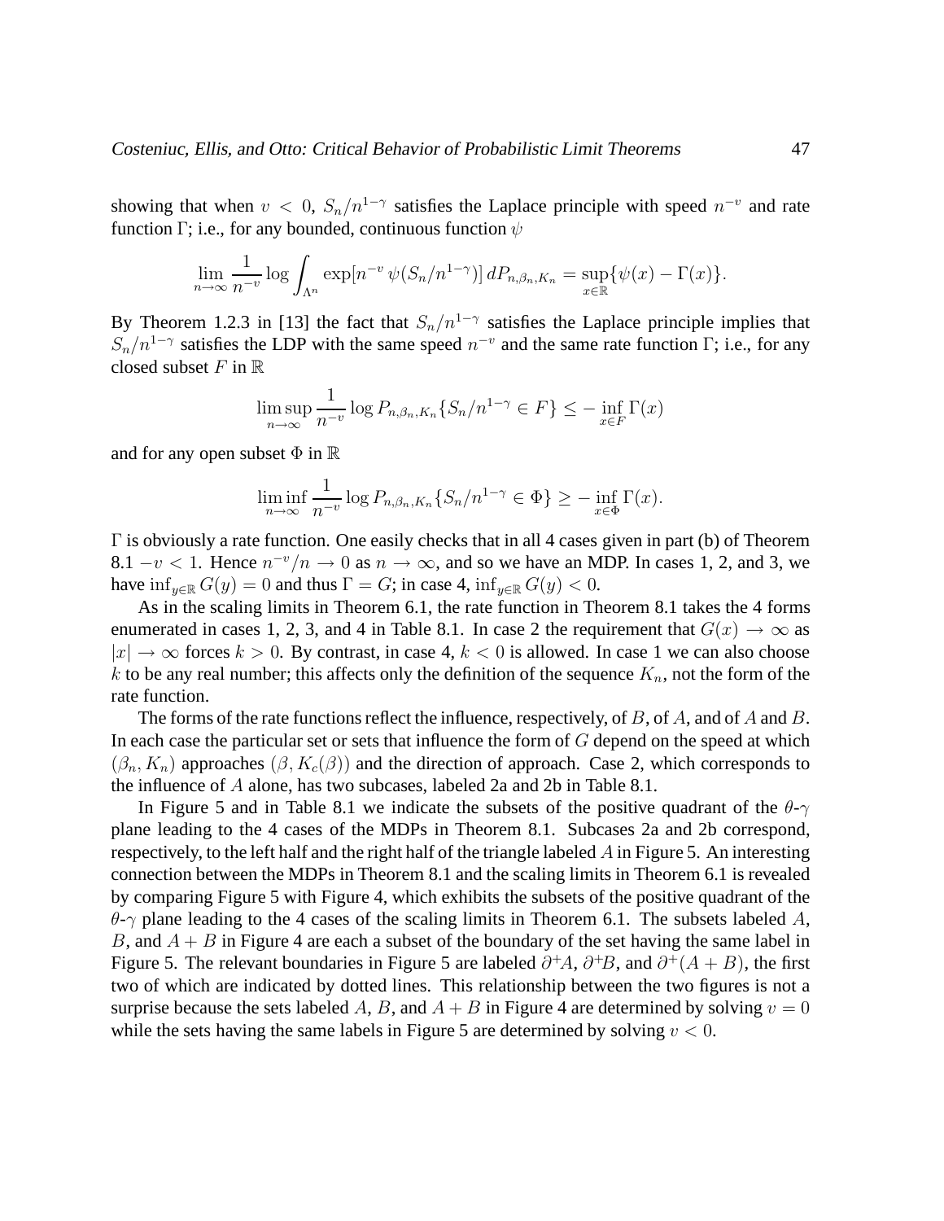showing that when $v < 0$, $S_n/n^{1-\gamma}$ satisfies the Laplace principle with speed $n^{-v}$ and rate function $\Gamma$; i.e., for any bounded, continuous function $\psi$

$$\lim_{n\to\infty} \frac{1}{n^{-v}} \log \int_{\Lambda^n} \exp[n^{-v}\, \psi(S_n/n^{1-\gamma})]\, dP_{n,\beta_n,K_n} = \sup_{x\in\mathbb{R}} \{\psi(x) - \Gamma(x)\}.$$

By Theorem 1.2.3 in [13] the fact that $S_n/n^{1-\gamma}$ satisfies the Laplace principle implies that $S_n/n^{1-\gamma}$ satisfies the LDP with the same speed $n^{-v}$ and the same rate function $\Gamma$; i.e., for any closed subset $F$ in $\mathbb{R}$

$$\limsup_{n\to\infty} \frac{1}{n^{-v}} \log P_{n,\beta_n,K_n}\{S_n/n^{1-\gamma} \in F\} \leq -\inf_{x\in F} \Gamma(x)$$

and for any open subset $\Phi$ in $\mathbb{R}$

$$\liminf_{n\to\infty} \frac{1}{n^{-v}} \log P_{n,\beta_n,K_n}\{S_n/n^{1-\gamma} \in \Phi\} \geq -\inf_{x\in \Phi} \Gamma(x).$$

$\Gamma$ is obviously a rate function. One easily checks that in all 4 cases given in part (b) of Theorem 8.1 $-v < 1$. Hence $n^{-v}/n \to 0$ as $n \to \infty$, and so we have an MDP. In cases 1, 2, and 3, we have $\inf_{y\in\mathbb{R}} G(y) = 0$ and thus $\Gamma = G$; in case 4, $\inf_{y\in\mathbb{R}} G(y) < 0$.

As in the scaling limits in Theorem 6.1, the rate function in Theorem 8.1 takes the 4 forms enumerated in cases 1, 2, 3, and 4 in Table 8.1. In case 2 the requirement that $G(x) \to \infty$ as $|x| \to \infty$ forces $k > 0$. By contrast, in case 4, $k < 0$ is allowed. In case 1 we can also choose $k$ to be any real number; this affects only the definition of the sequence $K_n$, not the form of the rate function.

The forms of the rate functions reflect the influence, respectively, of $B$, of $A$, and of $A$ and $B$. In each case the particular set or sets that influence the form of $G$ depend on the speed at which $(\beta_n, K_n)$ approaches $(\beta, K_c(\beta))$ and the direction of approach. Case 2, which corresponds to the influence of $A$ alone, has two subcases, labeled 2a and 2b in Table 8.1.

In Figure 5 and in Table 8.1 we indicate the subsets of the positive quadrant of the $\theta$-$\gamma$ plane leading to the 4 cases of the MDPs in Theorem 8.1. Subcases 2a and 2b correspond, respectively, to the left half and the right half of the triangle labeled $A$ in Figure 5. An interesting connection between the MDPs in Theorem 8.1 and the scaling limits in Theorem 6.1 is revealed by comparing Figure 5 with Figure 4, which exhibits the subsets of the positive quadrant of the $\theta$-$\gamma$ plane leading to the 4 cases of the scaling limits in Theorem 6.1. The subsets labeled $A$, $B$, and $A + B$ in Figure 4 are each a subset of the boundary of the set having the same label in Figure 5. The relevant boundaries in Figure 5 are labeled $\partial^+ A$, $\partial^+ B$, and $\partial^+(A + B)$, the first two of which are indicated by dotted lines. This relationship between the two figures is not a surprise because the sets labeled $A$, $B$, and $A + B$ in Figure 4 are determined by solving $v = 0$ while the sets having the same labels in Figure 5 are determined by solving $v < 0$.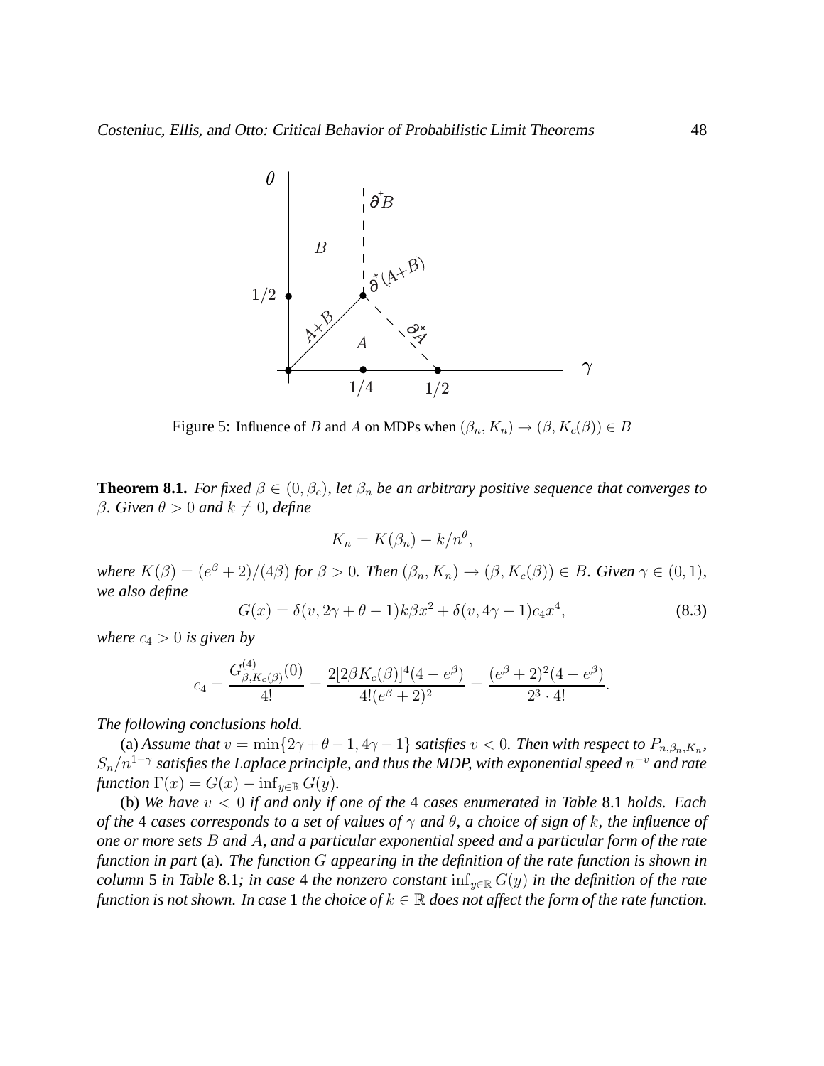Figure 5: Influence of $B$ and $A$ on MDPs when $(\beta_n, K_n) \to (\beta, K_c(\beta)) \in B$

**Theorem 8.1.** *For fixed $\beta \in (0, \beta_c)$, let $\beta_n$ be an arbitrary positive sequence that converges to $\beta$. Given $\theta > 0$ and $k \neq 0$, define*

$$K_n = K(\beta_n) - k/n^\theta,$$

*where $K(\beta) = (e^\beta + 2)/(4\beta)$ for $\beta > 0$. Then $(\beta_n, K_n) \to (\beta, K_c(\beta)) \in B$. Given $\gamma \in (0, 1)$, we also define*

$$G(x) = \delta(v, 2\gamma + \theta - 1)k\beta x^2 + \delta(v, 4\gamma - 1)c_4 x^4, \tag{8.3}$$

*where $c_4 > 0$ is given by*

$$c_4 = \frac{G^{(4)}_{\beta, K_c(\beta)}(0)}{4!} = \frac{2[2\beta K_c(\beta)]^4(4 - e^\beta)}{4!(e^\beta + 2)^2} = \frac{(e^\beta + 2)^2(4 - e^\beta)}{2^3 \cdot 4!}.$$

*The following conclusions hold.*

(a) *Assume that $v = \min\{2\gamma + \theta - 1, 4\gamma - 1\}$ satisfies $v < 0$. Then with respect to $P_{n,\beta_n,K_n}$, $S_n/n^{1-\gamma}$ satisfies the Laplace principle, and thus the MDP, with exponential speed $n^{-v}$ and rate function $\Gamma(x) = G(x) - \inf_{y \in \mathbb{R}} G(y)$.*

(b) *We have $v < 0$ if and only if one of the 4 cases enumerated in Table 8.1 holds. Each of the 4 cases corresponds to a set of values of $\gamma$ and $\theta$, a choice of sign of $k$, the influence of one or more sets $B$ and $A$, and a particular exponential speed and a particular form of the rate function in part* (a)*. The function $G$ appearing in the definition of the rate function is shown in column 5 in Table 8.1; in case 4 the nonzero constant $\inf_{y \in \mathbb{R}} G(y)$ in the definition of the rate function is not shown. In case 1 the choice of $k \in \mathbb{R}$ does not affect the form of the rate function.*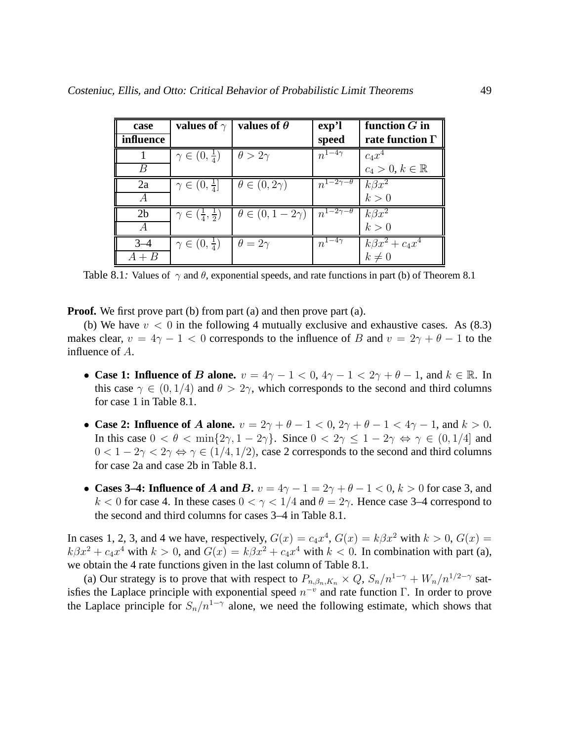| case<br>influence | values of $\gamma$ | values of $\theta$ | exp'l<br>speed | function $G$ in<br>rate function $\Gamma$ |
|---|---|---|---|---|
| 1<br>$B$ | $\gamma \in (0, \frac{1}{4})$ | $\theta > 2\gamma$ | $n^{1-4\gamma}$ | $c_4 x^4$<br>$c_4 > 0$, $k \in \mathbb{R}$ |
| 2a<br>$A$ | $\gamma \in (0, \frac{1}{4}]$ | $\theta \in (0, 2\gamma)$ | $n^{1-2\gamma-\theta}$ | $k\beta x^2$<br>$k > 0$ |
| 2b<br>$A$ | $\gamma \in (\frac{1}{4}, \frac{1}{2})$ | $\theta \in (0, 1-2\gamma)$ | $n^{1-2\gamma-\theta}$ | $k\beta x^2$<br>$k > 0$ |
| 3–4<br>$A + B$ | $\gamma \in (0, \frac{1}{4})$ | $\theta = 2\gamma$ | $n^{1-4\gamma}$ | $k\beta x^2 + c_4 x^4$<br>$k \neq 0$ |

Table 8.1*:* Values of $\gamma$ and $\theta$, exponential speeds, and rate functions in part (b) of Theorem 8.1

**Proof.** We first prove part (b) from part (a) and then prove part (a).

(b) We have $v < 0$ in the following 4 mutually exclusive and exhaustive cases. As (8.3) makes clear, $v = 4\gamma - 1 < 0$ corresponds to the influence of $B$ and $v = 2\gamma + \theta - 1$ to the influence of $A$.

- **Case 1: Influence of $B$ alone.** $v = 4\gamma - 1 < 0$, $4\gamma - 1 < 2\gamma + \theta - 1$, and $k \in \mathbb{R}$. In this case $\gamma \in (0, 1/4)$ and $\theta > 2\gamma$, which corresponds to the second and third columns for case 1 in Table 8.1.

- **Case 2: Influence of $A$ alone.** $v = 2\gamma + \theta - 1 < 0$, $2\gamma + \theta - 1 < 4\gamma - 1$, and $k > 0$. In this case $0 < \theta < \min\{2\gamma, 1 - 2\gamma\}$. Since $0 < 2\gamma \leq 1 - 2\gamma \Leftrightarrow \gamma \in (0, 1/4]$ and $0 < 1 - 2\gamma < 2\gamma \Leftrightarrow \gamma \in (1/4, 1/2)$, case 2 corresponds to the second and third columns for case 2a and case 2b in Table 8.1.

- **Cases 3–4: Influence of $A$ and $B$.** $v = 4\gamma - 1 = 2\gamma + \theta - 1 < 0$, $k > 0$ for case 3, and $k < 0$ for case 4. In these cases $0 < \gamma < 1/4$ and $\theta = 2\gamma$. Hence case 3–4 correspond to the second and third columns for cases 3–4 in Table 8.1.

In cases 1, 2, 3, and 4 we have, respectively, $G(x) = c_4 x^4$, $G(x) = k\beta x^2$ with $k > 0$, $G(x) = k\beta x^2 + c_4 x^4$ with $k > 0$, and $G(x) = k\beta x^2 + c_4 x^4$ with $k < 0$. In combination with part (a), we obtain the 4 rate functions given in the last column of Table 8.1.

(a) Our strategy is to prove that with respect to $P_{n,\beta_n,K_n} \times Q$, $S_n/n^{1-\gamma} + W_n/n^{1/2-\gamma}$ satisfies the Laplace principle with exponential speed $n^{-v}$ and rate function $\Gamma$. In order to prove the Laplace principle for $S_n/n^{1-\gamma}$ alone, we need the following estimate, which shows that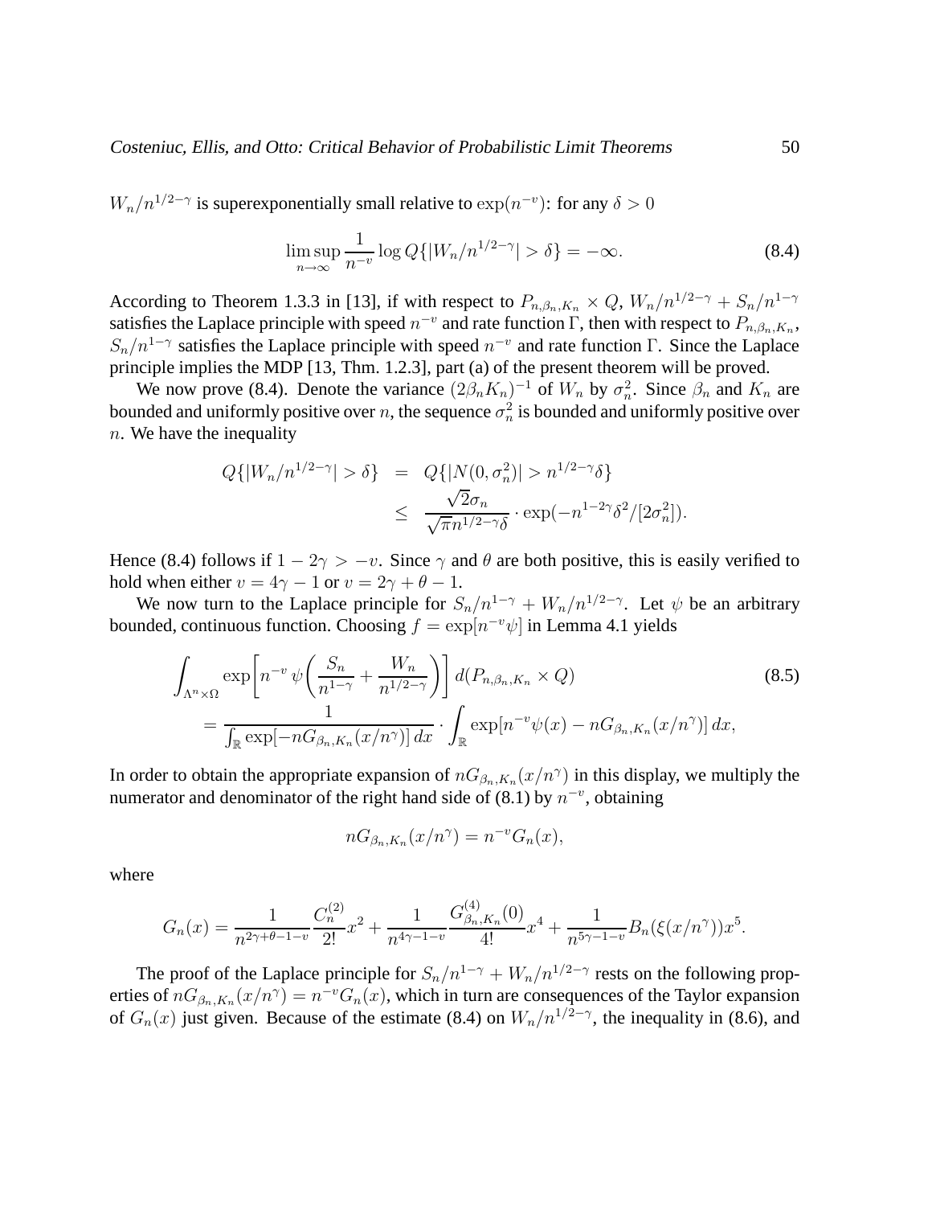$W_n/n^{1/2-\gamma}$ is superexponentially small relative to $\exp(n^{-v})$: for any $\delta > 0$

$$\limsup_{n\to\infty} \frac{1}{n^{-v}} \log Q\{|W_n/n^{1/2-\gamma}| > \delta\} = -\infty. \tag{8.4}$$

According to Theorem 1.3.3 in [13], if with respect to $P_{n,\beta_n,K_n} \times Q$, $W_n/n^{1/2-\gamma} + S_n/n^{1-\gamma}$ satisfies the Laplace principle with speed $n^{-v}$ and rate function $\Gamma$, then with respect to $P_{n,\beta_n,K_n}$, $S_n/n^{1-\gamma}$ satisfies the Laplace principle with speed $n^{-v}$ and rate function $\Gamma$. Since the Laplace principle implies the MDP [13, Thm. 1.2.3], part (a) of the present theorem will be proved.

We now prove (8.4). Denote the variance $(2\beta_n K_n)^{-1}$ of $W_n$ by $\sigma_n^2$. Since $\beta_n$ and $K_n$ are bounded and uniformly positive over $n$, the sequence $\sigma_n^2$ is bounded and uniformly positive over $n$. We have the inequality

$$\begin{aligned} Q\{|W_n/n^{1/2-\gamma}| > \delta\} &= Q\{|N(0,\sigma_n^2)| > n^{1/2-\gamma}\delta\} \\ &\leq \frac{\sqrt{2}\sigma_n}{\sqrt{\pi} n^{1/2-\gamma}\delta} \cdot \exp(-n^{1-2\gamma}\delta^2/[2\sigma_n^2]). \end{aligned}$$

Hence (8.4) follows if $1 - 2\gamma > -v$. Since $\gamma$ and $\theta$ are both positive, this is easily verified to hold when either $v = 4\gamma - 1$ or $v = 2\gamma + \theta - 1$.

We now turn to the Laplace principle for $S_n/n^{1-\gamma} + W_n/n^{1/2-\gamma}$. Let $\psi$ be an arbitrary bounded, continuous function. Choosing $f = \exp[n^{-v}\psi]$ in Lemma 4.1 yields

$$\begin{aligned} &\int_{\Lambda^n \times \Omega} \exp\left[n^{-v}\,\psi\left(\frac{S_n}{n^{1-\gamma}} + \frac{W_n}{n^{1/2-\gamma}}\right)\right] d(P_{n,\beta_n,K_n} \times Q) \\ &\quad = \frac{1}{\int_{\mathbb{R}} \exp[-nG_{\beta_n,K_n}(x/n^\gamma)]\,dx} \cdot \int_{\mathbb{R}} \exp[n^{-v}\psi(x) - nG_{\beta_n,K_n}(x/n^\gamma)]\,dx, \end{aligned} \tag{8.5}$$

In order to obtain the appropriate expansion of $nG_{\beta_n,K_n}(x/n^\gamma)$ in this display, we multiply the numerator and denominator of the right hand side of (8.1) by $n^{-v}$, obtaining

$$nG_{\beta_n,K_n}(x/n^\gamma) = n^{-v}G_n(x),$$

where

$$G_n(x) = \frac{1}{n^{2\gamma+\theta-1-v}} \frac{C_n^{(2)}}{2!} x^2 + \frac{1}{n^{4\gamma-1-v}} \frac{G^{(4)}_{\beta_n,K_n}(0)}{4!} x^4 + \frac{1}{n^{5\gamma-1-v}} B_n(\xi(x/n^\gamma)) x^5.$$

The proof of the Laplace principle for $S_n/n^{1-\gamma} + W_n/n^{1/2-\gamma}$ rests on the following properties of $nG_{\beta_n,K_n}(x/n^\gamma) = n^{-v}G_n(x)$, which in turn are consequences of the Taylor expansion of $G_n(x)$ just given. Because of the estimate (8.4) on $W_n/n^{1/2-\gamma}$, the inequality in (8.6), and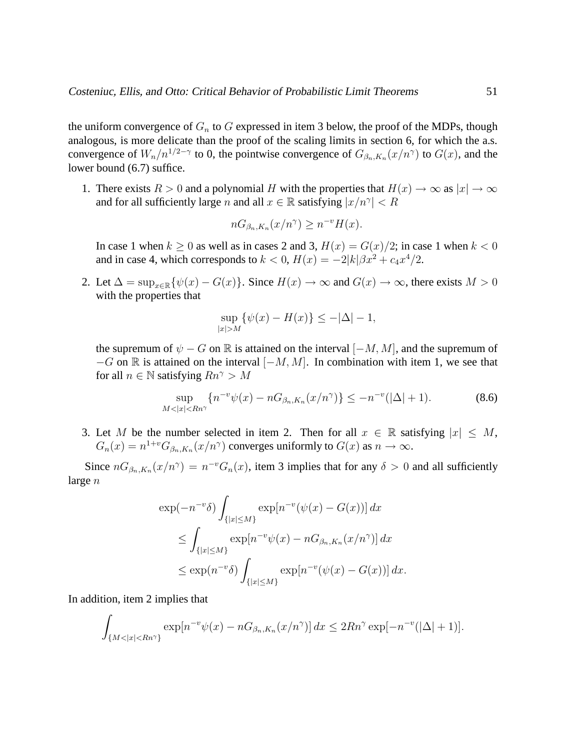the uniform convergence of $G_n$ to $G$ expressed in item 3 below, the proof of the MDPs, though analogous, is more delicate than the proof of the scaling limits in section 6, for which the a.s. convergence of $W_n/n^{1/2-\gamma}$ to 0, the pointwise convergence of $G_{\beta_n,K_n}(x/n^\gamma)$ to $G(x)$, and the lower bound (6.7) suffice.

1. There exists $R > 0$ and a polynomial $H$ with the properties that $H(x) \to \infty$ as $|x| \to \infty$ and for all sufficiently large $n$ and all $x \in \mathbb{R}$ satisfying $|x/n^\gamma| < R$

$$nG_{\beta_n,K_n}(x/n^\gamma) \geq n^{-v} H(x).$$

   In case 1 when $k \geq 0$ as well as in cases 2 and 3, $H(x) = G(x)/2$; in case 1 when $k < 0$ and in case 4, which corresponds to $k < 0$, $H(x) = -2|k|\beta x^2 + c_4 x^4/2$.

2. Let $\Delta = \sup_{x \in \mathbb{R}}\{\psi(x) - G(x)\}$. Since $H(x) \to \infty$ and $G(x) \to \infty$, there exists $M > 0$ with the properties that

$$\sup_{|x|>M} \{\psi(x) - H(x)\} \leq -|\Delta| - 1,$$

   the supremum of $\psi - G$ on $\mathbb{R}$ is attained on the interval $[-M, M]$, and the supremum of $-G$ on $\mathbb{R}$ is attained on the interval $[-M, M]$. In combination with item 1, we see that for all $n \in \mathbb{N}$ satisfying $Rn^\gamma > M$

$$\sup_{M<|x|<Rn^\gamma} \{n^{-v}\psi(x) - nG_{\beta_n,K_n}(x/n^\gamma)\} \leq -n^{-v}(|\Delta| + 1). \tag{8.6}$$

3. Let $M$ be the number selected in item 2. Then for all $x \in \mathbb{R}$ satisfying $|x| \leq M$, $G_n(x) = n^{1+v}G_{\beta_n,K_n}(x/n^\gamma)$ converges uniformly to $G(x)$ as $n \to \infty$.

Since $nG_{\beta_n,K_n}(x/n^\gamma) = n^{-v}G_n(x)$, item 3 implies that for any $\delta > 0$ and all sufficiently large $n$

$$\begin{aligned}
\exp(-n^{-v}\delta) &\int_{\{|x| \leq M\}} \exp[n^{-v}(\psi(x) - G(x))]\, dx \\
&\leq \int_{\{|x| \leq M\}} \exp[n^{-v}\psi(x) - nG_{\beta_n,K_n}(x/n^\gamma)]\, dx \\
&\leq \exp(n^{-v}\delta) \int_{\{|x| \leq M\}} \exp[n^{-v}(\psi(x) - G(x))]\, dx.
\end{aligned}$$

In addition, item 2 implies that

$$\int_{\{M<|x|<Rn^\gamma\}} \exp[n^{-v}\psi(x) - nG_{\beta_n,K_n}(x/n^\gamma)]\, dx \leq 2Rn^\gamma \exp[-n^{-v}(|\Delta| + 1)].$$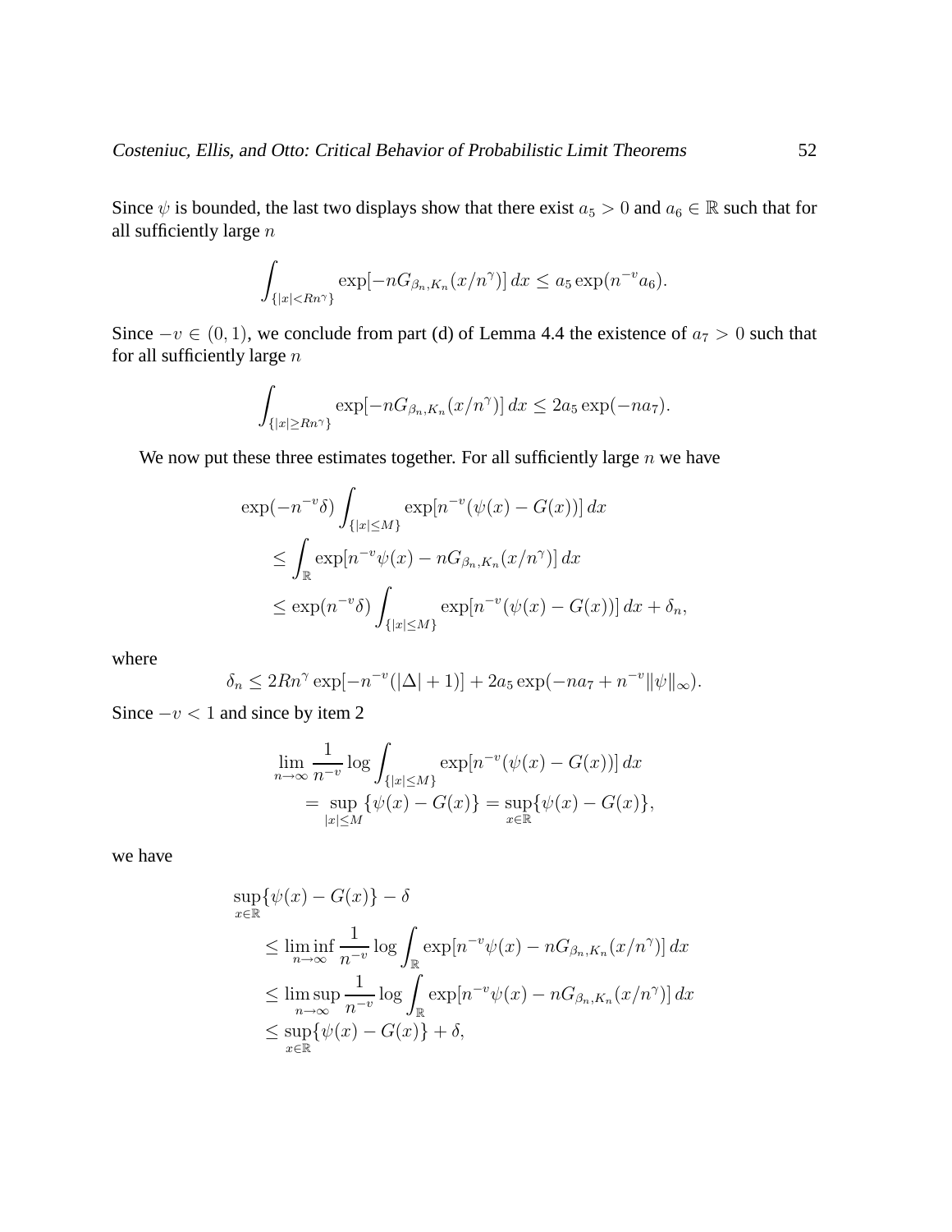Since $\psi$ is bounded, the last two displays show that there exist $a_5 > 0$ and $a_6 \in \mathbb{R}$ such that for all sufficiently large $n$

$$\int_{\{|x|<Rn^\gamma\}} \exp[-nG_{\beta_n,K_n}(x/n^\gamma)]\,dx \leq a_5 \exp(n^{-v} a_6).$$

Since $-v \in (0,1)$, we conclude from part (d) of Lemma 4.4 the existence of $a_7 > 0$ such that for all sufficiently large $n$

$$\int_{\{|x|\geq Rn^\gamma\}} \exp[-nG_{\beta_n,K_n}(x/n^\gamma)]\,dx \leq 2a_5 \exp(-na_7).$$

We now put these three estimates together. For all sufficiently large $n$ we have

$$\begin{aligned}
&\exp(-n^{-v}\delta) \int_{\{|x|\leq M\}} \exp[n^{-v}(\psi(x) - G(x))]\,dx \\
&\quad \leq \int_{\mathbb{R}} \exp[n^{-v}\psi(x) - nG_{\beta_n,K_n}(x/n^\gamma)]\,dx \\
&\quad \leq \exp(n^{-v}\delta) \int_{\{|x|\leq M\}} \exp[n^{-v}(\psi(x) - G(x))]\,dx + \delta_n,
\end{aligned}$$

where

$$\delta_n \leq 2Rn^\gamma \exp[-n^{-v}(|\Delta|+1)] + 2a_5 \exp(-na_7 + n^{-v}\|\psi\|_\infty).$$

Since $-v < 1$ and since by item 2

$$\begin{aligned}
&\lim_{n\to\infty} \frac{1}{n^{-v}} \log \int_{\{|x|\leq M\}} \exp[n^{-v}(\psi(x) - G(x))]\,dx \\
&\quad = \sup_{|x|\leq M} \{\psi(x) - G(x)\} = \sup_{x\in\mathbb{R}} \{\psi(x) - G(x)\},
\end{aligned}$$

we have

$$\begin{aligned}
&\sup_{x\in\mathbb{R}} \{\psi(x) - G(x)\} - \delta \\
&\quad \leq \liminf_{n\to\infty} \frac{1}{n^{-v}} \log \int_{\mathbb{R}} \exp[n^{-v}\psi(x) - nG_{\beta_n,K_n}(x/n^\gamma)]\,dx \\
&\quad \leq \limsup_{n\to\infty} \frac{1}{n^{-v}} \log \int_{\mathbb{R}} \exp[n^{-v}\psi(x) - nG_{\beta_n,K_n}(x/n^\gamma)]\,dx \\
&\quad \leq \sup_{x\in\mathbb{R}} \{\psi(x) - G(x)\} + \delta,
\end{aligned}$$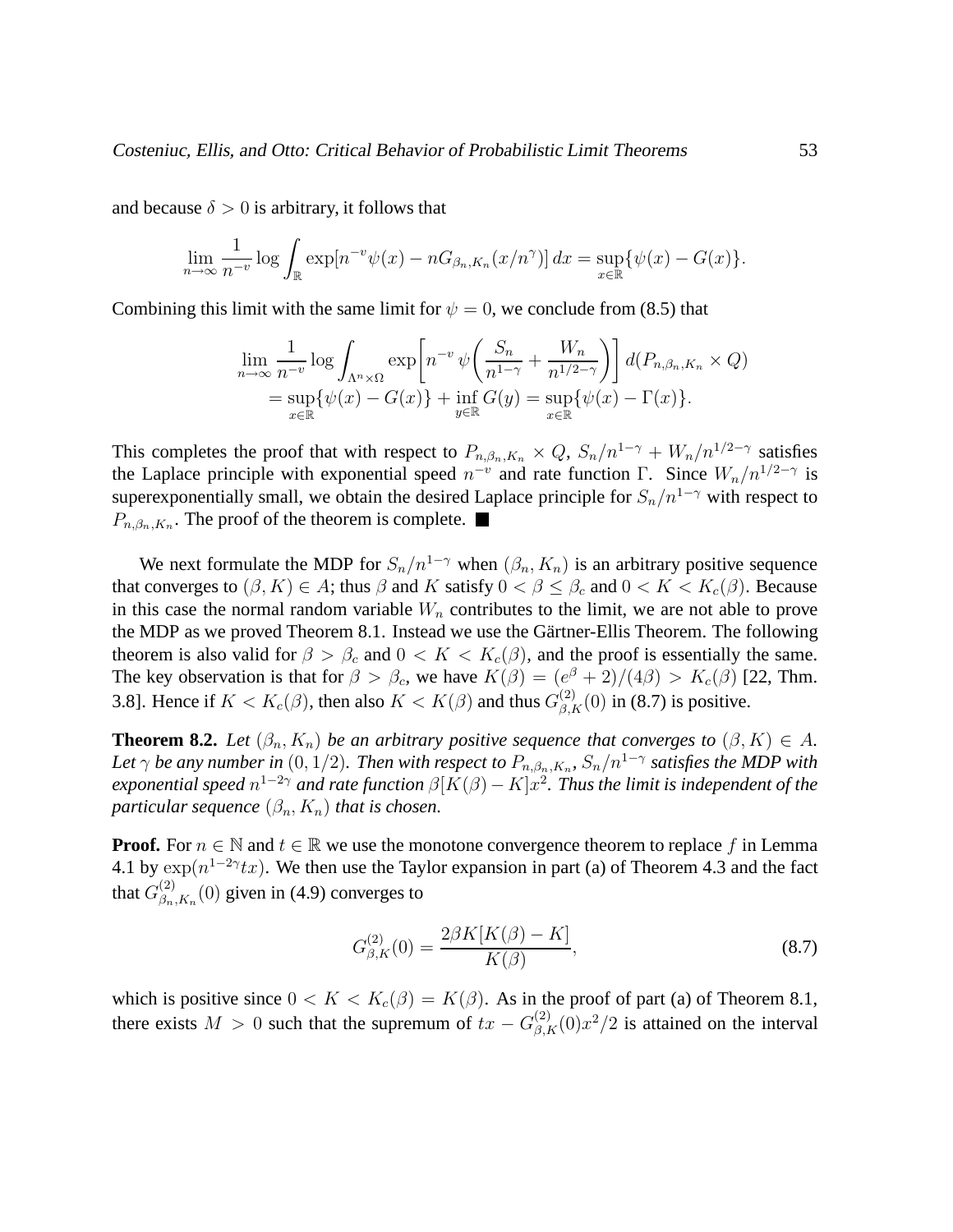and because $\delta > 0$ is arbitrary, it follows that

$$\lim_{n \to \infty} \frac{1}{n^{-v}} \log \int_{\mathbb{R}} \exp[n^{-v}\psi(x) - nG_{\beta_n,K_n}(x/n^{\gamma})]\, dx = \sup_{x \in \mathbb{R}} \{\psi(x) - G(x)\}.$$

Combining this limit with the same limit for $\psi = 0$, we conclude from (8.5) that

$$\lim_{n \to \infty} \frac{1}{n^{-v}} \log \int_{\Lambda^n \times \Omega} \exp\left[n^{-v}\, \psi\left(\frac{S_n}{n^{1-\gamma}} + \frac{W_n}{n^{1/2-\gamma}}\right)\right] d(P_{n,\beta_n,K_n} \times Q)$$
$$= \sup_{x \in \mathbb{R}} \{\psi(x) - G(x)\} + \inf_{y \in \mathbb{R}} G(y) = \sup_{x \in \mathbb{R}} \{\psi(x) - \Gamma(x)\}.$$

This completes the proof that with respect to $P_{n,\beta_n,K_n} \times Q$, $S_n/n^{1-\gamma} + W_n/n^{1/2-\gamma}$ satisfies the Laplace principle with exponential speed $n^{-v}$ and rate function $\Gamma$. Since $W_n/n^{1/2-\gamma}$ is superexponentially small, we obtain the desired Laplace principle for $S_n/n^{1-\gamma}$ with respect to $P_{n,\beta_n,K_n}$. The proof of the theorem is complete. ■

We next formulate the MDP for $S_n/n^{1-\gamma}$ when $(\beta_n, K_n)$ is an arbitrary positive sequence that converges to $(\beta, K) \in A$; thus $\beta$ and $K$ satisfy $0 < \beta \leq \beta_c$ and $0 < K < K_c(\beta)$. Because in this case the normal random variable $W_n$ contributes to the limit, we are not able to prove the MDP as we proved Theorem 8.1. Instead we use the Gärtner-Ellis Theorem. The following theorem is also valid for $\beta > \beta_c$ and $0 < K < K_c(\beta)$, and the proof is essentially the same. The key observation is that for $\beta > \beta_c$, we have $K(\beta) = (e^{\beta} + 2)/(4\beta) > K_c(\beta)$ [22, Thm. 3.8]. Hence if $K < K_c(\beta)$, then also $K < K(\beta)$ and thus $G^{(2)}_{\beta,K}(0)$ in (8.7) is positive.

**Theorem 8.2.** *Let $(\beta_n, K_n)$ be an arbitrary positive sequence that converges to $(\beta, K) \in A$. Let $\gamma$ be any number in $(0, 1/2)$. Then with respect to $P_{n,\beta_n,K_n}$, $S_n/n^{1-\gamma}$ satisfies the MDP with exponential speed $n^{1-2\gamma}$ and rate function $\beta[K(\beta) - K]x^2$. Thus the limit is independent of the particular sequence $(\beta_n, K_n)$ that is chosen.*

**Proof.** For $n \in \mathbb{N}$ and $t \in \mathbb{R}$ we use the monotone convergence theorem to replace $f$ in Lemma 4.1 by $\exp(n^{1-2\gamma}tx)$. We then use the Taylor expansion in part (a) of Theorem 4.3 and the fact that $G^{(2)}_{\beta_n,K_n}(0)$ given in (4.9) converges to

$$G^{(2)}_{\beta,K}(0) = \frac{2\beta K[K(\beta) - K]}{K(\beta)}, \tag{8.7}$$

which is positive since $0 < K < K_c(\beta) = K(\beta)$. As in the proof of part (a) of Theorem 8.1, there exists $M > 0$ such that the supremum of $tx - G^{(2)}_{\beta,K}(0)x^2/2$ is attained on the interval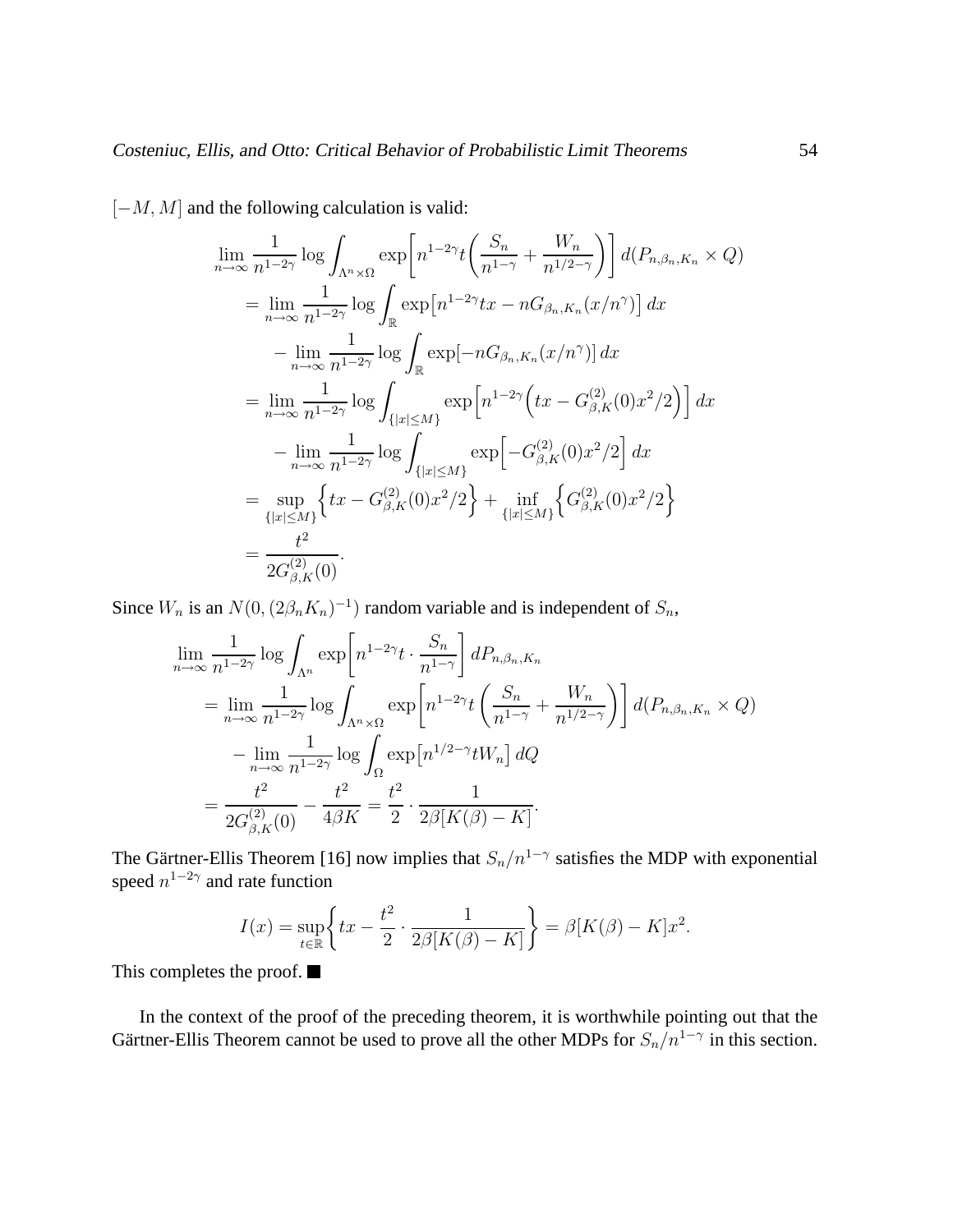$[-M, M]$ and the following calculation is valid:

$$
\begin{aligned}
&\lim_{n\to\infty} \frac{1}{n^{1-2\gamma}} \log \int_{\Lambda^n \times \Omega} \exp\left[n^{1-2\gamma} t \left(\frac{S_n}{n^{1-\gamma}} + \frac{W_n}{n^{1/2-\gamma}}\right)\right] d(P_{n,\beta_n,K_n} \times Q) \\
&= \lim_{n\to\infty} \frac{1}{n^{1-2\gamma}} \log \int_{\mathbb{R}} \exp\left[n^{1-2\gamma} t x - n G_{\beta_n,K_n}(x/n^{\gamma})\right] dx \\
&\quad - \lim_{n\to\infty} \frac{1}{n^{1-2\gamma}} \log \int_{\mathbb{R}} \exp[-n G_{\beta_n,K_n}(x/n^{\gamma})]\, dx \\
&= \lim_{n\to\infty} \frac{1}{n^{1-2\gamma}} \log \int_{\{|x|\leq M\}} \exp\left[n^{1-2\gamma}\left(tx - G^{(2)}_{\beta,K}(0) x^2/2\right)\right] dx \\
&\quad - \lim_{n\to\infty} \frac{1}{n^{1-2\gamma}} \log \int_{\{|x|\leq M\}} \exp\left[-G^{(2)}_{\beta,K}(0) x^2/2\right] dx \\
&= \sup_{\{|x|\leq M\}} \left\{tx - G^{(2)}_{\beta,K}(0)x^2/2\right\} + \inf_{\{|x|\leq M\}} \left\{G^{(2)}_{\beta,K}(0)x^2/2\right\} \\
&= \frac{t^2}{2G^{(2)}_{\beta,K}(0)}.
\end{aligned}
$$

Since $W_n$ is an $N(0, (2\beta_n K_n)^{-1})$ random variable and is independent of $S_n$,

$$
\begin{aligned}
&\lim_{n\to\infty} \frac{1}{n^{1-2\gamma}} \log \int_{\Lambda^n} \exp\left[n^{1-2\gamma} t \cdot \frac{S_n}{n^{1-\gamma}}\right] dP_{n,\beta_n,K_n} \\
&= \lim_{n\to\infty} \frac{1}{n^{1-2\gamma}} \log \int_{\Lambda^n \times \Omega} \exp\left[n^{1-2\gamma} t \left(\frac{S_n}{n^{1-\gamma}} + \frac{W_n}{n^{1/2-\gamma}}\right)\right] d(P_{n,\beta_n,K_n} \times Q) \\
&\quad - \lim_{n\to\infty} \frac{1}{n^{1-2\gamma}} \log \int_{\Omega} \exp\left[n^{1/2-\gamma} t W_n\right] dQ \\
&= \frac{t^2}{2G^{(2)}_{\beta,K}(0)} - \frac{t^2}{4\beta K} = \frac{t^2}{2} \cdot \frac{1}{2\beta[K(\beta) - K]}.
\end{aligned}
$$

The Gärtner-Ellis Theorem [16] now implies that $S_n/n^{1-\gamma}$ satisfies the MDP with exponential speed $n^{1-2\gamma}$ and rate function

$$
I(x) = \sup_{t\in\mathbb{R}} \left\{tx - \frac{t^2}{2} \cdot \frac{1}{2\beta[K(\beta) - K]}\right\} = \beta[K(\beta) - K]x^2.
$$

This completes the proof. ■

In the context of the proof of the preceding theorem, it is worthwhile pointing out that the Gärtner-Ellis Theorem cannot be used to prove all the other MDPs for $S_n/n^{1-\gamma}$ in this section.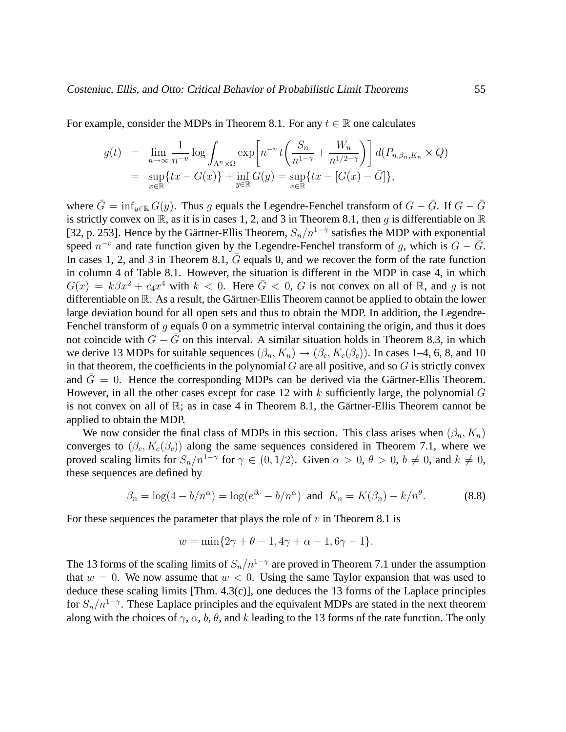For example, consider the MDPs in Theorem 8.1. For any $t \in \mathbb{R}$ one calculates

$$
\begin{aligned}
g(t) &= \lim_{n\to\infty} \frac{1}{n^{-v}} \log \int_{\Lambda^n \times \Omega} \exp\!\left[ n^{-v}\, t \left( \frac{S_n}{n^{1-\gamma}} + \frac{W_n}{n^{1/2-\gamma}} \right) \right] d(P_{n,\beta_n,K_n} \times Q) \\
&= \sup_{x\in\mathbb{R}} \{tx - G(x)\} + \inf_{y\in\mathbb{R}} G(y) = \sup_{x\in\mathbb{R}} \{tx - [G(x) - \bar{G}]\},
\end{aligned}
$$

where $\bar{G} = \inf_{y\in\mathbb{R}} G(y)$. Thus $g$ equals the Legendre-Fenchel transform of $G - \bar{G}$. If $G - \bar{G}$ is strictly convex on $\mathbb{R}$, as it is in cases 1, 2, and 3 in Theorem 8.1, then $g$ is differentiable on $\mathbb{R}$ [32, p. 253]. Hence by the Gärtner-Ellis Theorem, $S_n/n^{1-\gamma}$ satisfies the MDP with exponential speed $n^{-v}$ and rate function given by the Legendre-Fenchel transform of $g$, which is $G - \bar{G}$. In cases 1, 2, and 3 in Theorem 8.1, $\bar{G}$ equals 0, and we recover the form of the rate function in column 4 of Table 8.1. However, the situation is different in the MDP in case 4, in which $G(x) = k\beta x^2 + c_4 x^4$ with $k < 0$. Here $\bar{G} < 0$, $G$ is not convex on all of $\mathbb{R}$, and $g$ is not differentiable on $\mathbb{R}$. As a result, the Gärtner-Ellis Theorem cannot be applied to obtain the lower large deviation bound for all open sets and thus to obtain the MDP. In addition, the Legendre-Fenchel transform of $g$ equals 0 on a symmetric interval containing the origin, and thus it does not coincide with $G - \bar{G}$ on this interval. A similar situation holds in Theorem 8.3, in which we derive 13 MDPs for suitable sequences $(\beta_n, K_n) \to (\beta_c, K_c(\beta_c))$. In cases 1–4, 6, 8, and 10 in that theorem, the coefficients in the polynomial $G$ are all positive, and so $G$ is strictly convex and $\bar{G} = 0$. Hence the corresponding MDPs can be derived via the Gärtner-Ellis Theorem. However, in all the other cases except for case 12 with $k$ sufficiently large, the polynomial $G$ is not convex on all of $\mathbb{R}$; as in case 4 in Theorem 8.1, the Gärtner-Ellis Theorem cannot be applied to obtain the MDP.

We now consider the final class of MDPs in this section. This class arises when $(\beta_n, K_n)$ converges to $(\beta_c, K_c(\beta_c))$ along the same sequences considered in Theorem 7.1, where we proved scaling limits for $S_n/n^{1-\gamma}$ for $\gamma \in (0, 1/2)$. Given $\alpha > 0$, $\theta > 0$, $b \neq 0$, and $k \neq 0$, these sequences are defined by

$$
\beta_n = \log(4 - b/n^\alpha) = \log(e^{\beta_c} - b/n^\alpha) \;\text{ and }\; K_n = K(\beta_n) - k/n^\theta. \tag{8.8}
$$

For these sequences the parameter that plays the role of $v$ in Theorem 8.1 is

$$
w = \min\{2\gamma + \theta - 1, 4\gamma + \alpha - 1, 6\gamma - 1\}.
$$

The 13 forms of the scaling limits of $S_n/n^{1-\gamma}$ are proved in Theorem 7.1 under the assumption that $w = 0$. We now assume that $w < 0$. Using the same Taylor expansion that was used to deduce these scaling limits [Thm. 4.3(c)], one deduces the 13 forms of the Laplace principles for $S_n/n^{1-\gamma}$. These Laplace principles and the equivalent MDPs are stated in the next theorem along with the choices of $\gamma$, $\alpha$, $b$, $\theta$, and $k$ leading to the 13 forms of the rate function. The only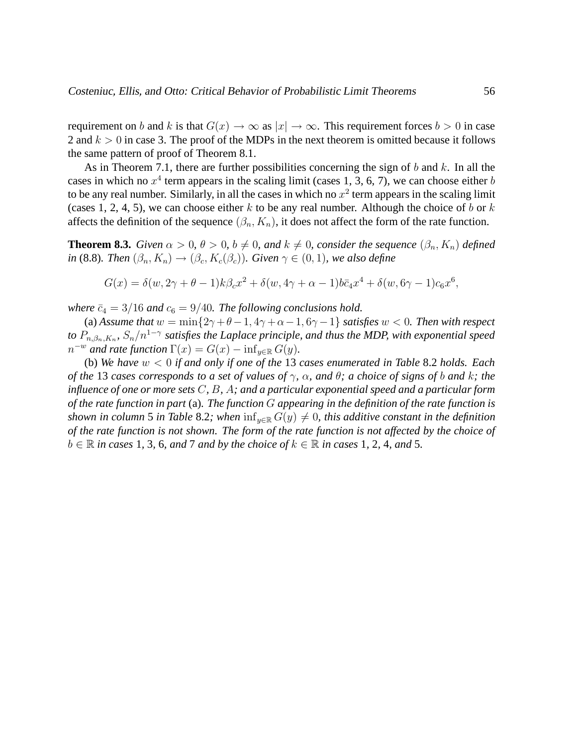requirement on $b$ and $k$ is that $G(x) \to \infty$ as $|x| \to \infty$. This requirement forces $b > 0$ in case 2 and $k > 0$ in case 3. The proof of the MDPs in the next theorem is omitted because it follows the same pattern of proof of Theorem 8.1.

As in Theorem 7.1, there are further possibilities concerning the sign of $b$ and $k$. In all the cases in which no $x^4$ term appears in the scaling limit (cases 1, 3, 6, 7), we can choose either $b$ to be any real number. Similarly, in all the cases in which no $x^2$ term appears in the scaling limit (cases 1, 2, 4, 5), we can choose either $k$ to be any real number. Although the choice of $b$ or $k$ affects the definition of the sequence $(\beta_n, K_n)$, it does not affect the form of the rate function.

**Theorem 8.3.** *Given $\alpha > 0$, $\theta > 0$, $b \neq 0$, and $k \neq 0$, consider the sequence $(\beta_n, K_n)$ defined in* (8.8)*. Then $(\beta_n, K_n) \to (\beta_c, K_c(\beta_c))$. Given $\gamma \in (0, 1)$, we also define*

$$G(x) = \delta(w, 2\gamma + \theta - 1)k\beta_c x^2 + \delta(w, 4\gamma + \alpha - 1)b\bar{c}_4 x^4 + \delta(w, 6\gamma - 1)c_6 x^6,$$

*where $\bar{c}_4 = 3/16$ and $c_6 = 9/40$. The following conclusions hold.*

(a) *Assume that $w = \min\{2\gamma + \theta - 1, 4\gamma + \alpha - 1, 6\gamma - 1\}$ satisfies $w < 0$. Then with respect to $P_{n,\beta_n,K_n}$, $S_n/n^{1-\gamma}$ satisfies the Laplace principle, and thus the MDP, with exponential speed $n^{-w}$ and rate function $\Gamma(x) = G(x) - \inf_{y \in \mathbb{R}} G(y)$.*

(b) *We have $w < 0$ if and only if one of the* 13 *cases enumerated in Table* 8.2 *holds. Each of the* 13 *cases corresponds to a set of values of $\gamma$, $\alpha$, and $\theta$; a choice of signs of $b$ and $k$; the influence of one or more sets $C$, $B$, $A$; and a particular exponential speed and a particular form of the rate function in part* (a)*. The function $G$ appearing in the definition of the rate function is shown in column* 5 *in Table* 8.2*; when $\inf_{y \in \mathbb{R}} G(y) \neq 0$, this additive constant in the definition of the rate function is not shown. The form of the rate function is not affected by the choice of $b \in \mathbb{R}$ in cases* 1, 3, 6, *and* 7 *and by the choice of $k \in \mathbb{R}$ in cases* 1, 2, 4, *and* 5.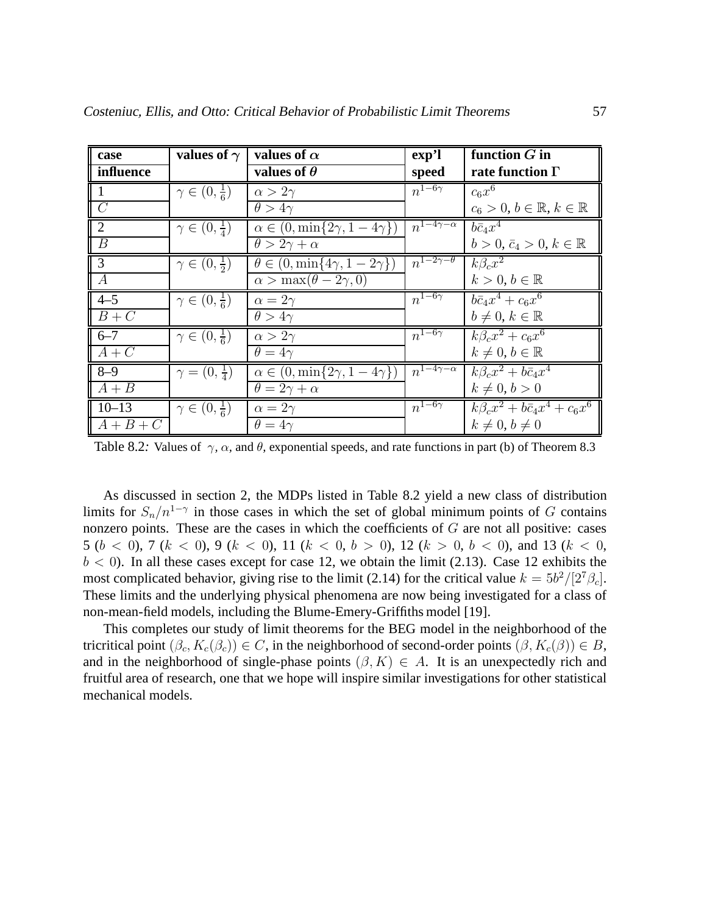| case | values of $\gamma$ | values of $\alpha$ | exp'l | function $G$ in |
|---|---|---|---|---|
| influence | | values of $\theta$ | speed | rate function $\Gamma$ |
| 1 | $\gamma \in (0, \frac{1}{6})$ | $\alpha > 2\gamma$ | $n^{1-6\gamma}$ | $c_6 x^6$ |
| $C$ | | $\theta > 4\gamma$ | | $c_6 > 0,\, b \in \mathbb{R},\, k \in \mathbb{R}$ |
| 2 | $\gamma \in (0, \frac{1}{4})$ | $\alpha \in (0, \min\{2\gamma, 1-4\gamma\})$ | $n^{1-4\gamma-\alpha}$ | $b\bar{c}_4 x^4$ |
| $B$ | | $\theta > 2\gamma + \alpha$ | | $b > 0,\, \bar{c}_4 > 0,\, k \in \mathbb{R}$ |
| 3 | $\gamma \in (0, \frac{1}{2})$ | $\theta \in (0, \min\{4\gamma, 1-2\gamma\})$ | $n^{1-2\gamma-\theta}$ | $k\beta_c x^2$ |
| $A$ | | $\alpha > \max(\theta - 2\gamma, 0)$ | | $k > 0,\, b \in \mathbb{R}$ |
| 4–5 | $\gamma \in (0, \frac{1}{6})$ | $\alpha = 2\gamma$ | $n^{1-6\gamma}$ | $b\bar{c}_4 x^4 + c_6 x^6$ |
| $B + C$ | | $\theta > 4\gamma$ | | $b \neq 0,\, k \in \mathbb{R}$ |
| 6–7 | $\gamma \in (0, \frac{1}{6})$ | $\alpha > 2\gamma$ | $n^{1-6\gamma}$ | $k\beta_c x^2 + c_6 x^6$ |
| $A + C$ | | $\theta = 4\gamma$ | | $k \neq 0,\, b \in \mathbb{R}$ |
| 8–9 | $\gamma = (0, \frac{1}{4})$ | $\alpha \in (0, \min\{2\gamma, 1-4\gamma\})$ | $n^{1-4\gamma-\alpha}$ | $k\beta_c x^2 + b\bar{c}_4 x^4$ |
| $A + B$ | | $\theta = 2\gamma + \alpha$ | | $k \neq 0,\, b > 0$ |
| 10–13 | $\gamma \in (0, \frac{1}{6})$ | $\alpha = 2\gamma$ | $n^{1-6\gamma}$ | $k\beta_c x^2 + b\bar{c}_4 x^4 + c_6 x^6$ |
| $A + B + C$ | | $\theta = 4\gamma$ | | $k \neq 0,\, b \neq 0$ |

Table 8.2: Values of $\gamma$, $\alpha$, and $\theta$, exponential speeds, and rate functions in part (b) of Theorem 8.3

As discussed in section 2, the MDPs listed in Table 8.2 yield a new class of distribution limits for $S_n/n^{1-\gamma}$ in those cases in which the set of global minimum points of $G$ contains nonzero points. These are the cases in which the coefficients of $G$ are not all positive: cases 5 ($b < 0$), 7 ($k < 0$), 9 ($k < 0$), 11 ($k < 0$, $b > 0$), 12 ($k > 0$, $b < 0$), and 13 ($k < 0$, $b < 0$). In all these cases except for case 12, we obtain the limit (2.13). Case 12 exhibits the most complicated behavior, giving rise to the limit (2.14) for the critical value $k = 5b^2/[2^7\beta_c]$. These limits and the underlying physical phenomena are now being investigated for a class of non-mean-field models, including the Blume-Emery-Griffiths model [19].

This completes our study of limit theorems for the BEG model in the neighborhood of the tricritical point $(\beta_c, K_c(\beta_c)) \in C$, in the neighborhood of second-order points $(\beta, K_c(\beta)) \in B$, and in the neighborhood of single-phase points $(\beta, K) \in A$. It is an unexpectedly rich and fruitful area of research, one that we hope will inspire similar investigations for other statistical mechanical models.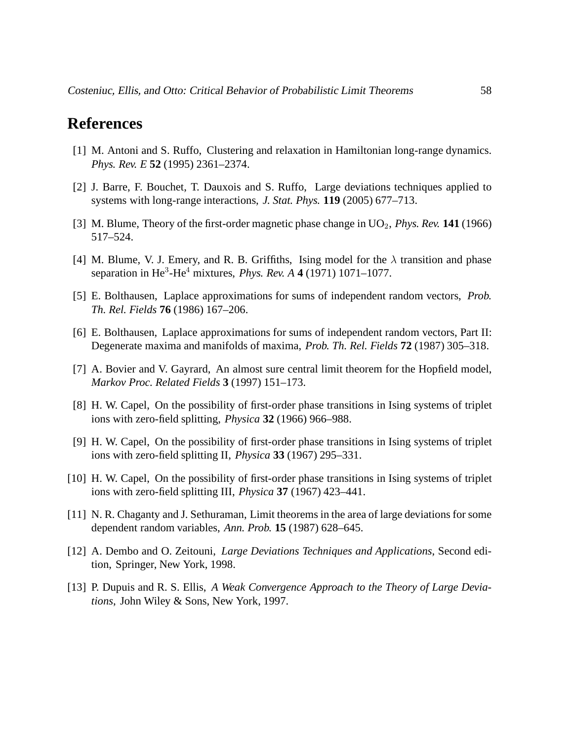## References

[1] M. Antoni and S. Ruffo, Clustering and relaxation in Hamiltonian long-range dynamics. *Phys. Rev. E* **52** (1995) 2361–2374.

[2] J. Barre, F. Bouchet, T. Dauxois and S. Ruffo, Large deviations techniques applied to systems with long-range interactions, *J. Stat. Phys.* **119** (2005) 677–713.

[3] M. Blume, Theory of the first-order magnetic phase change in $UO_2$, *Phys. Rev.* **141** (1966) 517–524.

[4] M. Blume, V. J. Emery, and R. B. Griffiths, Ising model for the $\lambda$ transition and phase separation in $He^3$-$He^4$ mixtures, *Phys. Rev. A* **4** (1971) 1071–1077.

[5] E. Bolthausen, Laplace approximations for sums of independent random vectors, *Prob. Th. Rel. Fields* **76** (1986) 167–206.

[6] E. Bolthausen, Laplace approximations for sums of independent random vectors, Part II: Degenerate maxima and manifolds of maxima, *Prob. Th. Rel. Fields* **72** (1987) 305–318.

[7] A. Bovier and V. Gayrard, An almost sure central limit theorem for the Hopfield model, *Markov Proc. Related Fields* **3** (1997) 151–173.

[8] H. W. Capel, On the possibility of first-order phase transitions in Ising systems of triplet ions with zero-field splitting, *Physica* **32** (1966) 966–988.

[9] H. W. Capel, On the possibility of first-order phase transitions in Ising systems of triplet ions with zero-field splitting II, *Physica* **33** (1967) 295–331.

[10] H. W. Capel, On the possibility of first-order phase transitions in Ising systems of triplet ions with zero-field splitting III, *Physica* **37** (1967) 423–441.

[11] N. R. Chaganty and J. Sethuraman, Limit theorems in the area of large deviations for some dependent random variables, *Ann. Prob.* **15** (1987) 628–645.

[12] A. Dembo and O. Zeitouni, *Large Deviations Techniques and Applications*, Second edition, Springer, New York, 1998.

[13] P. Dupuis and R. S. Ellis, *A Weak Convergence Approach to the Theory of Large Deviations*, John Wiley & Sons, New York, 1997.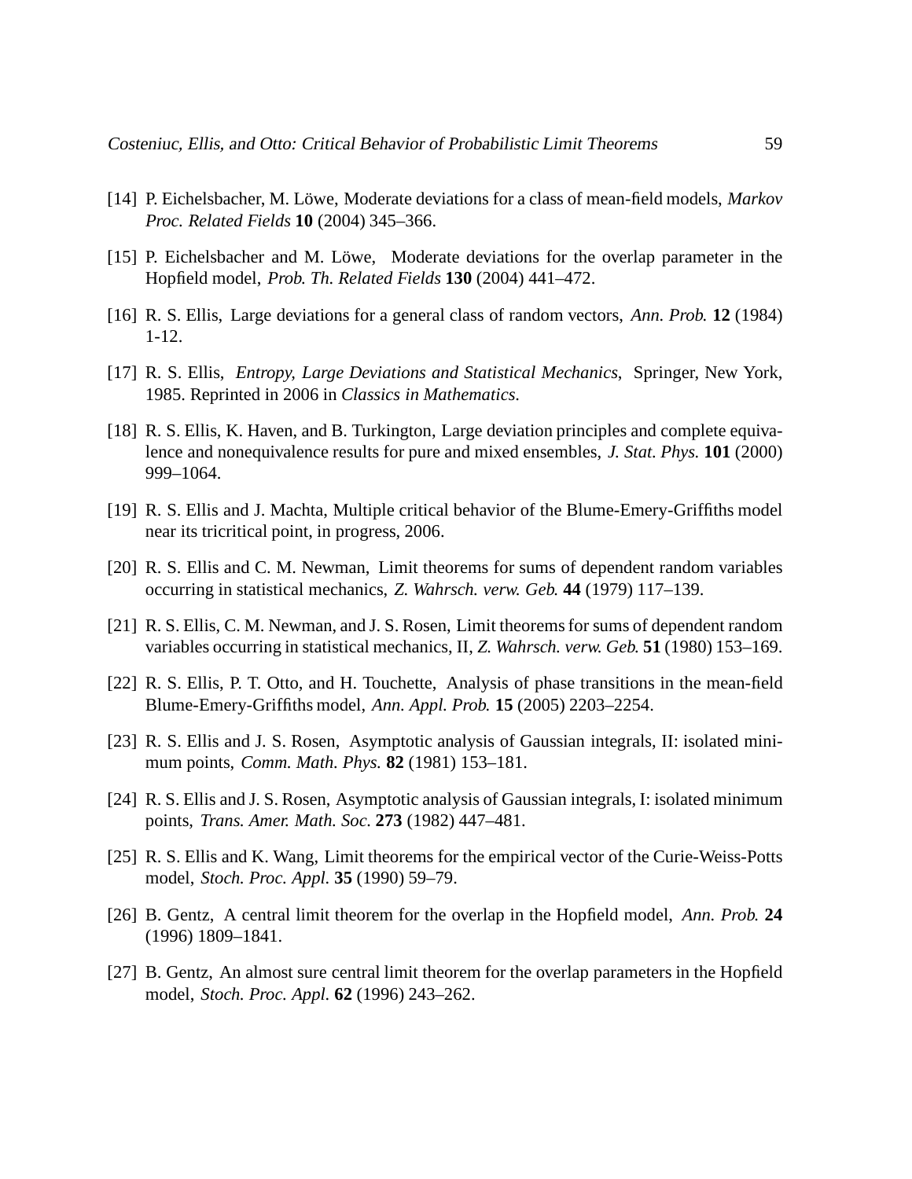[14] P. Eichelsbacher, M. Löwe, Moderate deviations for a class of mean-field models, *Markov Proc. Related Fields* **10** (2004) 345–366.

[15] P. Eichelsbacher and M. Löwe, Moderate deviations for the overlap parameter in the Hopfield model, *Prob. Th. Related Fields* **130** (2004) 441–472.

[16] R. S. Ellis, Large deviations for a general class of random vectors, *Ann. Prob.* **12** (1984) 1-12.

[17] R. S. Ellis, *Entropy, Large Deviations and Statistical Mechanics*, Springer, New York, 1985. Reprinted in 2006 in *Classics in Mathematics*.

[18] R. S. Ellis, K. Haven, and B. Turkington, Large deviation principles and complete equivalence and nonequivalence results for pure and mixed ensembles, *J. Stat. Phys.* **101** (2000) 999–1064.

[19] R. S. Ellis and J. Machta, Multiple critical behavior of the Blume-Emery-Griffiths model near its tricritical point, in progress, 2006.

[20] R. S. Ellis and C. M. Newman, Limit theorems for sums of dependent random variables occurring in statistical mechanics, *Z. Wahrsch. verw. Geb.* **44** (1979) 117–139.

[21] R. S. Ellis, C. M. Newman, and J. S. Rosen, Limit theorems for sums of dependent random variables occurring in statistical mechanics, II, *Z. Wahrsch. verw. Geb.* **51** (1980) 153–169.

[22] R. S. Ellis, P. T. Otto, and H. Touchette, Analysis of phase transitions in the mean-field Blume-Emery-Griffiths model, *Ann. Appl. Prob.* **15** (2005) 2203–2254.

[23] R. S. Ellis and J. S. Rosen, Asymptotic analysis of Gaussian integrals, II: isolated minimum points, *Comm. Math. Phys.* **82** (1981) 153–181.

[24] R. S. Ellis and J. S. Rosen, Asymptotic analysis of Gaussian integrals, I: isolated minimum points, *Trans. Amer. Math. Soc.* **273** (1982) 447–481.

[25] R. S. Ellis and K. Wang, Limit theorems for the empirical vector of the Curie-Weiss-Potts model, *Stoch. Proc. Appl.* **35** (1990) 59–79.

[26] B. Gentz, A central limit theorem for the overlap in the Hopfield model, *Ann. Prob.* **24** (1996) 1809–1841.

[27] B. Gentz, An almost sure central limit theorem for the overlap parameters in the Hopfield model, *Stoch. Proc. Appl.* **62** (1996) 243–262.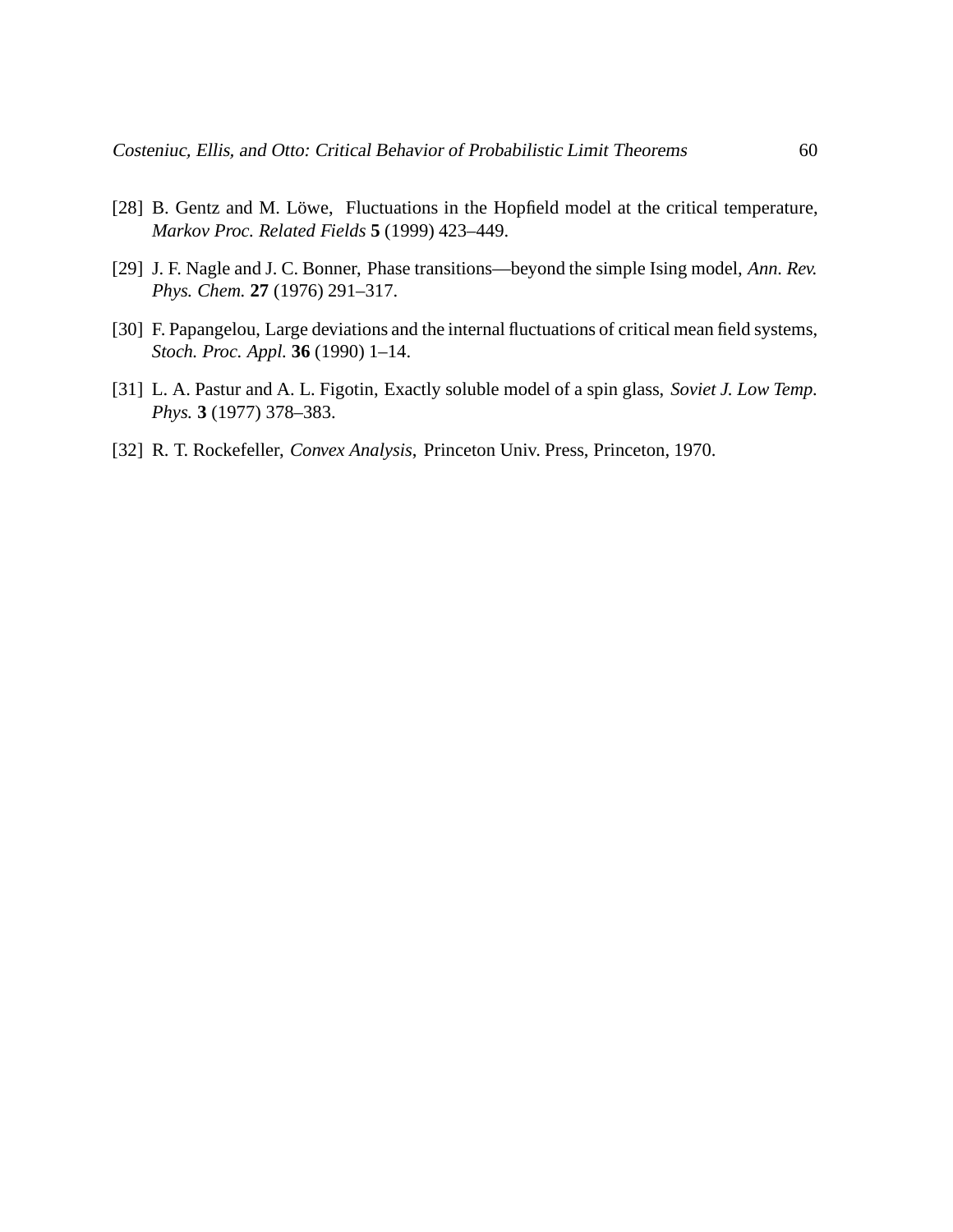[28] B. Gentz and M. Löwe, Fluctuations in the Hopfield model at the critical temperature, *Markov Proc. Related Fields* **5** (1999) 423–449.

[29] J. F. Nagle and J. C. Bonner, Phase transitions—beyond the simple Ising model, *Ann. Rev. Phys. Chem.* **27** (1976) 291–317.

[30] F. Papangelou, Large deviations and the internal fluctuations of critical mean field systems, *Stoch. Proc. Appl.* **36** (1990) 1–14.

[31] L. A. Pastur and A. L. Figotin, Exactly soluble model of a spin glass, *Soviet J. Low Temp. Phys.* **3** (1977) 378–383.

[32] R. T. Rockefeller, *Convex Analysis*, Princeton Univ. Press, Princeton, 1970.